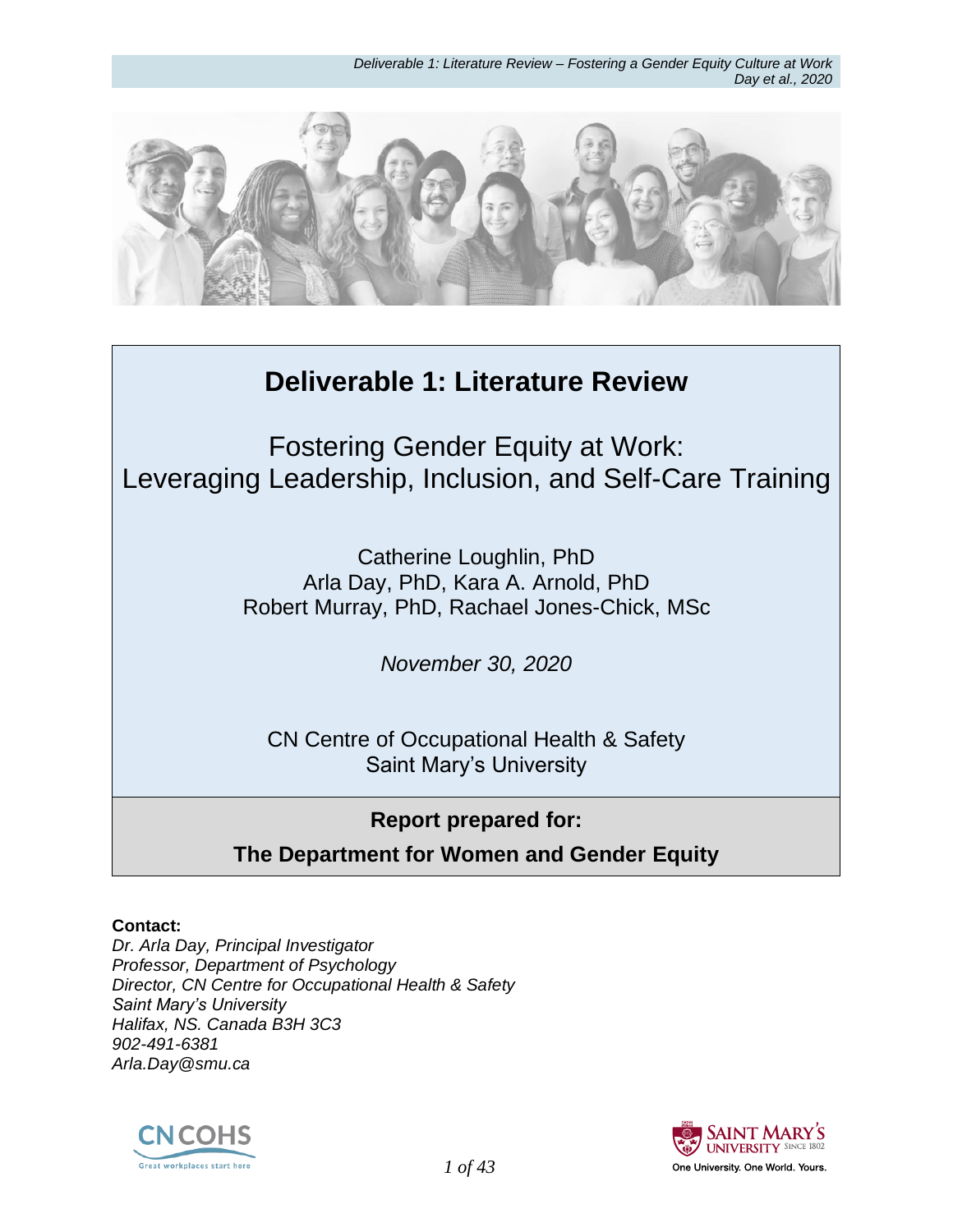# Deliverable 1: Literature Review

## Fostering Gender Equity at Work: Leveraging Leadership, Inclusion, and Self-Care Training

Catherine Loughlin, PhD
Arla Day, PhD, Kara A. Arnold, PhD
Robert Murray, PhD, Rachael Jones-Chick, MSc

*November 30, 2020*

CN Centre of Occupational Health & Safety
Saint Mary's University

**Report prepared for:**

**The Department for Women and Gender Equity**

**Contact:**
*Dr. Arla Day, Principal Investigator*
*Professor, Department of Psychology*
*Director, CN Centre for Occupational Health & Safety*
*Saint Mary's University*
*Halifax, NS. Canada B3H 3C3*
*902-491-6381*
*Arla.Day@smu.ca*

CN COHS
Great workplaces start here

Saint Mary's University Since 1802
One University. One World. Yours.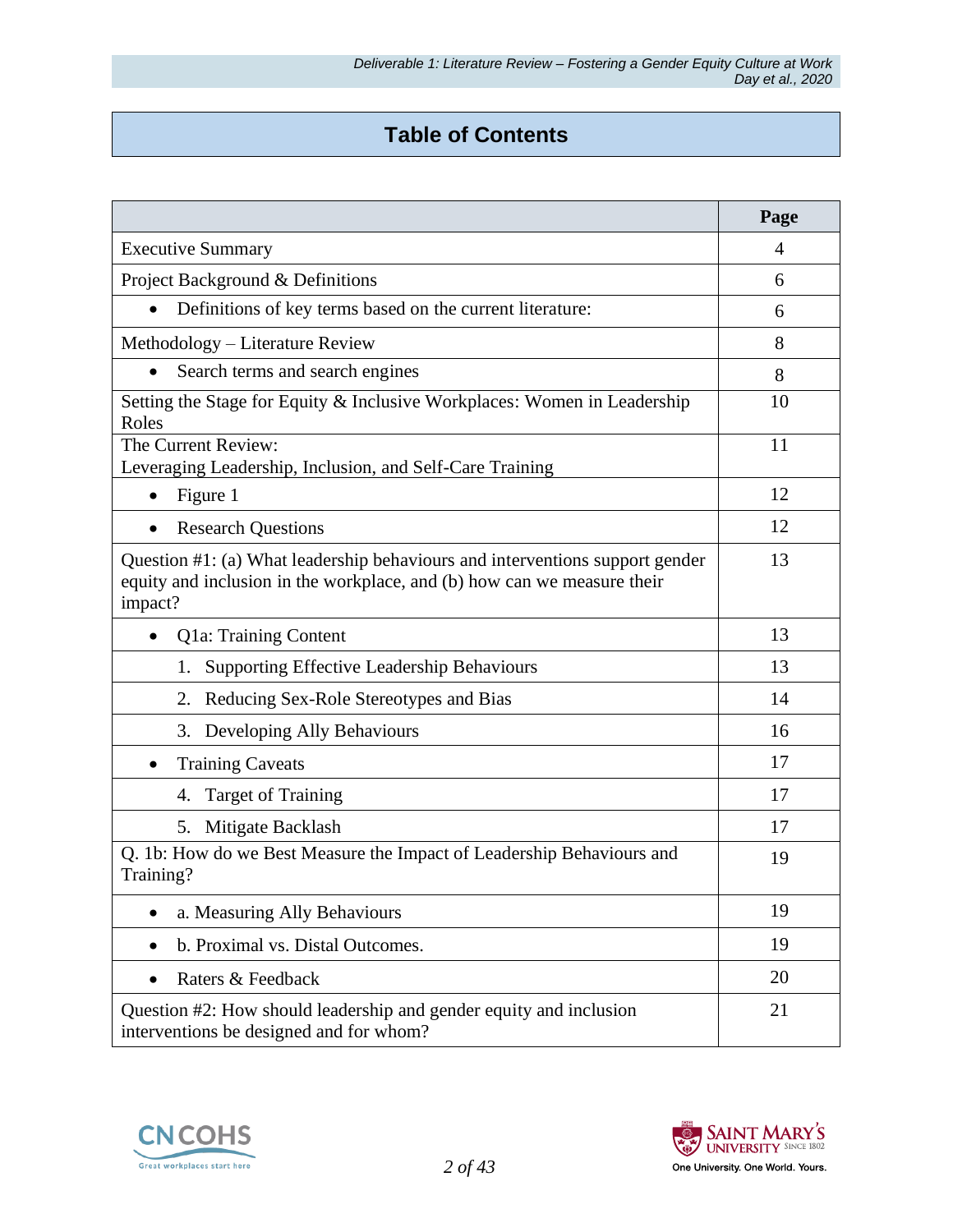# Table of Contents

| | Page |
|---|---|
| Executive Summary | 4 |
| Project Background & Definitions | 6 |
| • Definitions of key terms based on the current literature: | 6 |
| Methodology – Literature Review | 8 |
| • Search terms and search engines | 8 |
| Setting the Stage for Equity & Inclusive Workplaces: Women in Leadership Roles | 10 |
| The Current Review: Leveraging Leadership, Inclusion, and Self-Care Training | 11 |
| • Figure 1 | 12 |
| • Research Questions | 12 |
| Question #1: (a) What leadership behaviours and interventions support gender equity and inclusion in the workplace, and (b) how can we measure their impact? | 13 |
| • Q1a: Training Content | 13 |
| 1. Supporting Effective Leadership Behaviours | 13 |
| 2. Reducing Sex-Role Stereotypes and Bias | 14 |
| 3. Developing Ally Behaviours | 16 |
| • Training Caveats | 17 |
| 4. Target of Training | 17 |
| 5. Mitigate Backlash | 17 |
| Q. 1b: How do we Best Measure the Impact of Leadership Behaviours and Training? | 19 |
| • a. Measuring Ally Behaviours | 19 |
| • b. Proximal vs. Distal Outcomes. | 19 |
| • Raters & Feedback | 20 |
| Question #2: How should leadership and gender equity and inclusion interventions be designed and for whom? | 21 |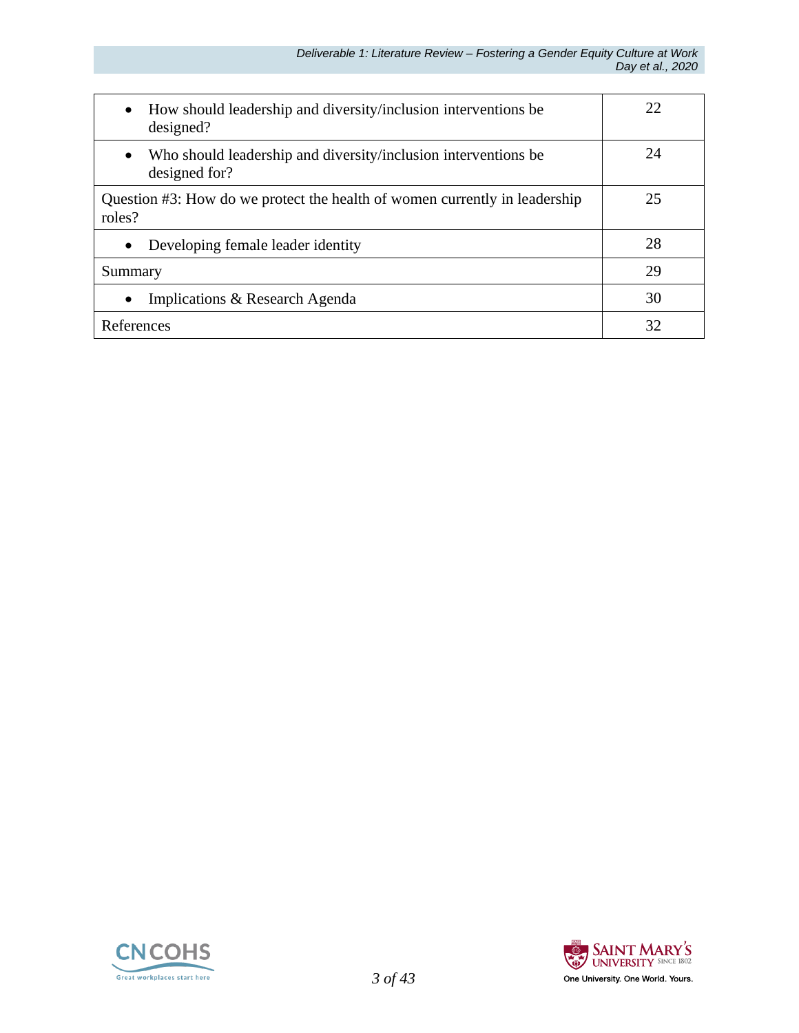| | |
|---|---|
| • How should leadership and diversity/inclusion interventions be designed? | 22 |
| • Who should leadership and diversity/inclusion interventions be designed for? | 24 |
| Question #3: How do we protect the health of women currently in leadership roles? | 25 |
| • Developing female leader identity | 28 |
| Summary | 29 |
| • Implications & Research Agenda | 30 |
| References | 32 |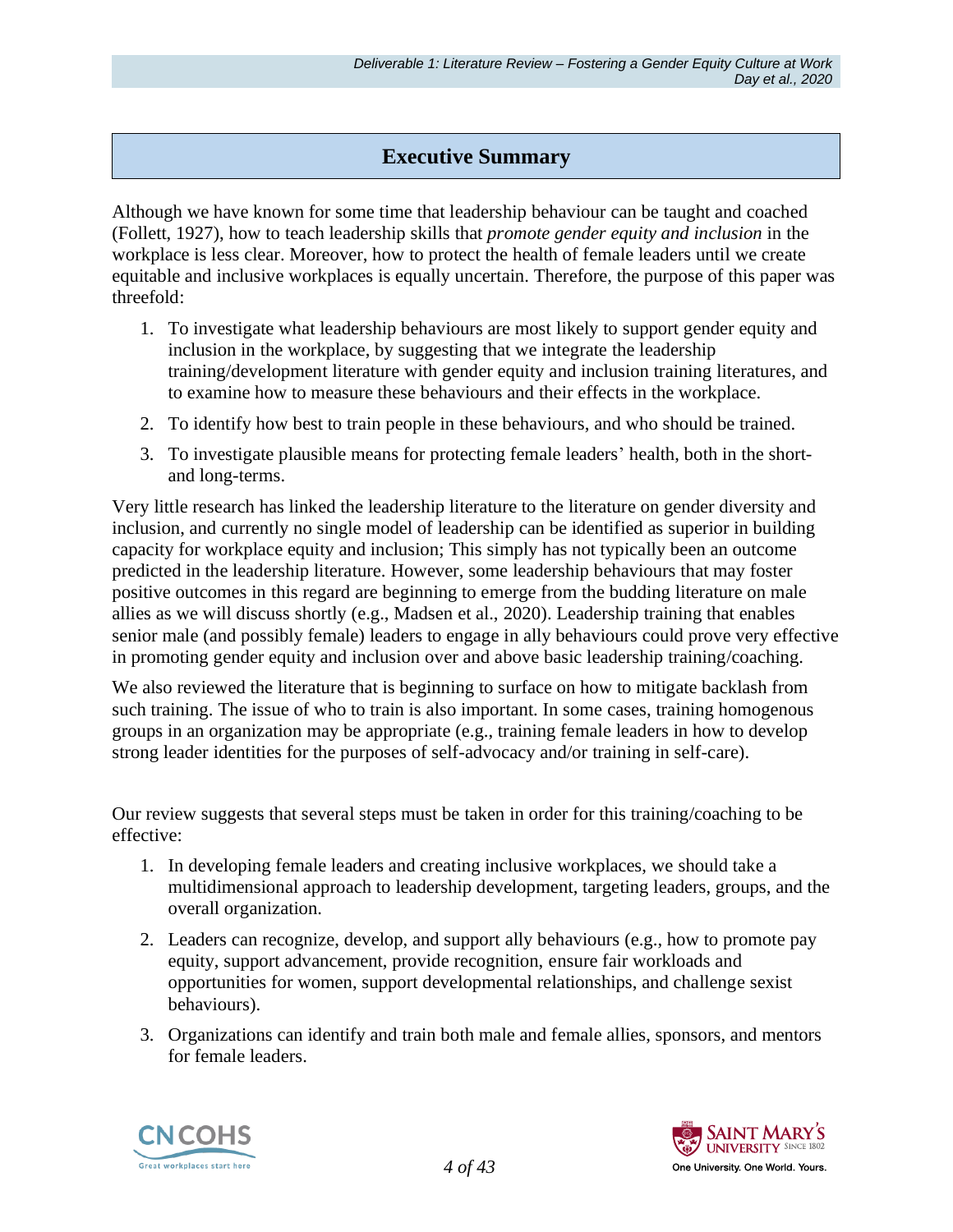# Executive Summary

Although we have known for some time that leadership behaviour can be taught and coached (Follett, 1927), how to teach leadership skills that *promote gender equity and inclusion* in the workplace is less clear. Moreover, how to protect the health of female leaders until we create equitable and inclusive workplaces is equally uncertain. Therefore, the purpose of this paper was threefold:

1. To investigate what leadership behaviours are most likely to support gender equity and inclusion in the workplace, by suggesting that we integrate the leadership training/development literature with gender equity and inclusion training literatures, and to examine how to measure these behaviours and their effects in the workplace.
2. To identify how best to train people in these behaviours, and who should be trained.
3. To investigate plausible means for protecting female leaders' health, both in the short- and long-terms.

Very little research has linked the leadership literature to the literature on gender diversity and inclusion, and currently no single model of leadership can be identified as superior in building capacity for workplace equity and inclusion; This simply has not typically been an outcome predicted in the leadership literature. However, some leadership behaviours that may foster positive outcomes in this regard are beginning to emerge from the budding literature on male allies as we will discuss shortly (e.g., Madsen et al., 2020). Leadership training that enables senior male (and possibly female) leaders to engage in ally behaviours could prove very effective in promoting gender equity and inclusion over and above basic leadership training/coaching.

We also reviewed the literature that is beginning to surface on how to mitigate backlash from such training. The issue of who to train is also important. In some cases, training homogenous groups in an organization may be appropriate (e.g., training female leaders in how to develop strong leader identities for the purposes of self-advocacy and/or training in self-care).

Our review suggests that several steps must be taken in order for this training/coaching to be effective:

1. In developing female leaders and creating inclusive workplaces, we should take a multidimensional approach to leadership development, targeting leaders, groups, and the overall organization.
2. Leaders can recognize, develop, and support ally behaviours (e.g., how to promote pay equity, support advancement, provide recognition, ensure fair workloads and opportunities for women, support developmental relationships, and challenge sexist behaviours).
3. Organizations can identify and train both male and female allies, sponsors, and mentors for female leaders.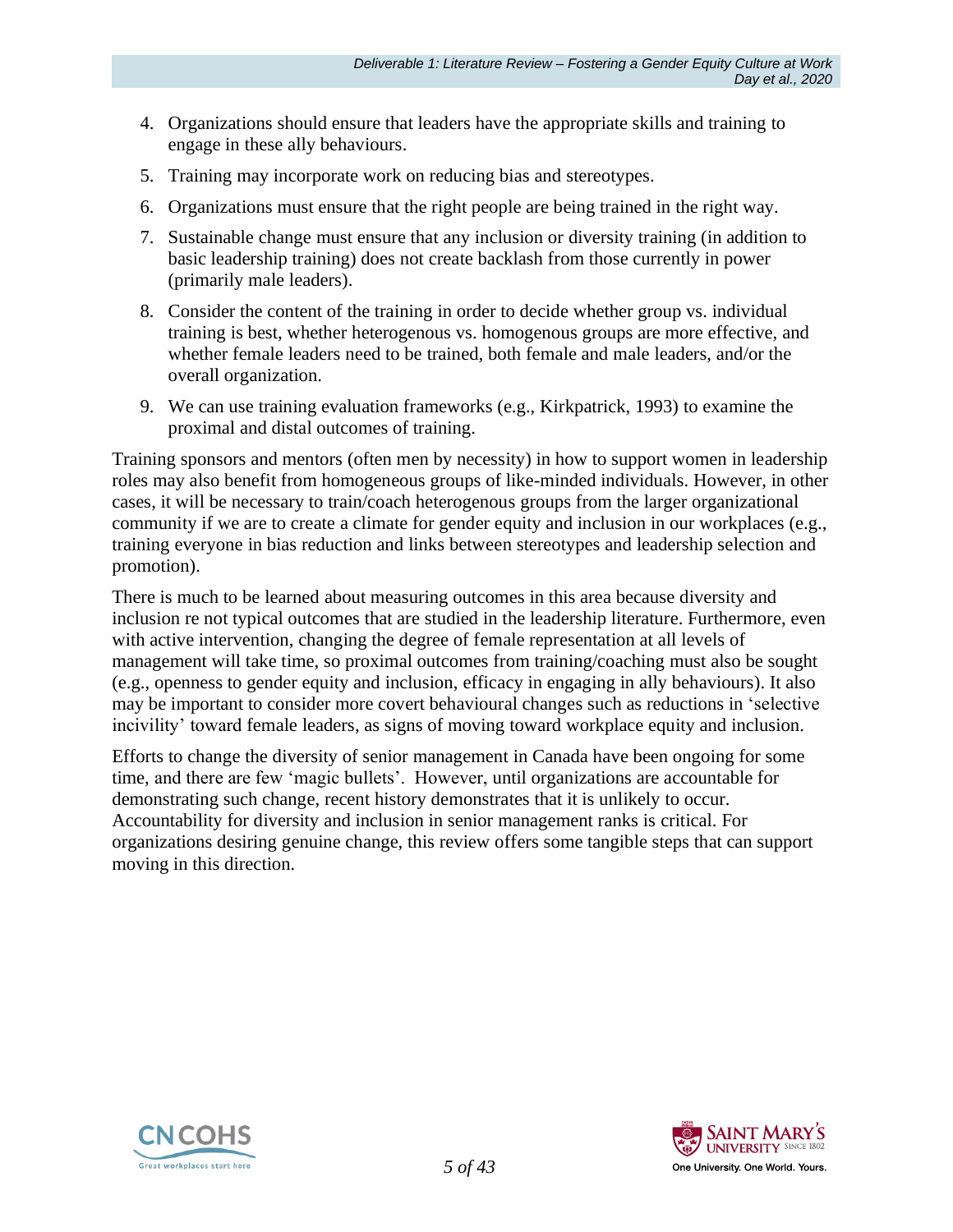4. Organizations should ensure that leaders have the appropriate skills and training to engage in these ally behaviours.
5. Training may incorporate work on reducing bias and stereotypes.
6. Organizations must ensure that the right people are being trained in the right way.
7. Sustainable change must ensure that any inclusion or diversity training (in addition to basic leadership training) does not create backlash from those currently in power (primarily male leaders).
8. Consider the content of the training in order to decide whether group vs. individual training is best, whether heterogenous vs. homogenous groups are more effective, and whether female leaders need to be trained, both female and male leaders, and/or the overall organization.
9. We can use training evaluation frameworks (e.g., Kirkpatrick, 1993) to examine the proximal and distal outcomes of training.

Training sponsors and mentors (often men by necessity) in how to support women in leadership roles may also benefit from homogeneous groups of like-minded individuals. However, in other cases, it will be necessary to train/coach heterogenous groups from the larger organizational community if we are to create a climate for gender equity and inclusion in our workplaces (e.g., training everyone in bias reduction and links between stereotypes and leadership selection and promotion).

There is much to be learned about measuring outcomes in this area because diversity and inclusion re not typical outcomes that are studied in the leadership literature. Furthermore, even with active intervention, changing the degree of female representation at all levels of management will take time, so proximal outcomes from training/coaching must also be sought (e.g., openness to gender equity and inclusion, efficacy in engaging in ally behaviours). It also may be important to consider more covert behavioural changes such as reductions in 'selective incivility' toward female leaders, as signs of moving toward workplace equity and inclusion.

Efforts to change the diversity of senior management in Canada have been ongoing for some time, and there are few 'magic bullets'. However, until organizations are accountable for demonstrating such change, recent history demonstrates that it is unlikely to occur. Accountability for diversity and inclusion in senior management ranks is critical. For organizations desiring genuine change, this review offers some tangible steps that can support moving in this direction.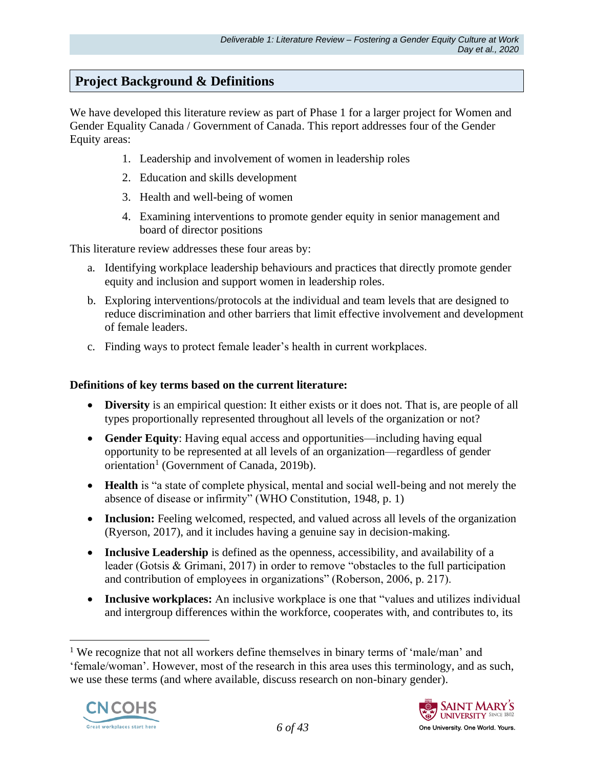## Project Background & Definitions

We have developed this literature review as part of Phase 1 for a larger project for Women and Gender Equality Canada / Government of Canada. This report addresses four of the Gender Equity areas:

1. Leadership and involvement of women in leadership roles
2. Education and skills development
3. Health and well-being of women
4. Examining interventions to promote gender equity in senior management and board of director positions

This literature review addresses these four areas by:

a. Identifying workplace leadership behaviours and practices that directly promote gender equity and inclusion and support women in leadership roles.
b. Exploring interventions/protocols at the individual and team levels that are designed to reduce discrimination and other barriers that limit effective involvement and development of female leaders.
c. Finding ways to protect female leader's health in current workplaces.

**Definitions of key terms based on the current literature:**

- **Diversity** is an empirical question: It either exists or it does not. That is, are people of all types proportionally represented throughout all levels of the organization or not?
- **Gender Equity**: Having equal access and opportunities—including having equal opportunity to be represented at all levels of an organization—regardless of gender orientation[1] (Government of Canada, 2019b).
- **Health** is "a state of complete physical, mental and social well-being and not merely the absence of disease or infirmity" (WHO Constitution, 1948, p. 1)
- **Inclusion:** Feeling welcomed, respected, and valued across all levels of the organization (Ryerson, 2017), and it includes having a genuine say in decision-making.
- **Inclusive Leadership** is defined as the openness, accessibility, and availability of a leader (Gotsis & Grimani, 2017) in order to remove "obstacles to the full participation and contribution of employees in organizations" (Roberson, 2006, p. 217).
- **Inclusive workplaces:** An inclusive workplace is one that "values and utilizes individual and intergroup differences within the workforce, cooperates with, and contributes to, its

[1] We recognize that not all workers define themselves in binary terms of 'male/man' and 'female/woman'. However, most of the research in this area uses this terminology, and as such, we use these terms (and where available, discuss research on non-binary gender).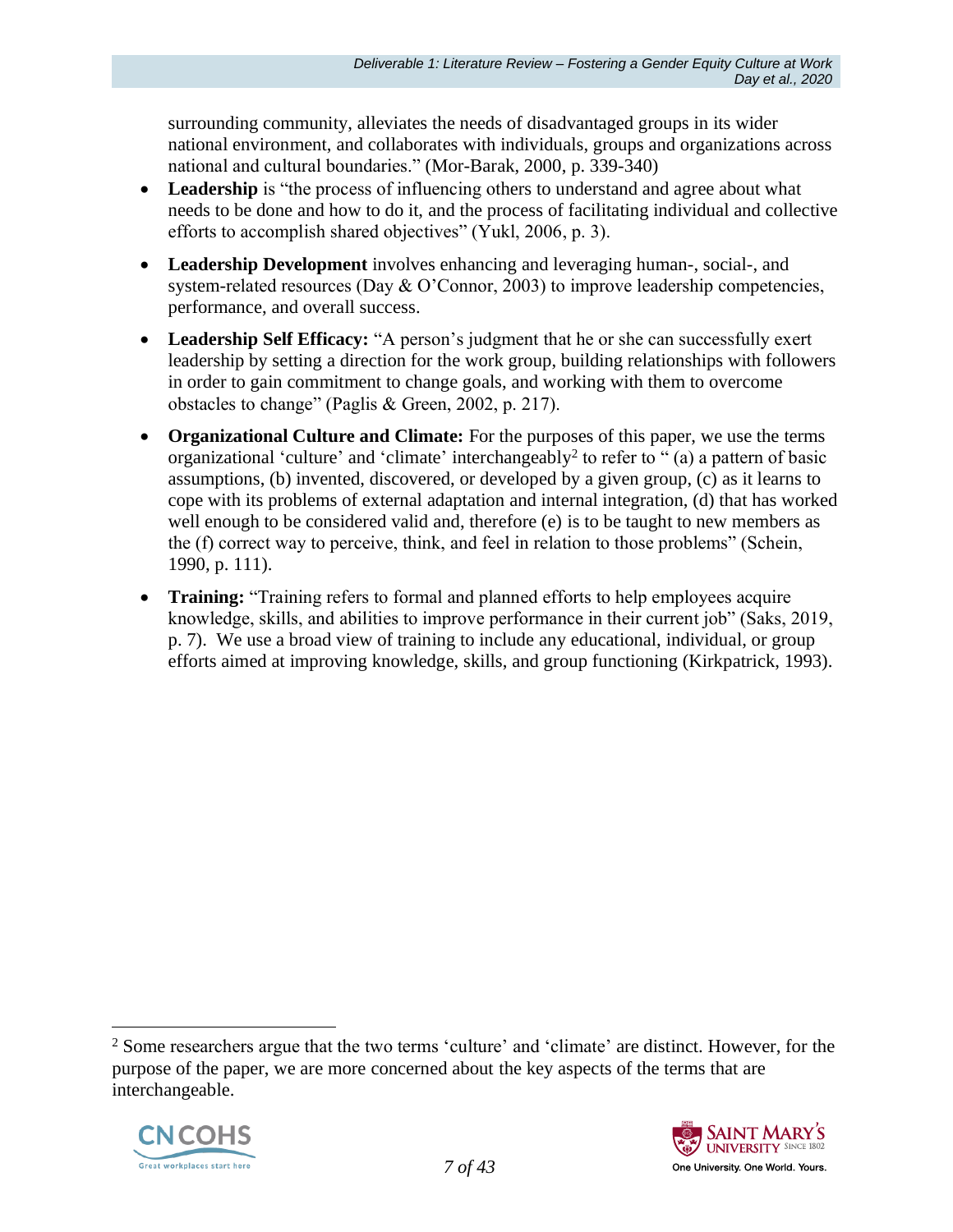surrounding community, alleviates the needs of disadvantaged groups in its wider national environment, and collaborates with individuals, groups and organizations across national and cultural boundaries." (Mor-Barak, 2000, p. 339-340)

- **Leadership** is "the process of influencing others to understand and agree about what needs to be done and how to do it, and the process of facilitating individual and collective efforts to accomplish shared objectives" (Yukl, 2006, p. 3).
- **Leadership Development** involves enhancing and leveraging human-, social-, and system-related resources (Day & O'Connor, 2003) to improve leadership competencies, performance, and overall success.
- **Leadership Self Efficacy:** "A person's judgment that he or she can successfully exert leadership by setting a direction for the work group, building relationships with followers in order to gain commitment to change goals, and working with them to overcome obstacles to change" (Paglis & Green, 2002, p. 217).
- **Organizational Culture and Climate:** For the purposes of this paper, we use the terms organizational 'culture' and 'climate' interchangeably[2] to refer to " (a) a pattern of basic assumptions, (b) invented, discovered, or developed by a given group, (c) as it learns to cope with its problems of external adaptation and internal integration, (d) that has worked well enough to be considered valid and, therefore (e) is to be taught to new members as the (f) correct way to perceive, think, and feel in relation to those problems" (Schein, 1990, p. 111).
- **Training:** "Training refers to formal and planned efforts to help employees acquire knowledge, skills, and abilities to improve performance in their current job" (Saks, 2019, p. 7). We use a broad view of training to include any educational, individual, or group efforts aimed at improving knowledge, skills, and group functioning (Kirkpatrick, 1993).

[2] Some researchers argue that the two terms 'culture' and 'climate' are distinct. However, for the purpose of the paper, we are more concerned about the key aspects of the terms that are interchangeable.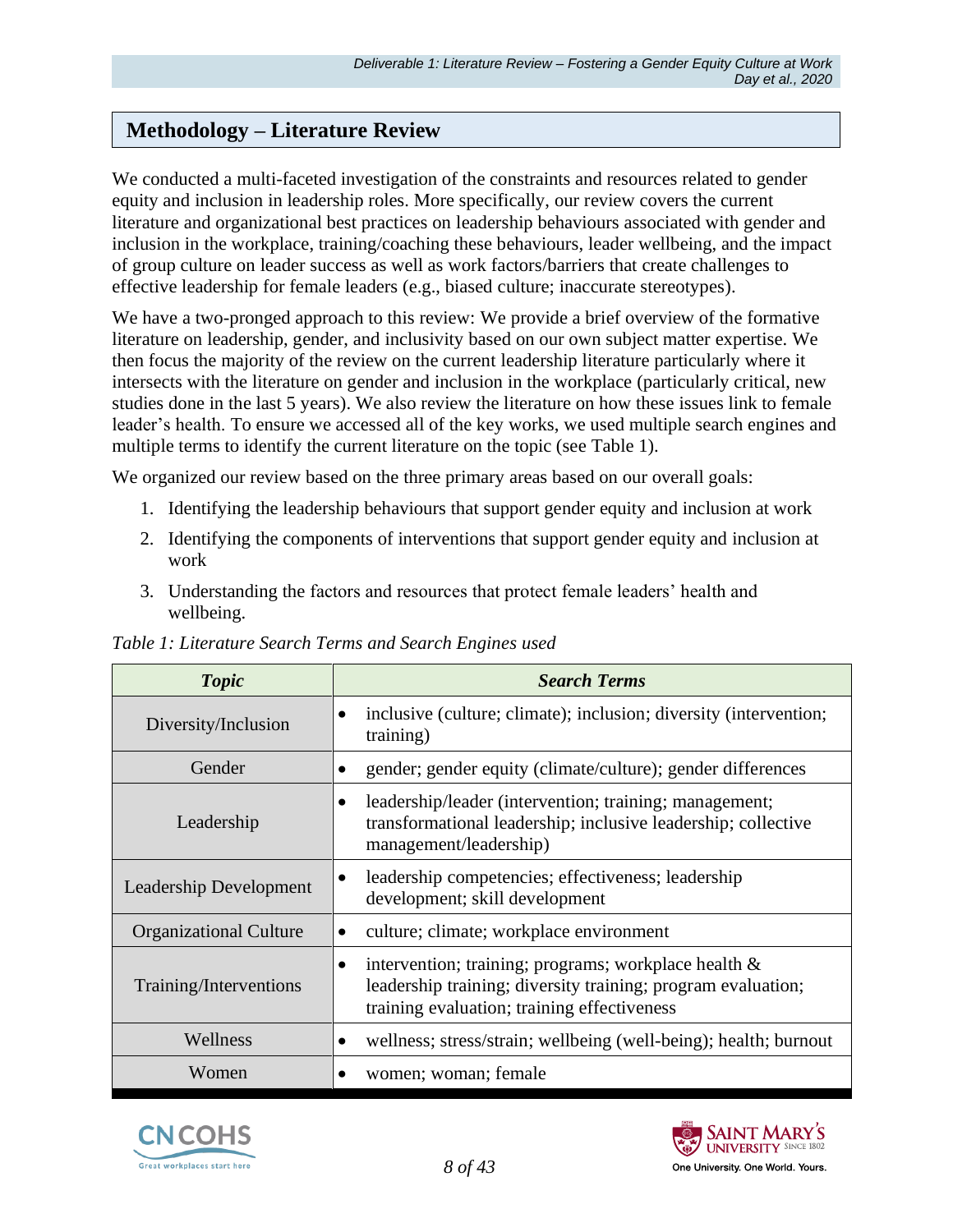## Methodology – Literature Review

We conducted a multi-faceted investigation of the constraints and resources related to gender equity and inclusion in leadership roles. More specifically, our review covers the current literature and organizational best practices on leadership behaviours associated with gender and inclusion in the workplace, training/coaching these behaviours, leader wellbeing, and the impact of group culture on leader success as well as work factors/barriers that create challenges to effective leadership for female leaders (e.g., biased culture; inaccurate stereotypes).

We have a two-pronged approach to this review: We provide a brief overview of the formative literature on leadership, gender, and inclusivity based on our own subject matter expertise. We then focus the majority of the review on the current leadership literature particularly where it intersects with the literature on gender and inclusion in the workplace (particularly critical, new studies done in the last 5 years). We also review the literature on how these issues link to female leader's health. To ensure we accessed all of the key works, we used multiple search engines and multiple terms to identify the current literature on the topic (see Table 1).

We organized our review based on the three primary areas based on our overall goals:

1. Identifying the leadership behaviours that support gender equity and inclusion at work
2. Identifying the components of interventions that support gender equity and inclusion at work
3. Understanding the factors and resources that protect female leaders' health and wellbeing.

*Table 1: Literature Search Terms and Search Engines used*

| ***Topic*** | ***Search Terms*** |
|---|---|
| Diversity/Inclusion | • inclusive (culture; climate); inclusion; diversity (intervention; training) |
| Gender | • gender; gender equity (climate/culture); gender differences |
| Leadership | • leadership/leader (intervention; training; management; transformational leadership; inclusive leadership; collective management/leadership) |
| Leadership Development | • leadership competencies; effectiveness; leadership development; skill development |
| Organizational Culture | • culture; climate; workplace environment |
| Training/Interventions | • intervention; training; programs; workplace health & leadership training; diversity training; program evaluation; training evaluation; training effectiveness |
| Wellness | • wellness; stress/strain; wellbeing (well-being); health; burnout |
| Women | • women; woman; female |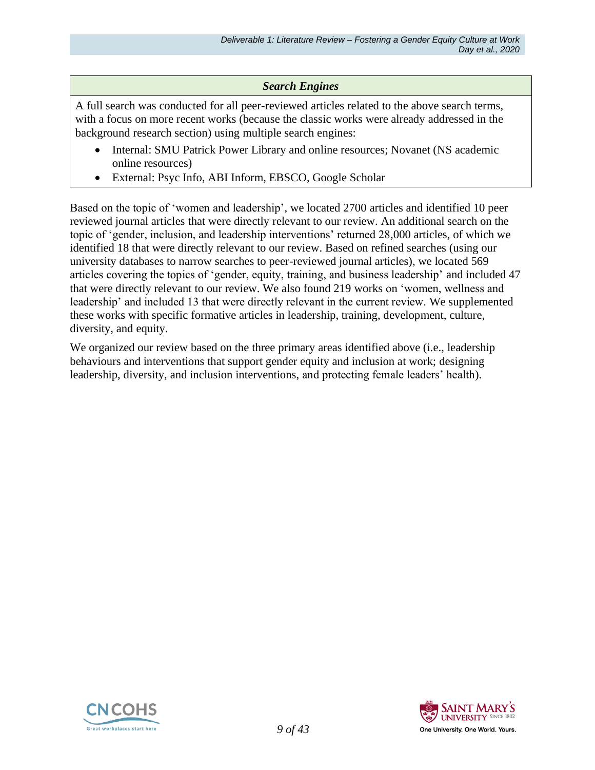| *Search Engines* |
| --- |
| A full search was conducted for all peer-reviewed articles related to the above search terms, with a focus on more recent works (because the classic works were already addressed in the background research section) using multiple search engines:<br>• Internal: SMU Patrick Power Library and online resources; Novanet (NS academic online resources)<br>• External: Psyc Info, ABI Inform, EBSCO, Google Scholar |

Based on the topic of 'women and leadership', we located 2700 articles and identified 10 peer reviewed journal articles that were directly relevant to our review. An additional search on the topic of 'gender, inclusion, and leadership interventions' returned 28,000 articles, of which we identified 18 that were directly relevant to our review. Based on refined searches (using our university databases to narrow searches to peer-reviewed journal articles), we located 569 articles covering the topics of 'gender, equity, training, and business leadership' and included 47 that were directly relevant to our review. We also found 219 works on 'women, wellness and leadership' and included 13 that were directly relevant in the current review. We supplemented these works with specific formative articles in leadership, training, development, culture, diversity, and equity.

We organized our review based on the three primary areas identified above (i.e., leadership behaviours and interventions that support gender equity and inclusion at work; designing leadership, diversity, and inclusion interventions, and protecting female leaders' health).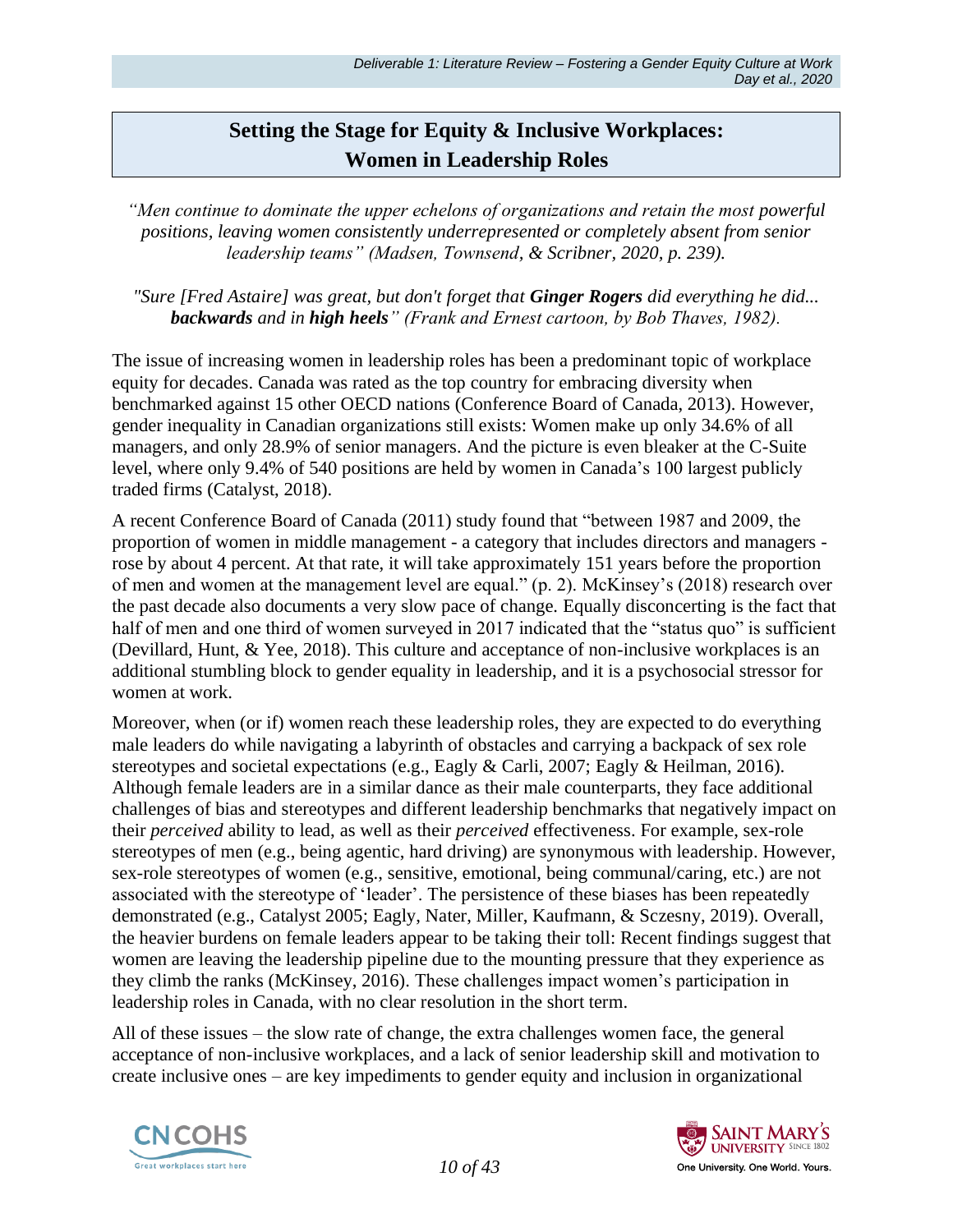# Setting the Stage for Equity & Inclusive Workplaces: Women in Leadership Roles

*"Men continue to dominate the upper echelons of organizations and retain the most powerful positions, leaving women consistently underrepresented or completely absent from senior leadership teams" (Madsen, Townsend, & Scribner, 2020, p. 239).*

*"Sure [Fred Astaire] was great, but don't forget that* ***Ginger Rogers*** *did everything he did...* ***backwards*** *and in* ***high heels****" (Frank and Ernest cartoon, by Bob Thaves, 1982).*

The issue of increasing women in leadership roles has been a predominant topic of workplace equity for decades. Canada was rated as the top country for embracing diversity when benchmarked against 15 other OECD nations (Conference Board of Canada, 2013). However, gender inequality in Canadian organizations still exists: Women make up only 34.6% of all managers, and only 28.9% of senior managers. And the picture is even bleaker at the C-Suite level, where only 9.4% of 540 positions are held by women in Canada's 100 largest publicly traded firms (Catalyst, 2018).

A recent Conference Board of Canada (2011) study found that "between 1987 and 2009, the proportion of women in middle management - a category that includes directors and managers - rose by about 4 percent. At that rate, it will take approximately 151 years before the proportion of men and women at the management level are equal." (p. 2). McKinsey's (2018) research over the past decade also documents a very slow pace of change. Equally disconcerting is the fact that half of men and one third of women surveyed in 2017 indicated that the "status quo" is sufficient (Devillard, Hunt, & Yee, 2018). This culture and acceptance of non-inclusive workplaces is an additional stumbling block to gender equality in leadership, and it is a psychosocial stressor for women at work.

Moreover, when (or if) women reach these leadership roles, they are expected to do everything male leaders do while navigating a labyrinth of obstacles and carrying a backpack of sex role stereotypes and societal expectations (e.g., Eagly & Carli, 2007; Eagly & Heilman, 2016). Although female leaders are in a similar dance as their male counterparts, they face additional challenges of bias and stereotypes and different leadership benchmarks that negatively impact on their *perceived* ability to lead, as well as their *perceived* effectiveness. For example, sex-role stereotypes of men (e.g., being agentic, hard driving) are synonymous with leadership. However, sex-role stereotypes of women (e.g., sensitive, emotional, being communal/caring, etc.) are not associated with the stereotype of 'leader'. The persistence of these biases has been repeatedly demonstrated (e.g., Catalyst 2005; Eagly, Nater, Miller, Kaufmann, & Sczesny, 2019). Overall, the heavier burdens on female leaders appear to be taking their toll: Recent findings suggest that women are leaving the leadership pipeline due to the mounting pressure that they experience as they climb the ranks (McKinsey, 2016). These challenges impact women's participation in leadership roles in Canada, with no clear resolution in the short term.

All of these issues – the slow rate of change, the extra challenges women face, the general acceptance of non-inclusive workplaces, and a lack of senior leadership skill and motivation to create inclusive ones – are key impediments to gender equity and inclusion in organizational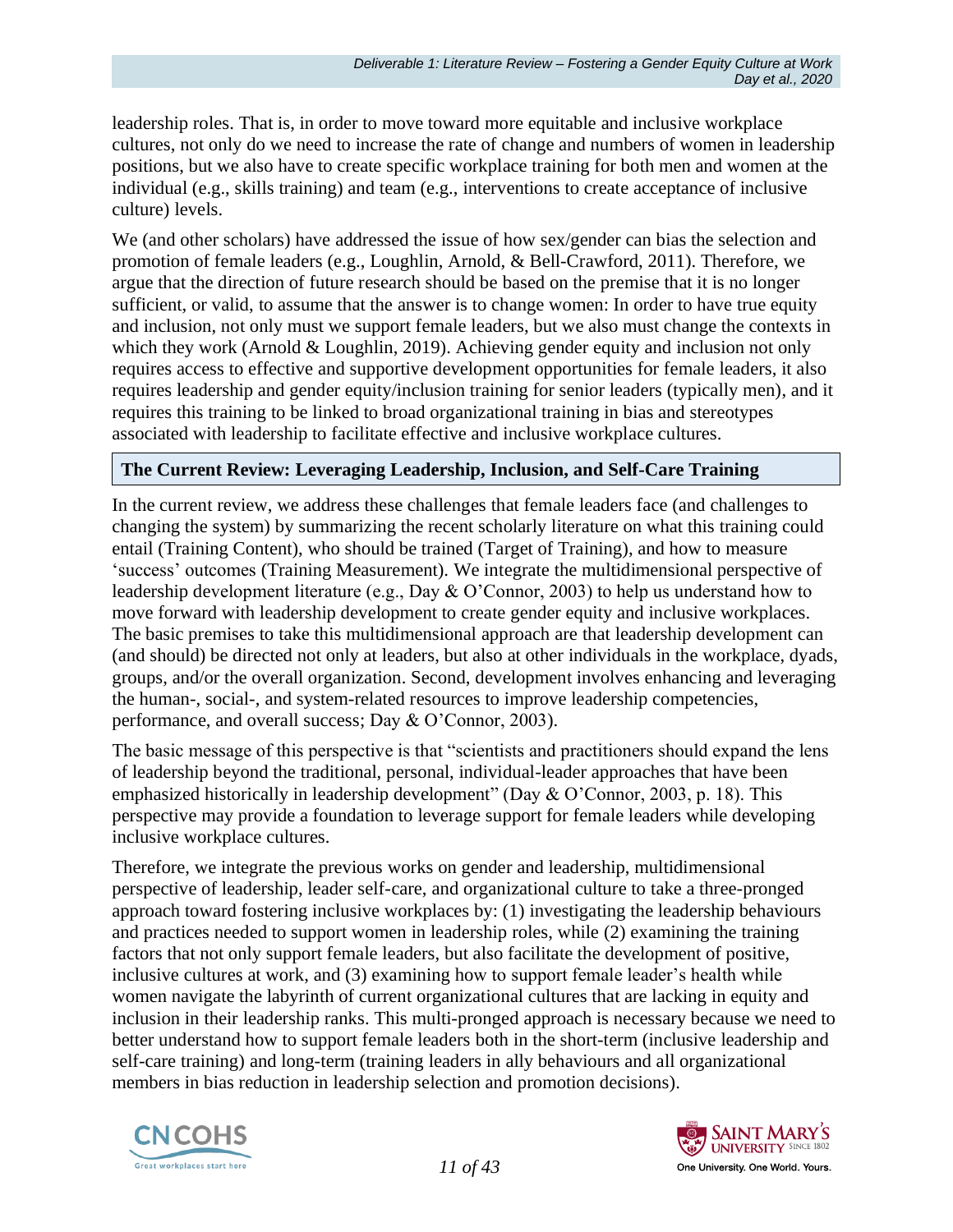leadership roles. That is, in order to move toward more equitable and inclusive workplace cultures, not only do we need to increase the rate of change and numbers of women in leadership positions, but we also have to create specific workplace training for both men and women at the individual (e.g., skills training) and team (e.g., interventions to create acceptance of inclusive culture) levels.

We (and other scholars) have addressed the issue of how sex/gender can bias the selection and promotion of female leaders (e.g., Loughlin, Arnold, & Bell-Crawford, 2011). Therefore, we argue that the direction of future research should be based on the premise that it is no longer sufficient, or valid, to assume that the answer is to change women: In order to have true equity and inclusion, not only must we support female leaders, but we also must change the contexts in which they work (Arnold & Loughlin, 2019). Achieving gender equity and inclusion not only requires access to effective and supportive development opportunities for female leaders, it also requires leadership and gender equity/inclusion training for senior leaders (typically men), and it requires this training to be linked to broad organizational training in bias and stereotypes associated with leadership to facilitate effective and inclusive workplace cultures.

## The Current Review: Leveraging Leadership, Inclusion, and Self-Care Training

In the current review, we address these challenges that female leaders face (and challenges to changing the system) by summarizing the recent scholarly literature on what this training could entail (Training Content), who should be trained (Target of Training), and how to measure 'success' outcomes (Training Measurement). We integrate the multidimensional perspective of leadership development literature (e.g., Day & O'Connor, 2003) to help us understand how to move forward with leadership development to create gender equity and inclusive workplaces. The basic premises to take this multidimensional approach are that leadership development can (and should) be directed not only at leaders, but also at other individuals in the workplace, dyads, groups, and/or the overall organization. Second, development involves enhancing and leveraging the human-, social-, and system-related resources to improve leadership competencies, performance, and overall success; Day & O'Connor, 2003).

The basic message of this perspective is that "scientists and practitioners should expand the lens of leadership beyond the traditional, personal, individual-leader approaches that have been emphasized historically in leadership development" (Day & O'Connor, 2003, p. 18). This perspective may provide a foundation to leverage support for female leaders while developing inclusive workplace cultures.

Therefore, we integrate the previous works on gender and leadership, multidimensional perspective of leadership, leader self-care, and organizational culture to take a three-pronged approach toward fostering inclusive workplaces by: (1) investigating the leadership behaviours and practices needed to support women in leadership roles, while (2) examining the training factors that not only support female leaders, but also facilitate the development of positive, inclusive cultures at work, and (3) examining how to support female leader's health while women navigate the labyrinth of current organizational cultures that are lacking in equity and inclusion in their leadership ranks. This multi-pronged approach is necessary because we need to better understand how to support female leaders both in the short-term (inclusive leadership and self-care training) and long-term (training leaders in ally behaviours and all organizational members in bias reduction in leadership selection and promotion decisions).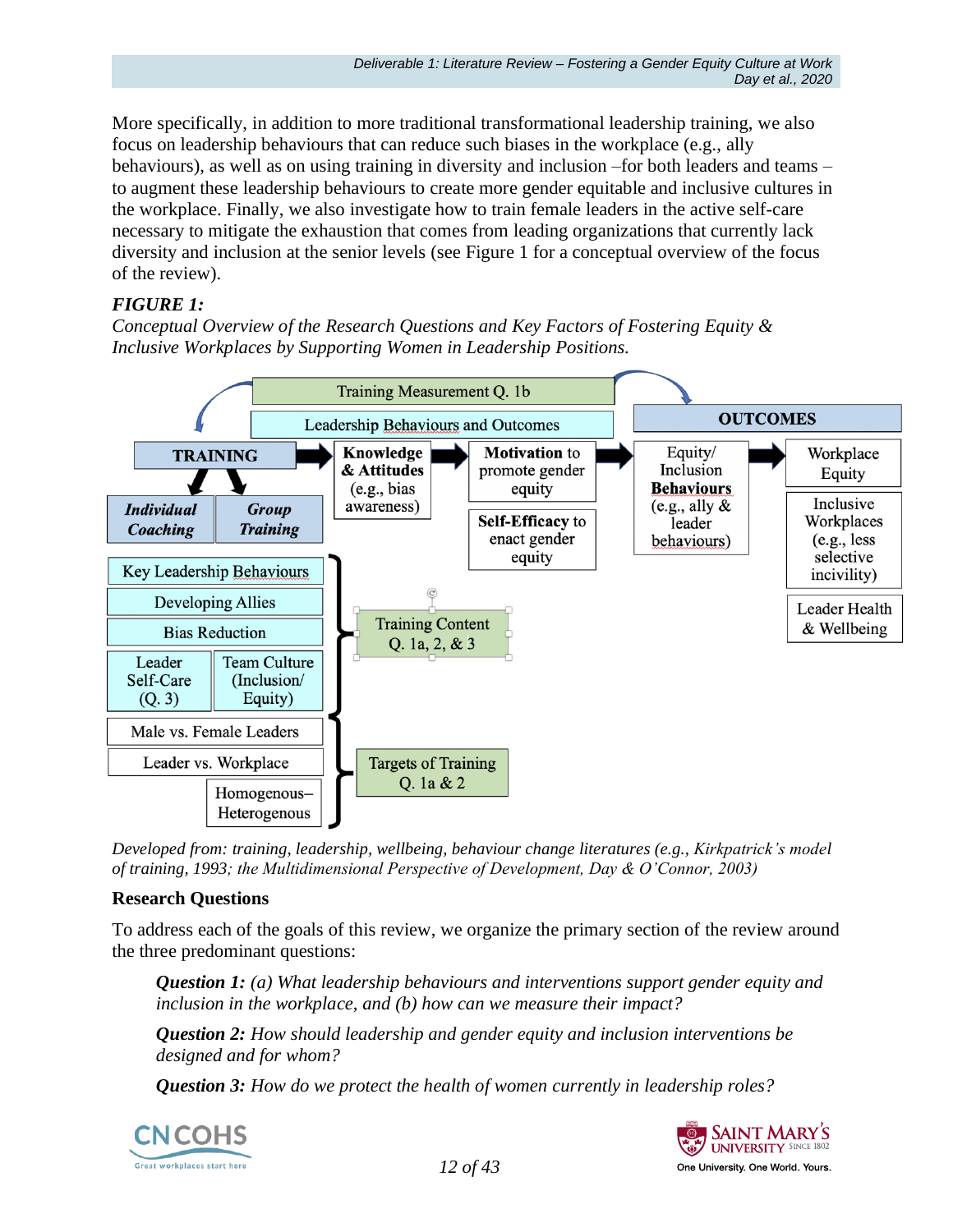More specifically, in addition to more traditional transformational leadership training, we also focus on leadership behaviours that can reduce such biases in the workplace (e.g., ally behaviours), as well as on using training in diversity and inclusion –for both leaders and teams – to augment these leadership behaviours to create more gender equitable and inclusive cultures in the workplace. Finally, we also investigate how to train female leaders in the active self-care necessary to mitigate the exhaustion that comes from leading organizations that currently lack diversity and inclusion at the senior levels (see Figure 1 for a conceptual overview of the focus of the review).

***FIGURE 1:***

*Conceptual Overview of the Research Questions and Key Factors of Fostering Equity & Inclusive Workplaces by Supporting Women in Leadership Positions.*

Training Measurement Q. 1b

Leadership Behaviours and Outcomes

**TRAINING** → **Knowledge & Attitudes** (e.g., bias awareness) → **Motivation** to promote gender equity / **Self-Efficacy** to enact gender equity → Equity/ Inclusion **Behaviours** (e.g., ally & leader behaviours) → **OUTCOMES**: Workplace Equity; Inclusive Workplaces (e.g., less selective incivility); Leader Health & Wellbeing

- ***Individual Coaching***
- ***Group Training***

Training Content Q. 1a, 2, & 3:
- Key Leadership Behaviours
- Developing Allies
- Bias Reduction
- Leader Self-Care (Q. 3)
- Team Culture (Inclusion/ Equity)

Targets of Training Q. 1a & 2:
- Male vs. Female Leaders
- Leader vs. Workplace
- Homogenous–Heterogenous

*Developed from: training, leadership, wellbeing, behaviour change literatures (e.g., Kirkpatrick's model of training, 1993; the Multidimensional Perspective of Development, Day & O'Connor, 2003)*

**Research Questions**

To address each of the goals of this review, we organize the primary section of the review around the three predominant questions:

> ***Question 1:*** *(a) What leadership behaviours and interventions support gender equity and inclusion in the workplace, and (b) how can we measure their impact?*
>
> ***Question 2:*** *How should leadership and gender equity and inclusion interventions be designed and for whom?*
>
> ***Question 3:*** *How do we protect the health of women currently in leadership roles?*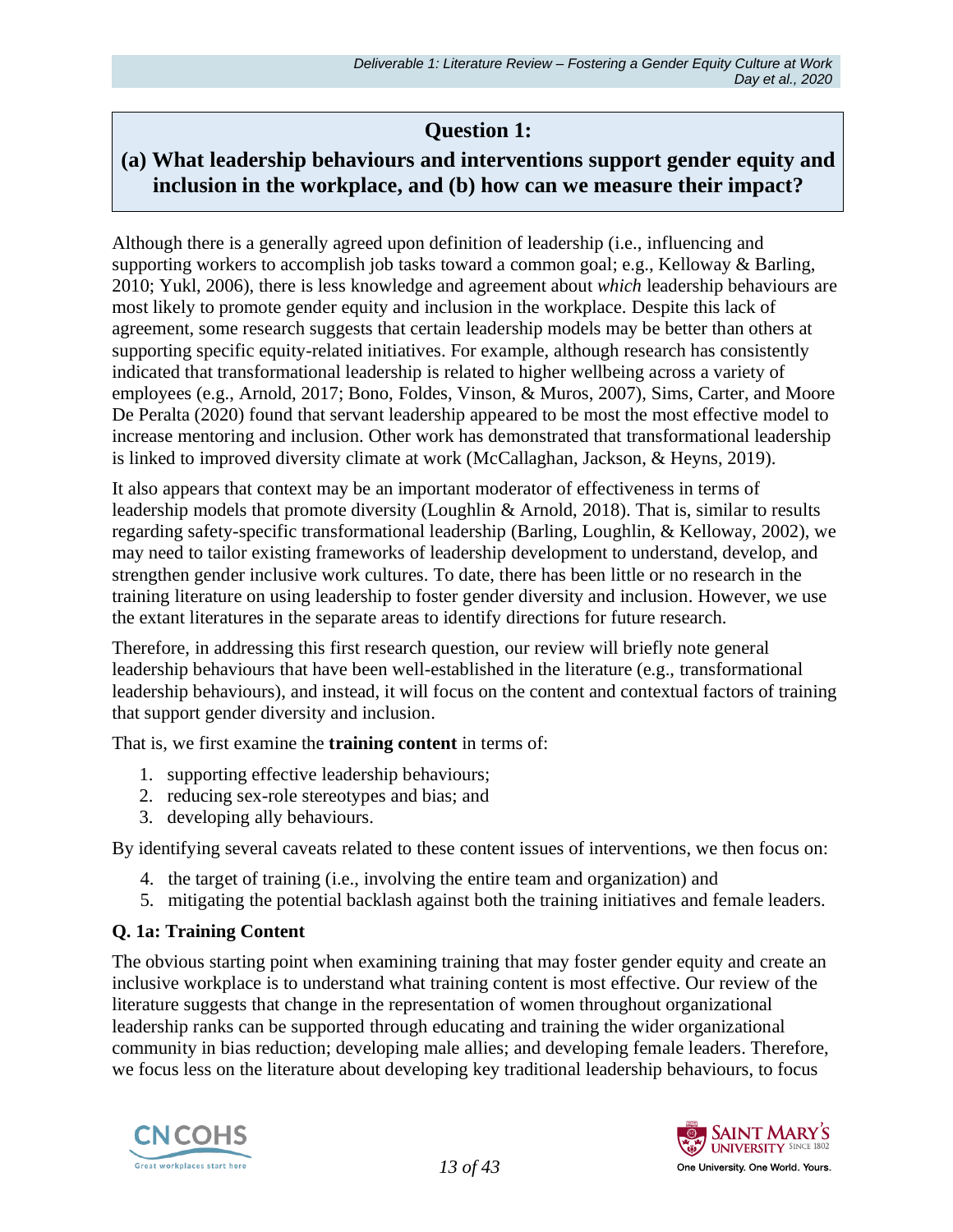## Question 1:

## (a) What leadership behaviours and interventions support gender equity and inclusion in the workplace, and (b) how can we measure their impact?

Although there is a generally agreed upon definition of leadership (i.e., influencing and supporting workers to accomplish job tasks toward a common goal; e.g., Kelloway & Barling, 2010; Yukl, 2006), there is less knowledge and agreement about *which* leadership behaviours are most likely to promote gender equity and inclusion in the workplace. Despite this lack of agreement, some research suggests that certain leadership models may be better than others at supporting specific equity-related initiatives. For example, although research has consistently indicated that transformational leadership is related to higher wellbeing across a variety of employees (e.g., Arnold, 2017; Bono, Foldes, Vinson, & Muros, 2007), Sims, Carter, and Moore De Peralta (2020) found that servant leadership appeared to be most the most effective model to increase mentoring and inclusion. Other work has demonstrated that transformational leadership is linked to improved diversity climate at work (McCallaghan, Jackson, & Heyns, 2019).

It also appears that context may be an important moderator of effectiveness in terms of leadership models that promote diversity (Loughlin & Arnold, 2018). That is, similar to results regarding safety-specific transformational leadership (Barling, Loughlin, & Kelloway, 2002), we may need to tailor existing frameworks of leadership development to understand, develop, and strengthen gender inclusive work cultures. To date, there has been little or no research in the training literature on using leadership to foster gender diversity and inclusion. However, we use the extant literatures in the separate areas to identify directions for future research.

Therefore, in addressing this first research question, our review will briefly note general leadership behaviours that have been well-established in the literature (e.g., transformational leadership behaviours), and instead, it will focus on the content and contextual factors of training that support gender diversity and inclusion.

That is, we first examine the **training content** in terms of:

1. supporting effective leadership behaviours;
2. reducing sex-role stereotypes and bias; and
3. developing ally behaviours.

By identifying several caveats related to these content issues of interventions, we then focus on:

4. the target of training (i.e., involving the entire team and organization) and
5. mitigating the potential backlash against both the training initiatives and female leaders.

### Q. 1a: Training Content

The obvious starting point when examining training that may foster gender equity and create an inclusive workplace is to understand what training content is most effective. Our review of the literature suggests that change in the representation of women throughout organizational leadership ranks can be supported through educating and training the wider organizational community in bias reduction; developing male allies; and developing female leaders. Therefore, we focus less on the literature about developing key traditional leadership behaviours, to focus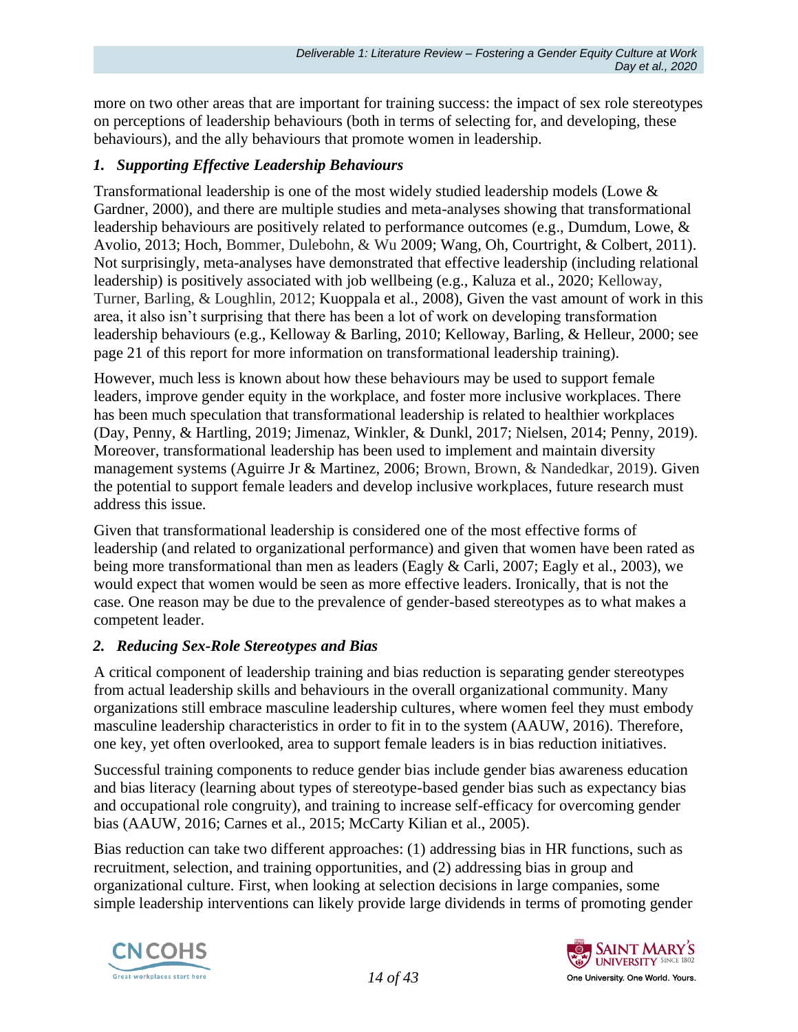more on two other areas that are important for training success: the impact of sex role stereotypes on perceptions of leadership behaviours (both in terms of selecting for, and developing, these behaviours), and the ally behaviours that promote women in leadership.

### *1. Supporting Effective Leadership Behaviours*

Transformational leadership is one of the most widely studied leadership models (Lowe & Gardner, 2000), and there are multiple studies and meta-analyses showing that transformational leadership behaviours are positively related to performance outcomes (e.g., Dumdum, Lowe, & Avolio, 2013; Hoch, Bommer, Dulebohn, & Wu 2009; Wang, Oh, Courtright, & Colbert, 2011). Not surprisingly, meta-analyses have demonstrated that effective leadership (including relational leadership) is positively associated with job wellbeing (e.g., Kaluza et al., 2020; Kelloway, Turner, Barling, & Loughlin, 2012; Kuoppala et al., 2008), Given the vast amount of work in this area, it also isn't surprising that there has been a lot of work on developing transformation leadership behaviours (e.g., Kelloway & Barling, 2010; Kelloway, Barling, & Helleur, 2000; see page 21 of this report for more information on transformational leadership training).

However, much less is known about how these behaviours may be used to support female leaders, improve gender equity in the workplace, and foster more inclusive workplaces. There has been much speculation that transformational leadership is related to healthier workplaces (Day, Penny, & Hartling, 2019; Jimenaz, Winkler, & Dunkl, 2017; Nielsen, 2014; Penny, 2019). Moreover, transformational leadership has been used to implement and maintain diversity management systems (Aguirre Jr & Martinez, 2006; Brown, Brown, & Nandedkar, 2019). Given the potential to support female leaders and develop inclusive workplaces, future research must address this issue.

Given that transformational leadership is considered one of the most effective forms of leadership (and related to organizational performance) and given that women have been rated as being more transformational than men as leaders (Eagly & Carli, 2007; Eagly et al., 2003), we would expect that women would be seen as more effective leaders. Ironically, that is not the case. One reason may be due to the prevalence of gender-based stereotypes as to what makes a competent leader.

### *2. Reducing Sex-Role Stereotypes and Bias*

A critical component of leadership training and bias reduction is separating gender stereotypes from actual leadership skills and behaviours in the overall organizational community. Many organizations still embrace masculine leadership cultures, where women feel they must embody masculine leadership characteristics in order to fit in to the system (AAUW, 2016). Therefore, one key, yet often overlooked, area to support female leaders is in bias reduction initiatives.

Successful training components to reduce gender bias include gender bias awareness education and bias literacy (learning about types of stereotype-based gender bias such as expectancy bias and occupational role congruity), and training to increase self-efficacy for overcoming gender bias (AAUW, 2016; Carnes et al., 2015; McCarty Kilian et al., 2005).

Bias reduction can take two different approaches: (1) addressing bias in HR functions, such as recruitment, selection, and training opportunities, and (2) addressing bias in group and organizational culture. First, when looking at selection decisions in large companies, some simple leadership interventions can likely provide large dividends in terms of promoting gender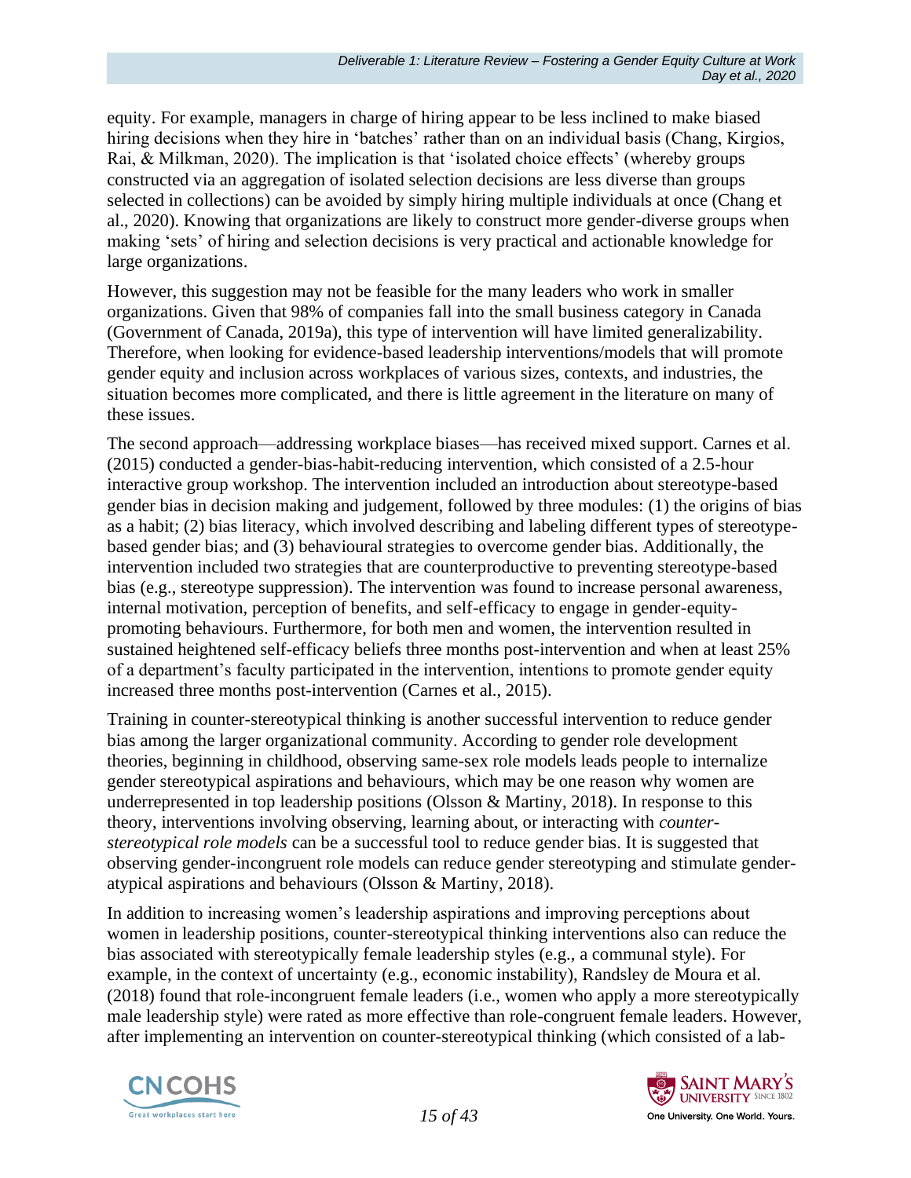equity. For example, managers in charge of hiring appear to be less inclined to make biased hiring decisions when they hire in 'batches' rather than on an individual basis (Chang, Kirgios, Rai, & Milkman, 2020). The implication is that 'isolated choice effects' (whereby groups constructed via an aggregation of isolated selection decisions are less diverse than groups selected in collections) can be avoided by simply hiring multiple individuals at once (Chang et al., 2020). Knowing that organizations are likely to construct more gender-diverse groups when making 'sets' of hiring and selection decisions is very practical and actionable knowledge for large organizations.

However, this suggestion may not be feasible for the many leaders who work in smaller organizations. Given that 98% of companies fall into the small business category in Canada (Government of Canada, 2019a), this type of intervention will have limited generalizability. Therefore, when looking for evidence-based leadership interventions/models that will promote gender equity and inclusion across workplaces of various sizes, contexts, and industries, the situation becomes more complicated, and there is little agreement in the literature on many of these issues.

The second approach—addressing workplace biases—has received mixed support. Carnes et al. (2015) conducted a gender-bias-habit-reducing intervention, which consisted of a 2.5-hour interactive group workshop. The intervention included an introduction about stereotype-based gender bias in decision making and judgement, followed by three modules: (1) the origins of bias as a habit; (2) bias literacy, which involved describing and labeling different types of stereotype-based gender bias; and (3) behavioural strategies to overcome gender bias. Additionally, the intervention included two strategies that are counterproductive to preventing stereotype-based bias (e.g., stereotype suppression). The intervention was found to increase personal awareness, internal motivation, perception of benefits, and self-efficacy to engage in gender-equity-promoting behaviours. Furthermore, for both men and women, the intervention resulted in sustained heightened self-efficacy beliefs three months post-intervention and when at least 25% of a department's faculty participated in the intervention, intentions to promote gender equity increased three months post-intervention (Carnes et al., 2015).

Training in counter-stereotypical thinking is another successful intervention to reduce gender bias among the larger organizational community. According to gender role development theories, beginning in childhood, observing same-sex role models leads people to internalize gender stereotypical aspirations and behaviours, which may be one reason why women are underrepresented in top leadership positions (Olsson & Martiny, 2018). In response to this theory, interventions involving observing, learning about, or interacting with *counter-stereotypical role models* can be a successful tool to reduce gender bias. It is suggested that observing gender-incongruent role models can reduce gender stereotyping and stimulate gender-atypical aspirations and behaviours (Olsson & Martiny, 2018).

In addition to increasing women's leadership aspirations and improving perceptions about women in leadership positions, counter-stereotypical thinking interventions also can reduce the bias associated with stereotypically female leadership styles (e.g., a communal style). For example, in the context of uncertainty (e.g., economic instability), Randsley de Moura et al. (2018) found that role-incongruent female leaders (i.e., women who apply a more stereotypically male leadership style) were rated as more effective than role-congruent female leaders. However, after implementing an intervention on counter-stereotypical thinking (which consisted of a lab-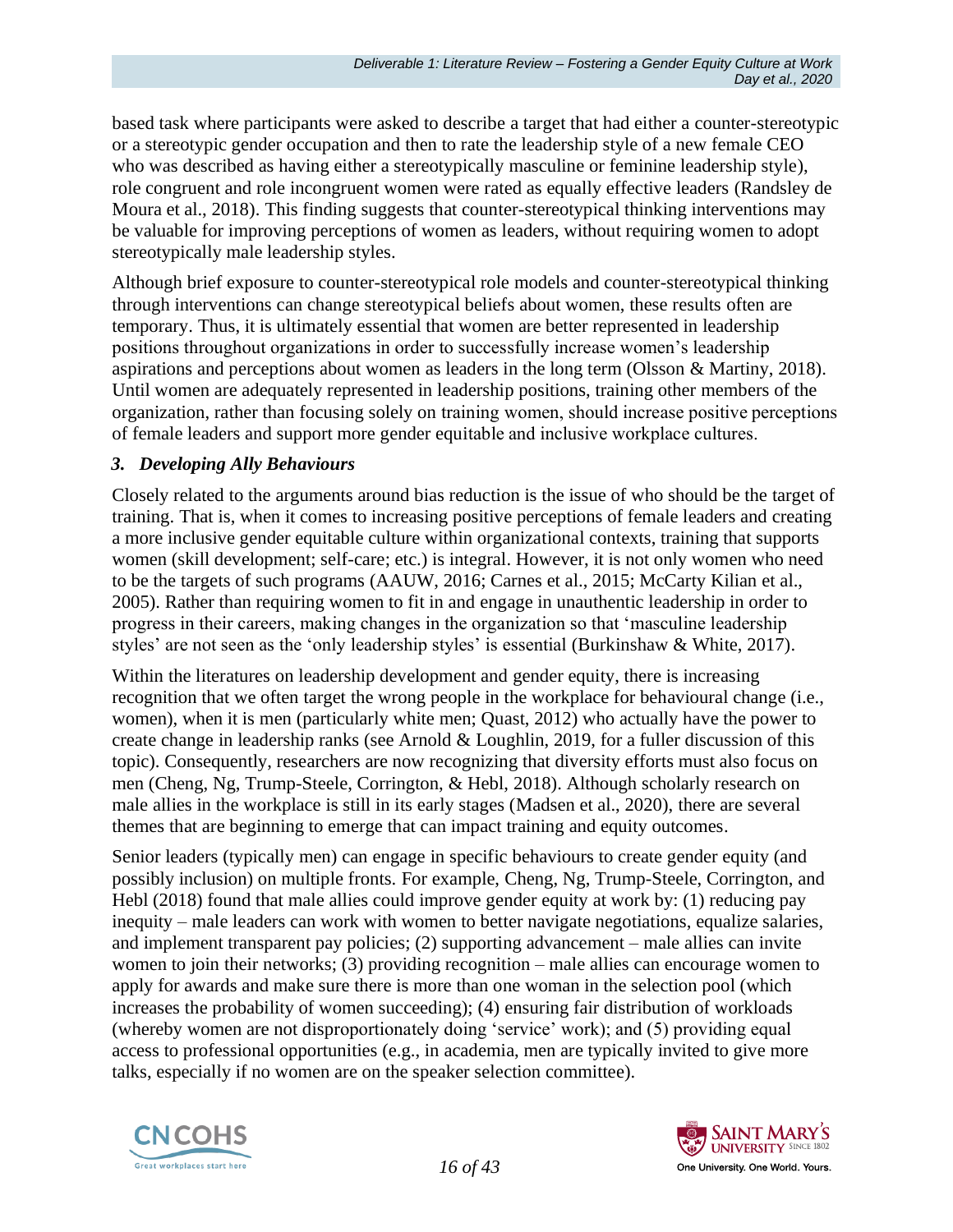based task where participants were asked to describe a target that had either a counter-stereotypic or a stereotypic gender occupation and then to rate the leadership style of a new female CEO who was described as having either a stereotypically masculine or feminine leadership style), role congruent and role incongruent women were rated as equally effective leaders (Randsley de Moura et al., 2018). This finding suggests that counter-stereotypical thinking interventions may be valuable for improving perceptions of women as leaders, without requiring women to adopt stereotypically male leadership styles.

Although brief exposure to counter-stereotypical role models and counter-stereotypical thinking through interventions can change stereotypical beliefs about women, these results often are temporary. Thus, it is ultimately essential that women are better represented in leadership positions throughout organizations in order to successfully increase women's leadership aspirations and perceptions about women as leaders in the long term (Olsson & Martiny, 2018). Until women are adequately represented in leadership positions, training other members of the organization, rather than focusing solely on training women, should increase positive perceptions of female leaders and support more gender equitable and inclusive workplace cultures.

### *3. Developing Ally Behaviours*

Closely related to the arguments around bias reduction is the issue of who should be the target of training. That is, when it comes to increasing positive perceptions of female leaders and creating a more inclusive gender equitable culture within organizational contexts, training that supports women (skill development; self-care; etc.) is integral. However, it is not only women who need to be the targets of such programs (AAUW, 2016; Carnes et al., 2015; McCarty Kilian et al., 2005). Rather than requiring women to fit in and engage in unauthentic leadership in order to progress in their careers, making changes in the organization so that 'masculine leadership styles' are not seen as the 'only leadership styles' is essential (Burkinshaw & White, 2017).

Within the literatures on leadership development and gender equity, there is increasing recognition that we often target the wrong people in the workplace for behavioural change (i.e., women), when it is men (particularly white men; Quast, 2012) who actually have the power to create change in leadership ranks (see Arnold & Loughlin, 2019, for a fuller discussion of this topic). Consequently, researchers are now recognizing that diversity efforts must also focus on men (Cheng, Ng, Trump-Steele, Corrington, & Hebl, 2018). Although scholarly research on male allies in the workplace is still in its early stages (Madsen et al., 2020), there are several themes that are beginning to emerge that can impact training and equity outcomes.

Senior leaders (typically men) can engage in specific behaviours to create gender equity (and possibly inclusion) on multiple fronts. For example, Cheng, Ng, Trump-Steele, Corrington, and Hebl (2018) found that male allies could improve gender equity at work by: (1) reducing pay inequity – male leaders can work with women to better navigate negotiations, equalize salaries, and implement transparent pay policies; (2) supporting advancement – male allies can invite women to join their networks; (3) providing recognition – male allies can encourage women to apply for awards and make sure there is more than one woman in the selection pool (which increases the probability of women succeeding); (4) ensuring fair distribution of workloads (whereby women are not disproportionately doing 'service' work); and (5) providing equal access to professional opportunities (e.g., in academia, men are typically invited to give more talks, especially if no women are on the speaker selection committee).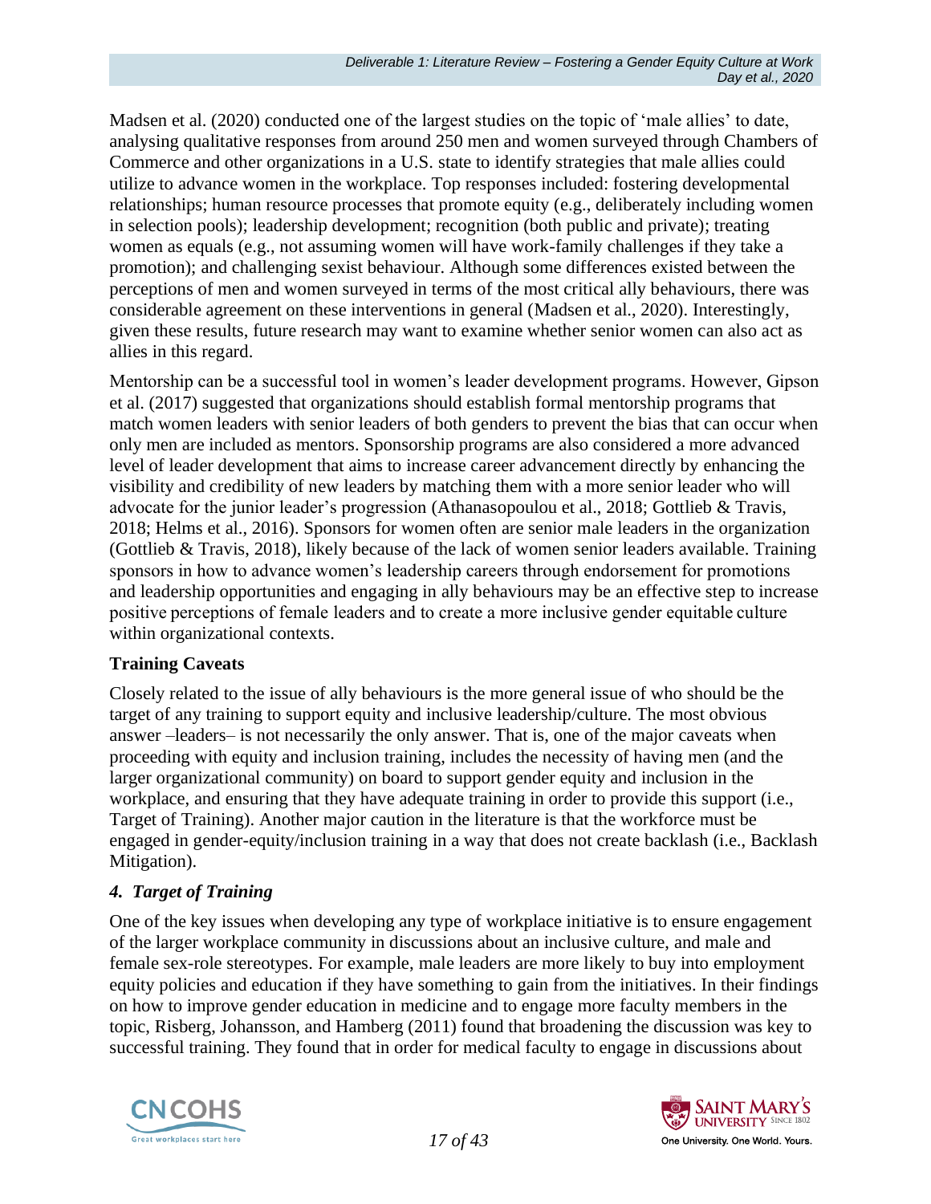Madsen et al. (2020) conducted one of the largest studies on the topic of 'male allies' to date, analysing qualitative responses from around 250 men and women surveyed through Chambers of Commerce and other organizations in a U.S. state to identify strategies that male allies could utilize to advance women in the workplace. Top responses included: fostering developmental relationships; human resource processes that promote equity (e.g., deliberately including women in selection pools); leadership development; recognition (both public and private); treating women as equals (e.g., not assuming women will have work-family challenges if they take a promotion); and challenging sexist behaviour. Although some differences existed between the perceptions of men and women surveyed in terms of the most critical ally behaviours, there was considerable agreement on these interventions in general (Madsen et al., 2020). Interestingly, given these results, future research may want to examine whether senior women can also act as allies in this regard.

Mentorship can be a successful tool in women's leader development programs. However, Gipson et al. (2017) suggested that organizations should establish formal mentorship programs that match women leaders with senior leaders of both genders to prevent the bias that can occur when only men are included as mentors. Sponsorship programs are also considered a more advanced level of leader development that aims to increase career advancement directly by enhancing the visibility and credibility of new leaders by matching them with a more senior leader who will advocate for the junior leader's progression (Athanasopoulou et al., 2018; Gottlieb & Travis, 2018; Helms et al., 2016). Sponsors for women often are senior male leaders in the organization (Gottlieb & Travis, 2018), likely because of the lack of women senior leaders available. Training sponsors in how to advance women's leadership careers through endorsement for promotions and leadership opportunities and engaging in ally behaviours may be an effective step to increase positive perceptions of female leaders and to create a more inclusive gender equitable culture within organizational contexts.

### Training Caveats

Closely related to the issue of ally behaviours is the more general issue of who should be the target of any training to support equity and inclusive leadership/culture. The most obvious answer –leaders– is not necessarily the only answer. That is, one of the major caveats when proceeding with equity and inclusion training, includes the necessity of having men (and the larger organizational community) on board to support gender equity and inclusion in the workplace, and ensuring that they have adequate training in order to provide this support (i.e., Target of Training). Another major caution in the literature is that the workforce must be engaged in gender-equity/inclusion training in a way that does not create backlash (i.e., Backlash Mitigation).

### *4. Target of Training*

One of the key issues when developing any type of workplace initiative is to ensure engagement of the larger workplace community in discussions about an inclusive culture, and male and female sex-role stereotypes. For example, male leaders are more likely to buy into employment equity policies and education if they have something to gain from the initiatives. In their findings on how to improve gender education in medicine and to engage more faculty members in the topic, Risberg, Johansson, and Hamberg (2011) found that broadening the discussion was key to successful training. They found that in order for medical faculty to engage in discussions about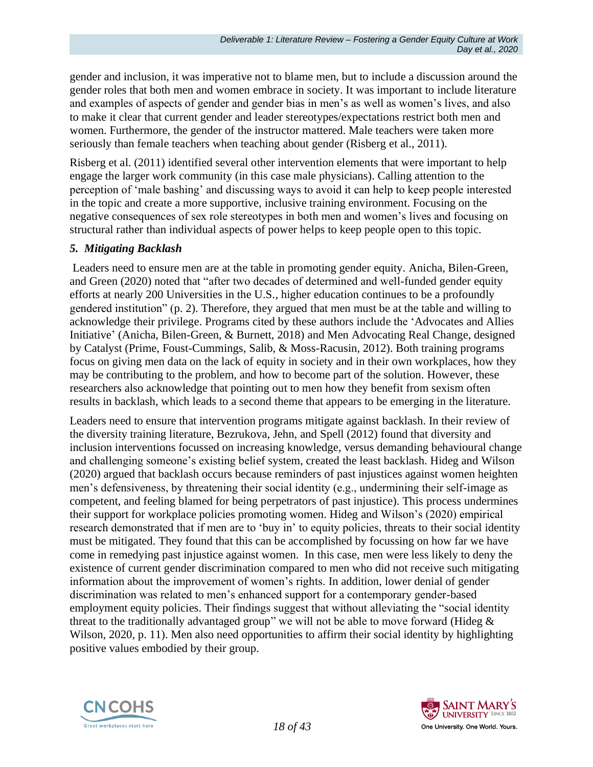gender and inclusion, it was imperative not to blame men, but to include a discussion around the gender roles that both men and women embrace in society. It was important to include literature and examples of aspects of gender and gender bias in men's as well as women's lives, and also to make it clear that current gender and leader stereotypes/expectations restrict both men and women. Furthermore, the gender of the instructor mattered. Male teachers were taken more seriously than female teachers when teaching about gender (Risberg et al., 2011).

Risberg et al. (2011) identified several other intervention elements that were important to help engage the larger work community (in this case male physicians). Calling attention to the perception of 'male bashing' and discussing ways to avoid it can help to keep people interested in the topic and create a more supportive, inclusive training environment. Focusing on the negative consequences of sex role stereotypes in both men and women's lives and focusing on structural rather than individual aspects of power helps to keep people open to this topic.

### *5. Mitigating Backlash*

Leaders need to ensure men are at the table in promoting gender equity. Anicha, Bilen-Green, and Green (2020) noted that "after two decades of determined and well-funded gender equity efforts at nearly 200 Universities in the U.S., higher education continues to be a profoundly gendered institution" (p. 2). Therefore, they argued that men must be at the table and willing to acknowledge their privilege. Programs cited by these authors include the 'Advocates and Allies Initiative' (Anicha, Bilen-Green, & Burnett, 2018) and Men Advocating Real Change, designed by Catalyst (Prime, Foust-Cummings, Salib, & Moss-Racusin, 2012). Both training programs focus on giving men data on the lack of equity in society and in their own workplaces, how they may be contributing to the problem, and how to become part of the solution. However, these researchers also acknowledge that pointing out to men how they benefit from sexism often results in backlash, which leads to a second theme that appears to be emerging in the literature.

Leaders need to ensure that intervention programs mitigate against backlash. In their review of the diversity training literature, Bezrukova, Jehn, and Spell (2012) found that diversity and inclusion interventions focussed on increasing knowledge, versus demanding behavioural change and challenging someone's existing belief system, created the least backlash. Hideg and Wilson (2020) argued that backlash occurs because reminders of past injustices against women heighten men's defensiveness, by threatening their social identity (e.g., undermining their self-image as competent, and feeling blamed for being perpetrators of past injustice). This process undermines their support for workplace policies promoting women. Hideg and Wilson's (2020) empirical research demonstrated that if men are to 'buy in' to equity policies, threats to their social identity must be mitigated. They found that this can be accomplished by focussing on how far we have come in remedying past injustice against women. In this case, men were less likely to deny the existence of current gender discrimination compared to men who did not receive such mitigating information about the improvement of women's rights. In addition, lower denial of gender discrimination was related to men's enhanced support for a contemporary gender-based employment equity policies. Their findings suggest that without alleviating the "social identity threat to the traditionally advantaged group" we will not be able to move forward (Hideg & Wilson, 2020, p. 11). Men also need opportunities to affirm their social identity by highlighting positive values embodied by their group.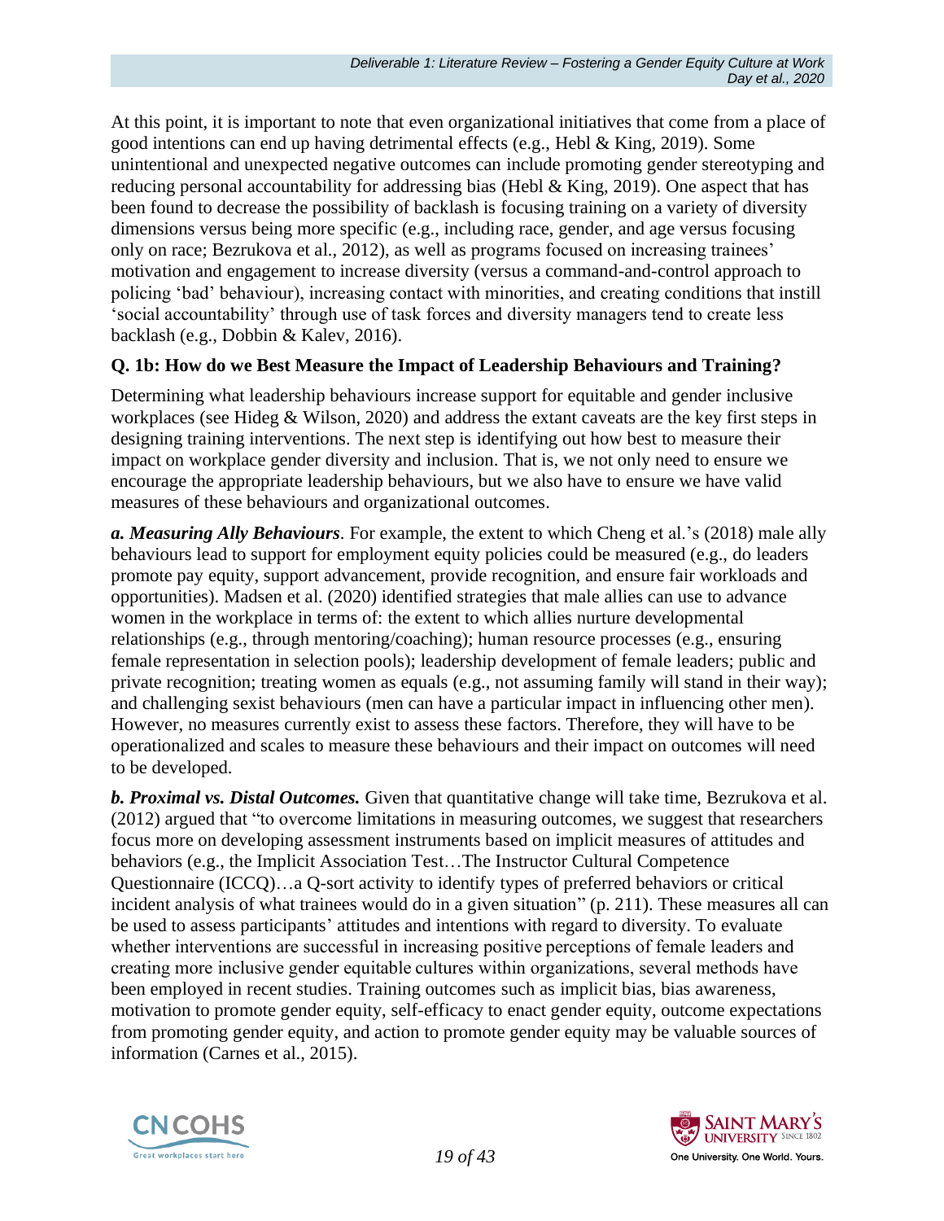At this point, it is important to note that even organizational initiatives that come from a place of good intentions can end up having detrimental effects (e.g., Hebl & King, 2019). Some unintentional and unexpected negative outcomes can include promoting gender stereotyping and reducing personal accountability for addressing bias (Hebl & King, 2019). One aspect that has been found to decrease the possibility of backlash is focusing training on a variety of diversity dimensions versus being more specific (e.g., including race, gender, and age versus focusing only on race; Bezrukova et al., 2012), as well as programs focused on increasing trainees' motivation and engagement to increase diversity (versus a command-and-control approach to policing 'bad' behaviour), increasing contact with minorities, and creating conditions that instill 'social accountability' through use of task forces and diversity managers tend to create less backlash (e.g., Dobbin & Kalev, 2016).

### Q. 1b: How do we Best Measure the Impact of Leadership Behaviours and Training?

Determining what leadership behaviours increase support for equitable and gender inclusive workplaces (see Hideg & Wilson, 2020) and address the extant caveats are the key first steps in designing training interventions. The next step is identifying out how best to measure their impact on workplace gender diversity and inclusion. That is, we not only need to ensure we encourage the appropriate leadership behaviours, but we also have to ensure we have valid measures of these behaviours and organizational outcomes.

***a. Measuring Ally Behaviours***. For example, the extent to which Cheng et al.'s (2018) male ally behaviours lead to support for employment equity policies could be measured (e.g., do leaders promote pay equity, support advancement, provide recognition, and ensure fair workloads and opportunities). Madsen et al. (2020) identified strategies that male allies can use to advance women in the workplace in terms of: the extent to which allies nurture developmental relationships (e.g., through mentoring/coaching); human resource processes (e.g., ensuring female representation in selection pools); leadership development of female leaders; public and private recognition; treating women as equals (e.g., not assuming family will stand in their way); and challenging sexist behaviours (men can have a particular impact in influencing other men). However, no measures currently exist to assess these factors. Therefore, they will have to be operationalized and scales to measure these behaviours and their impact on outcomes will need to be developed.

***b. Proximal vs. Distal Outcomes.*** Given that quantitative change will take time, Bezrukova et al. (2012) argued that "to overcome limitations in measuring outcomes, we suggest that researchers focus more on developing assessment instruments based on implicit measures of attitudes and behaviors (e.g., the Implicit Association Test…The Instructor Cultural Competence Questionnaire (ICCQ)…a Q-sort activity to identify types of preferred behaviors or critical incident analysis of what trainees would do in a given situation" (p. 211). These measures all can be used to assess participants' attitudes and intentions with regard to diversity. To evaluate whether interventions are successful in increasing positive perceptions of female leaders and creating more inclusive gender equitable cultures within organizations, several methods have been employed in recent studies. Training outcomes such as implicit bias, bias awareness, motivation to promote gender equity, self-efficacy to enact gender equity, outcome expectations from promoting gender equity, and action to promote gender equity may be valuable sources of information (Carnes et al., 2015).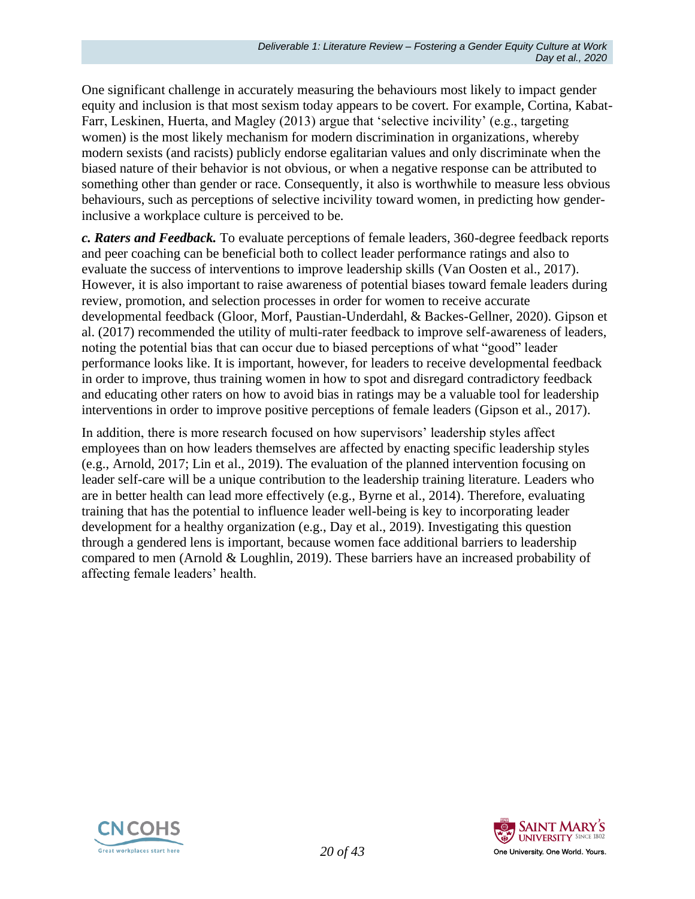One significant challenge in accurately measuring the behaviours most likely to impact gender equity and inclusion is that most sexism today appears to be covert. For example, Cortina, Kabat-Farr, Leskinen, Huerta, and Magley (2013) argue that 'selective incivility' (e.g., targeting women) is the most likely mechanism for modern discrimination in organizations, whereby modern sexists (and racists) publicly endorse egalitarian values and only discriminate when the biased nature of their behavior is not obvious, or when a negative response can be attributed to something other than gender or race. Consequently, it also is worthwhile to measure less obvious behaviours, such as perceptions of selective incivility toward women, in predicting how gender-inclusive a workplace culture is perceived to be.

***c. Raters and Feedback.*** To evaluate perceptions of female leaders, 360-degree feedback reports and peer coaching can be beneficial both to collect leader performance ratings and also to evaluate the success of interventions to improve leadership skills (Van Oosten et al., 2017). However, it is also important to raise awareness of potential biases toward female leaders during review, promotion, and selection processes in order for women to receive accurate developmental feedback (Gloor, Morf, Paustian-Underdahl, & Backes-Gellner, 2020). Gipson et al. (2017) recommended the utility of multi-rater feedback to improve self-awareness of leaders, noting the potential bias that can occur due to biased perceptions of what "good" leader performance looks like. It is important, however, for leaders to receive developmental feedback in order to improve, thus training women in how to spot and disregard contradictory feedback and educating other raters on how to avoid bias in ratings may be a valuable tool for leadership interventions in order to improve positive perceptions of female leaders (Gipson et al., 2017).

In addition, there is more research focused on how supervisors' leadership styles affect employees than on how leaders themselves are affected by enacting specific leadership styles (e.g., Arnold, 2017; Lin et al., 2019). The evaluation of the planned intervention focusing on leader self-care will be a unique contribution to the leadership training literature. Leaders who are in better health can lead more effectively (e.g., Byrne et al., 2014). Therefore, evaluating training that has the potential to influence leader well-being is key to incorporating leader development for a healthy organization (e.g., Day et al., 2019). Investigating this question through a gendered lens is important, because women face additional barriers to leadership compared to men (Arnold & Loughlin, 2019). These barriers have an increased probability of affecting female leaders' health.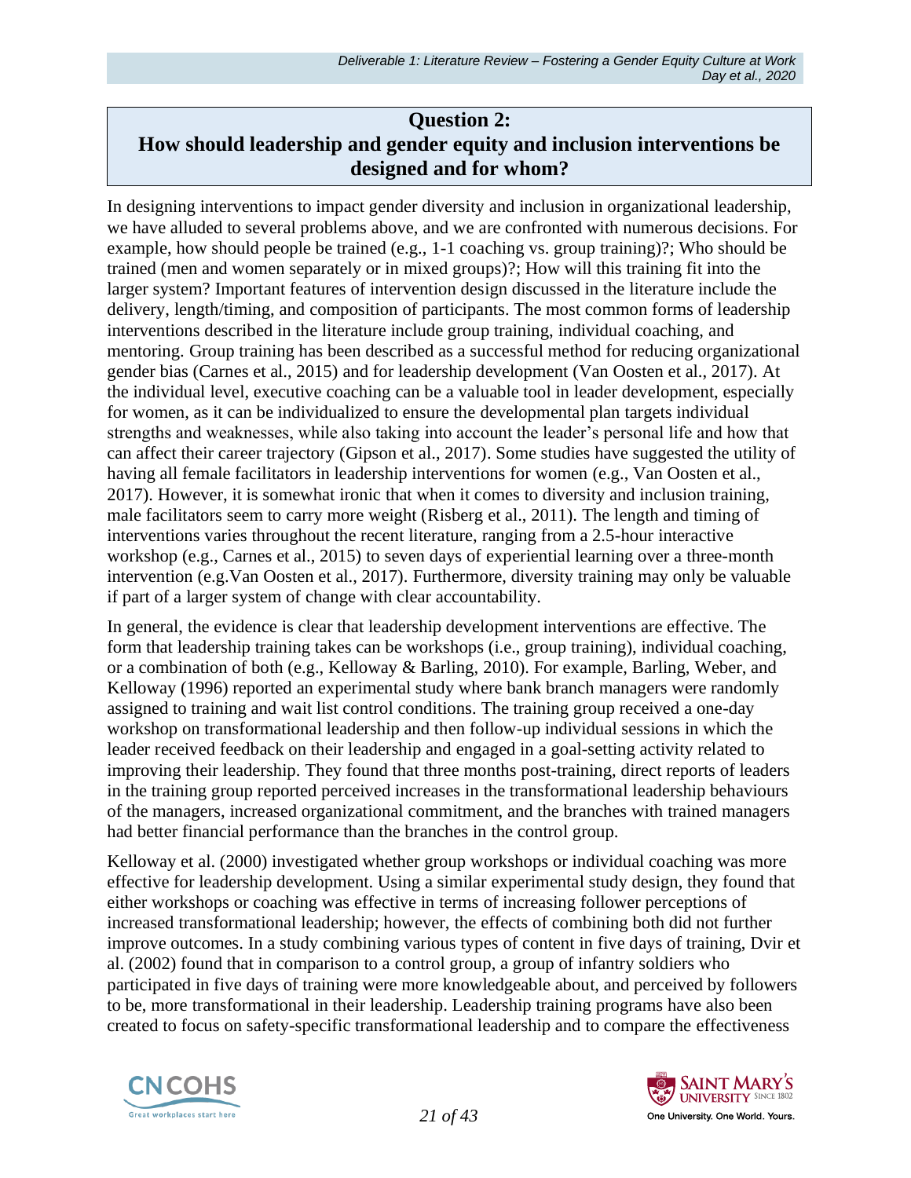## Question 2:
## How should leadership and gender equity and inclusion interventions be designed and for whom?

In designing interventions to impact gender diversity and inclusion in organizational leadership, we have alluded to several problems above, and we are confronted with numerous decisions. For example, how should people be trained (e.g., 1-1 coaching vs. group training)?; Who should be trained (men and women separately or in mixed groups)?; How will this training fit into the larger system? Important features of intervention design discussed in the literature include the delivery, length/timing, and composition of participants. The most common forms of leadership interventions described in the literature include group training, individual coaching, and mentoring. Group training has been described as a successful method for reducing organizational gender bias (Carnes et al., 2015) and for leadership development (Van Oosten et al., 2017). At the individual level, executive coaching can be a valuable tool in leader development, especially for women, as it can be individualized to ensure the developmental plan targets individual strengths and weaknesses, while also taking into account the leader's personal life and how that can affect their career trajectory (Gipson et al., 2017). Some studies have suggested the utility of having all female facilitators in leadership interventions for women (e.g., Van Oosten et al., 2017). However, it is somewhat ironic that when it comes to diversity and inclusion training, male facilitators seem to carry more weight (Risberg et al., 2011). The length and timing of interventions varies throughout the recent literature, ranging from a 2.5-hour interactive workshop (e.g., Carnes et al., 2015) to seven days of experiential learning over a three-month intervention (e.g.Van Oosten et al., 2017). Furthermore, diversity training may only be valuable if part of a larger system of change with clear accountability.

In general, the evidence is clear that leadership development interventions are effective. The form that leadership training takes can be workshops (i.e., group training), individual coaching, or a combination of both (e.g., Kelloway & Barling, 2010). For example, Barling, Weber, and Kelloway (1996) reported an experimental study where bank branch managers were randomly assigned to training and wait list control conditions. The training group received a one-day workshop on transformational leadership and then follow-up individual sessions in which the leader received feedback on their leadership and engaged in a goal-setting activity related to improving their leadership. They found that three months post-training, direct reports of leaders in the training group reported perceived increases in the transformational leadership behaviours of the managers, increased organizational commitment, and the branches with trained managers had better financial performance than the branches in the control group.

Kelloway et al. (2000) investigated whether group workshops or individual coaching was more effective for leadership development. Using a similar experimental study design, they found that either workshops or coaching was effective in terms of increasing follower perceptions of increased transformational leadership; however, the effects of combining both did not further improve outcomes. In a study combining various types of content in five days of training, Dvir et al. (2002) found that in comparison to a control group, a group of infantry soldiers who participated in five days of training were more knowledgeable about, and perceived by followers to be, more transformational in their leadership. Leadership training programs have also been created to focus on safety-specific transformational leadership and to compare the effectiveness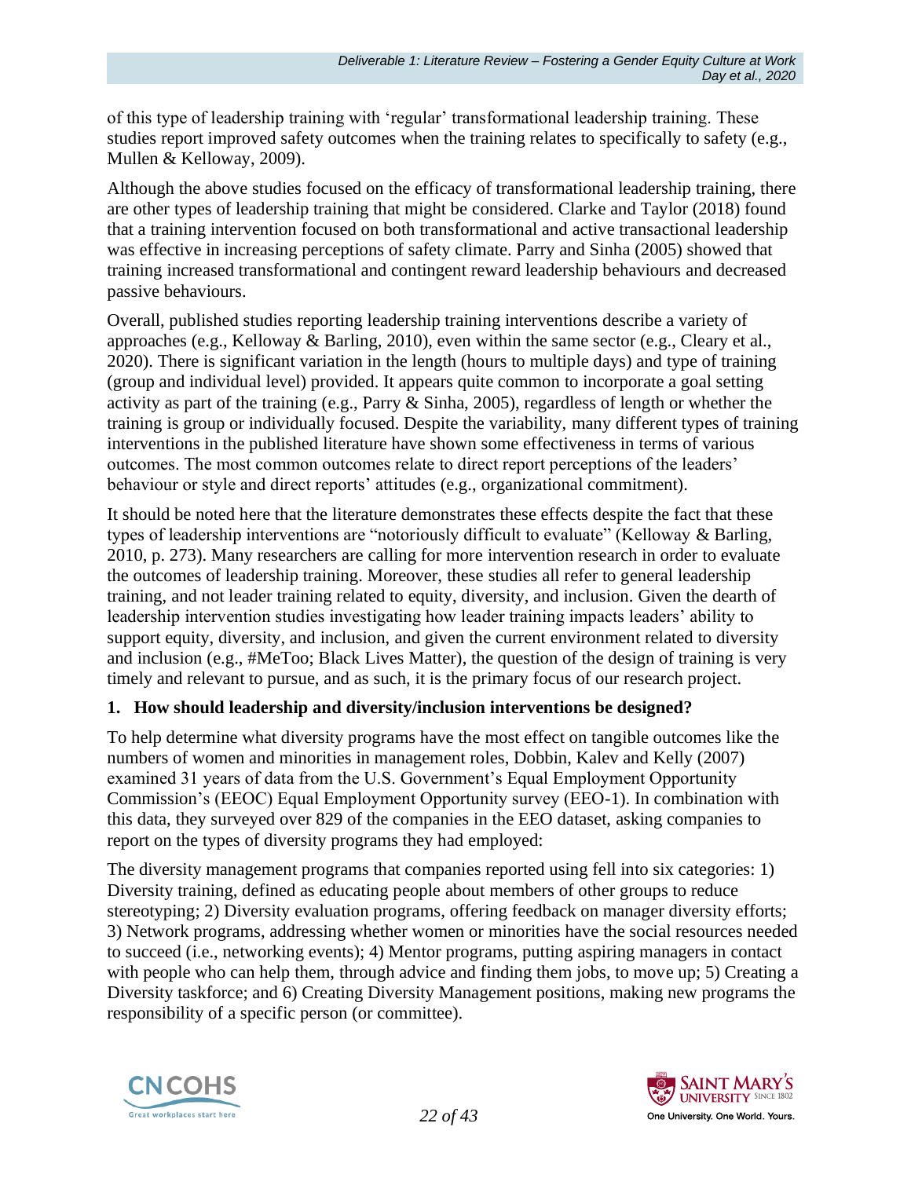of this type of leadership training with 'regular' transformational leadership training. These studies report improved safety outcomes when the training relates to specifically to safety (e.g., Mullen & Kelloway, 2009).

Although the above studies focused on the efficacy of transformational leadership training, there are other types of leadership training that might be considered. Clarke and Taylor (2018) found that a training intervention focused on both transformational and active transactional leadership was effective in increasing perceptions of safety climate. Parry and Sinha (2005) showed that training increased transformational and contingent reward leadership behaviours and decreased passive behaviours.

Overall, published studies reporting leadership training interventions describe a variety of approaches (e.g., Kelloway & Barling, 2010), even within the same sector (e.g., Cleary et al., 2020). There is significant variation in the length (hours to multiple days) and type of training (group and individual level) provided. It appears quite common to incorporate a goal setting activity as part of the training (e.g., Parry & Sinha, 2005), regardless of length or whether the training is group or individually focused. Despite the variability, many different types of training interventions in the published literature have shown some effectiveness in terms of various outcomes. The most common outcomes relate to direct report perceptions of the leaders' behaviour or style and direct reports' attitudes (e.g., organizational commitment).

It should be noted here that the literature demonstrates these effects despite the fact that these types of leadership interventions are "notoriously difficult to evaluate" (Kelloway & Barling, 2010, p. 273). Many researchers are calling for more intervention research in order to evaluate the outcomes of leadership training. Moreover, these studies all refer to general leadership training, and not leader training related to equity, diversity, and inclusion. Given the dearth of leadership intervention studies investigating how leader training impacts leaders' ability to support equity, diversity, and inclusion, and given the current environment related to diversity and inclusion (e.g., #MeToo; Black Lives Matter), the question of the design of training is very timely and relevant to pursue, and as such, it is the primary focus of our research project.

**1. How should leadership and diversity/inclusion interventions be designed?**

To help determine what diversity programs have the most effect on tangible outcomes like the numbers of women and minorities in management roles, Dobbin, Kalev and Kelly (2007) examined 31 years of data from the U.S. Government's Equal Employment Opportunity Commission's (EEOC) Equal Employment Opportunity survey (EEO-1). In combination with this data, they surveyed over 829 of the companies in the EEO dataset, asking companies to report on the types of diversity programs they had employed:

The diversity management programs that companies reported using fell into six categories: 1) Diversity training, defined as educating people about members of other groups to reduce stereotyping; 2) Diversity evaluation programs, offering feedback on manager diversity efforts; 3) Network programs, addressing whether women or minorities have the social resources needed to succeed (i.e., networking events); 4) Mentor programs, putting aspiring managers in contact with people who can help them, through advice and finding them jobs, to move up; 5) Creating a Diversity taskforce; and 6) Creating Diversity Management positions, making new programs the responsibility of a specific person (or committee).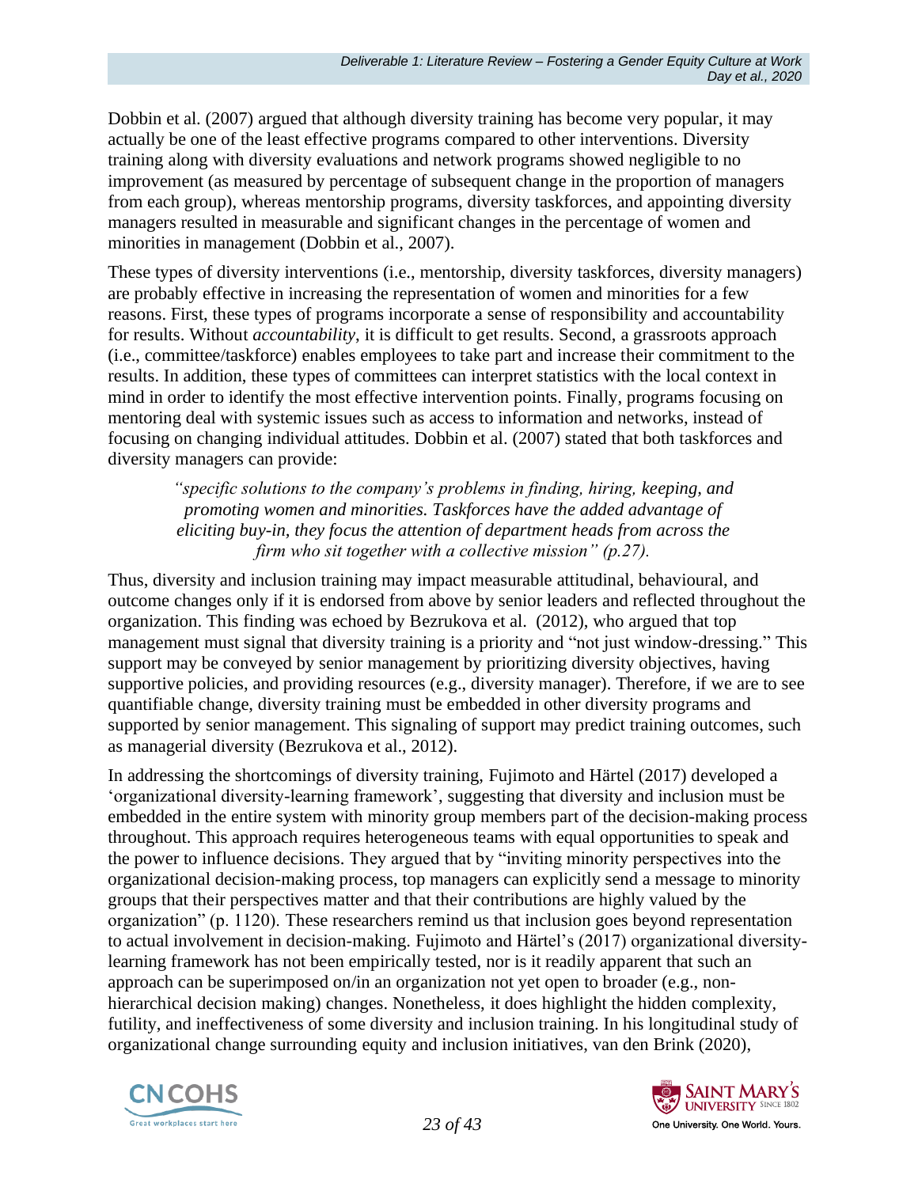Dobbin et al. (2007) argued that although diversity training has become very popular, it may actually be one of the least effective programs compared to other interventions. Diversity training along with diversity evaluations and network programs showed negligible to no improvement (as measured by percentage of subsequent change in the proportion of managers from each group), whereas mentorship programs, diversity taskforces, and appointing diversity managers resulted in measurable and significant changes in the percentage of women and minorities in management (Dobbin et al., 2007).

These types of diversity interventions (i.e., mentorship, diversity taskforces, diversity managers) are probably effective in increasing the representation of women and minorities for a few reasons. First, these types of programs incorporate a sense of responsibility and accountability for results. Without *accountability*, it is difficult to get results. Second, a grassroots approach (i.e., committee/taskforce) enables employees to take part and increase their commitment to the results. In addition, these types of committees can interpret statistics with the local context in mind in order to identify the most effective intervention points. Finally, programs focusing on mentoring deal with systemic issues such as access to information and networks, instead of focusing on changing individual attitudes. Dobbin et al. (2007) stated that both taskforces and diversity managers can provide:

> *"specific solutions to the company's problems in finding, hiring, keeping, and promoting women and minorities. Taskforces have the added advantage of eliciting buy-in, they focus the attention of department heads from across the firm who sit together with a collective mission" (p.27).*

Thus, diversity and inclusion training may impact measurable attitudinal, behavioural, and outcome changes only if it is endorsed from above by senior leaders and reflected throughout the organization. This finding was echoed by Bezrukova et al. (2012), who argued that top management must signal that diversity training is a priority and "not just window-dressing." This support may be conveyed by senior management by prioritizing diversity objectives, having supportive policies, and providing resources (e.g., diversity manager). Therefore, if we are to see quantifiable change, diversity training must be embedded in other diversity programs and supported by senior management. This signaling of support may predict training outcomes, such as managerial diversity (Bezrukova et al., 2012).

In addressing the shortcomings of diversity training, Fujimoto and Härtel (2017) developed a 'organizational diversity-learning framework', suggesting that diversity and inclusion must be embedded in the entire system with minority group members part of the decision-making process throughout. This approach requires heterogeneous teams with equal opportunities to speak and the power to influence decisions. They argued that by "inviting minority perspectives into the organizational decision-making process, top managers can explicitly send a message to minority groups that their perspectives matter and that their contributions are highly valued by the organization" (p. 1120). These researchers remind us that inclusion goes beyond representation to actual involvement in decision-making. Fujimoto and Härtel's (2017) organizational diversity-learning framework has not been empirically tested, nor is it readily apparent that such an approach can be superimposed on/in an organization not yet open to broader (e.g., non-hierarchical decision making) changes. Nonetheless, it does highlight the hidden complexity, futility, and ineffectiveness of some diversity and inclusion training. In his longitudinal study of organizational change surrounding equity and inclusion initiatives, van den Brink (2020),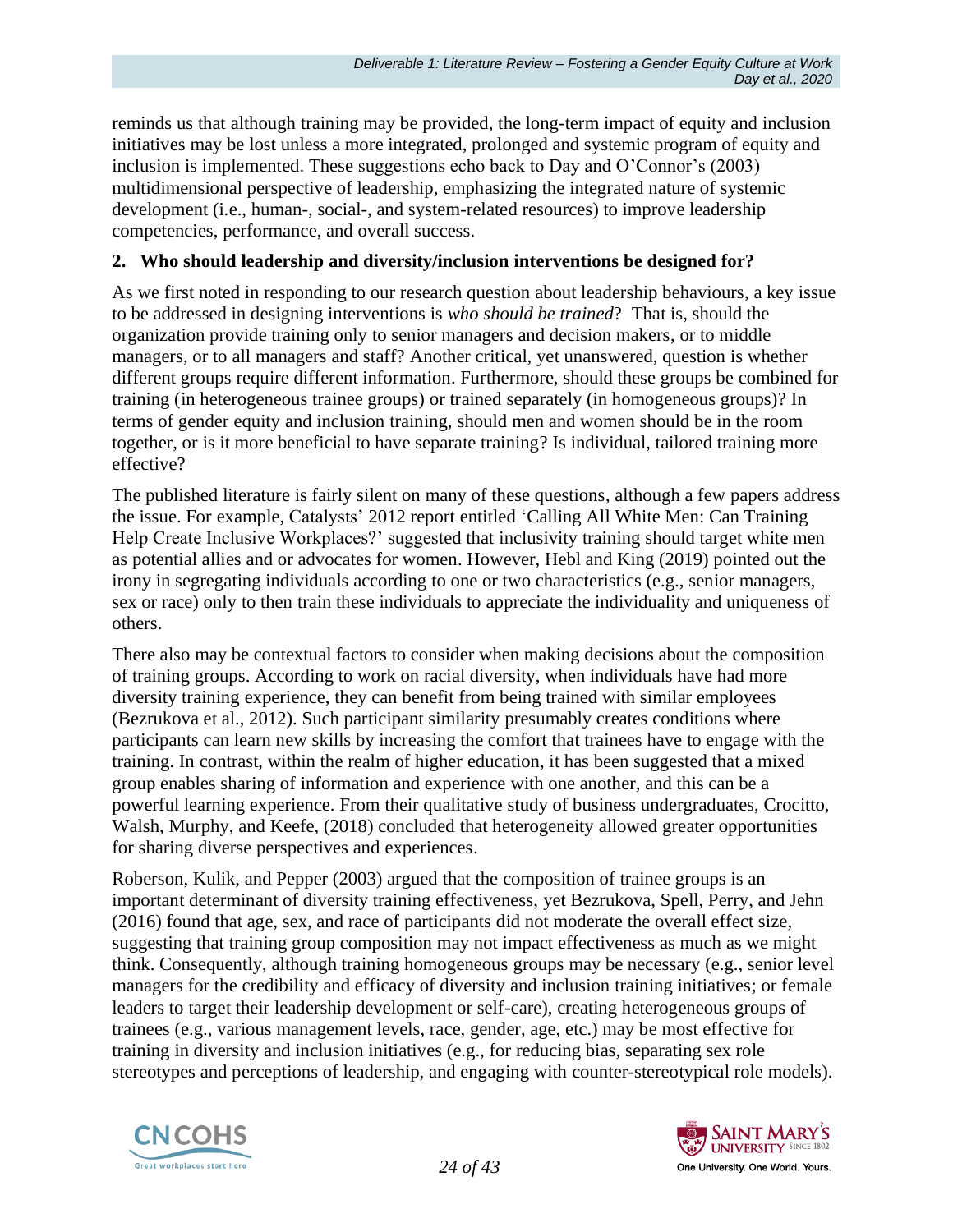reminds us that although training may be provided, the long-term impact of equity and inclusion initiatives may be lost unless a more integrated, prolonged and systemic program of equity and inclusion is implemented. These suggestions echo back to Day and O'Connor's (2003) multidimensional perspective of leadership, emphasizing the integrated nature of systemic development (i.e., human-, social-, and system-related resources) to improve leadership competencies, performance, and overall success.

### 2. Who should leadership and diversity/inclusion interventions be designed for?

As we first noted in responding to our research question about leadership behaviours, a key issue to be addressed in designing interventions is *who should be trained*? That is, should the organization provide training only to senior managers and decision makers, or to middle managers, or to all managers and staff? Another critical, yet unanswered, question is whether different groups require different information. Furthermore, should these groups be combined for training (in heterogeneous trainee groups) or trained separately (in homogeneous groups)? In terms of gender equity and inclusion training, should men and women should be in the room together, or is it more beneficial to have separate training? Is individual, tailored training more effective?

The published literature is fairly silent on many of these questions, although a few papers address the issue. For example, Catalysts' 2012 report entitled 'Calling All White Men: Can Training Help Create Inclusive Workplaces?' suggested that inclusivity training should target white men as potential allies and or advocates for women. However, Hebl and King (2019) pointed out the irony in segregating individuals according to one or two characteristics (e.g., senior managers, sex or race) only to then train these individuals to appreciate the individuality and uniqueness of others.

There also may be contextual factors to consider when making decisions about the composition of training groups. According to work on racial diversity, when individuals have had more diversity training experience, they can benefit from being trained with similar employees (Bezrukova et al., 2012). Such participant similarity presumably creates conditions where participants can learn new skills by increasing the comfort that trainees have to engage with the training. In contrast, within the realm of higher education, it has been suggested that a mixed group enables sharing of information and experience with one another, and this can be a powerful learning experience. From their qualitative study of business undergraduates, Crocitto, Walsh, Murphy, and Keefe, (2018) concluded that heterogeneity allowed greater opportunities for sharing diverse perspectives and experiences.

Roberson, Kulik, and Pepper (2003) argued that the composition of trainee groups is an important determinant of diversity training effectiveness, yet Bezrukova, Spell, Perry, and Jehn (2016) found that age, sex, and race of participants did not moderate the overall effect size, suggesting that training group composition may not impact effectiveness as much as we might think. Consequently, although training homogeneous groups may be necessary (e.g., senior level managers for the credibility and efficacy of diversity and inclusion training initiatives; or female leaders to target their leadership development or self-care), creating heterogeneous groups of trainees (e.g., various management levels, race, gender, age, etc.) may be most effective for training in diversity and inclusion initiatives (e.g., for reducing bias, separating sex role stereotypes and perceptions of leadership, and engaging with counter-stereotypical role models).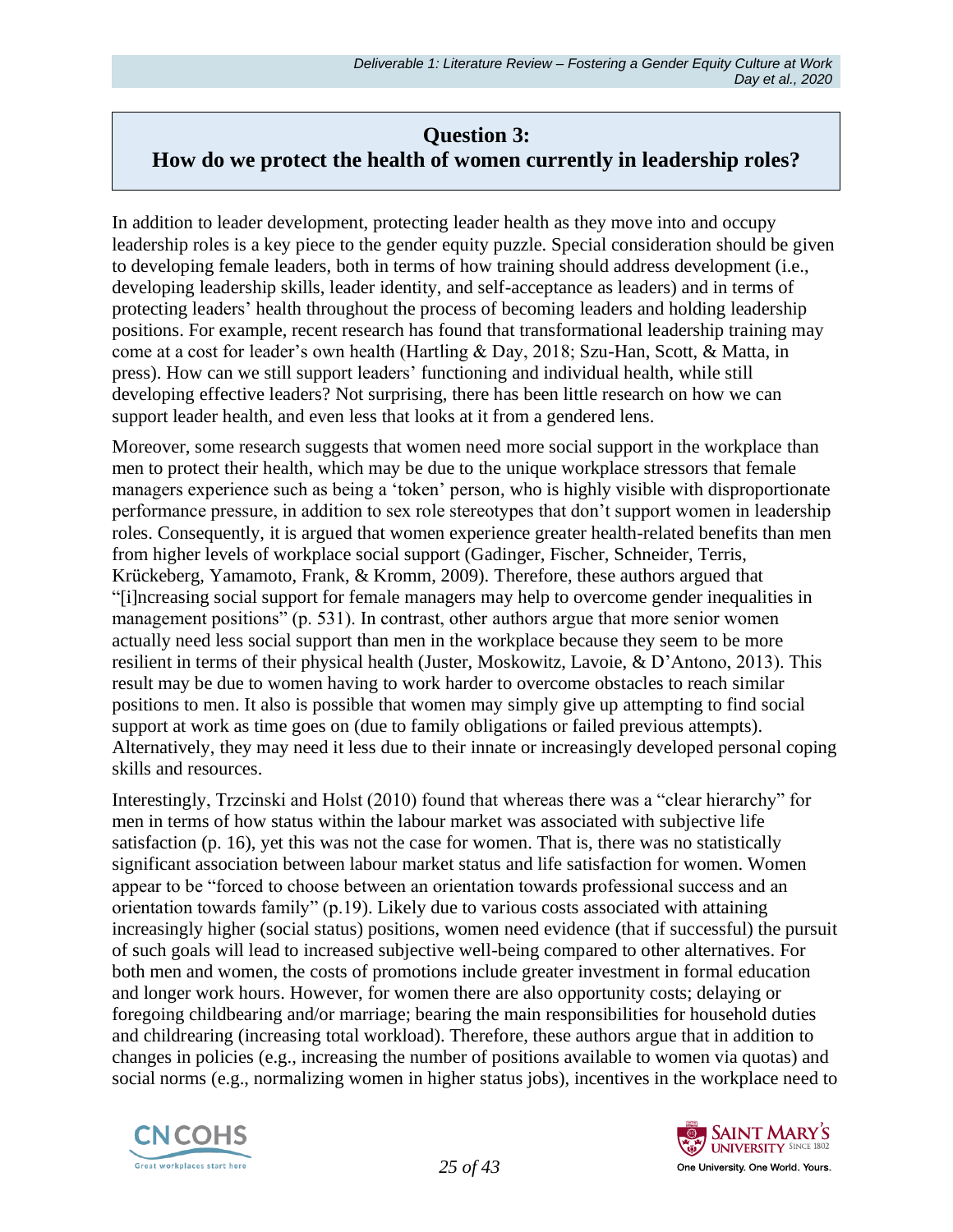## Question 3: How do we protect the health of women currently in leadership roles?

In addition to leader development, protecting leader health as they move into and occupy leadership roles is a key piece to the gender equity puzzle. Special consideration should be given to developing female leaders, both in terms of how training should address development (i.e., developing leadership skills, leader identity, and self-acceptance as leaders) and in terms of protecting leaders' health throughout the process of becoming leaders and holding leadership positions. For example, recent research has found that transformational leadership training may come at a cost for leader's own health (Hartling & Day, 2018; Szu-Han, Scott, & Matta, in press). How can we still support leaders' functioning and individual health, while still developing effective leaders? Not surprising, there has been little research on how we can support leader health, and even less that looks at it from a gendered lens.

Moreover, some research suggests that women need more social support in the workplace than men to protect their health, which may be due to the unique workplace stressors that female managers experience such as being a 'token' person, who is highly visible with disproportionate performance pressure, in addition to sex role stereotypes that don't support women in leadership roles. Consequently, it is argued that women experience greater health-related benefits than men from higher levels of workplace social support (Gadinger, Fischer, Schneider, Terris, Krückeberg, Yamamoto, Frank, & Kromm, 2009). Therefore, these authors argued that "[i]ncreasing social support for female managers may help to overcome gender inequalities in management positions" (p. 531). In contrast, other authors argue that more senior women actually need less social support than men in the workplace because they seem to be more resilient in terms of their physical health (Juster, Moskowitz, Lavoie, & D'Antono, 2013). This result may be due to women having to work harder to overcome obstacles to reach similar positions to men. It also is possible that women may simply give up attempting to find social support at work as time goes on (due to family obligations or failed previous attempts). Alternatively, they may need it less due to their innate or increasingly developed personal coping skills and resources.

Interestingly, Trzcinski and Holst (2010) found that whereas there was a "clear hierarchy" for men in terms of how status within the labour market was associated with subjective life satisfaction (p. 16), yet this was not the case for women. That is, there was no statistically significant association between labour market status and life satisfaction for women. Women appear to be "forced to choose between an orientation towards professional success and an orientation towards family" (p.19). Likely due to various costs associated with attaining increasingly higher (social status) positions, women need evidence (that if successful) the pursuit of such goals will lead to increased subjective well-being compared to other alternatives. For both men and women, the costs of promotions include greater investment in formal education and longer work hours. However, for women there are also opportunity costs; delaying or foregoing childbearing and/or marriage; bearing the main responsibilities for household duties and childrearing (increasing total workload). Therefore, these authors argue that in addition to changes in policies (e.g., increasing the number of positions available to women via quotas) and social norms (e.g., normalizing women in higher status jobs), incentives in the workplace need to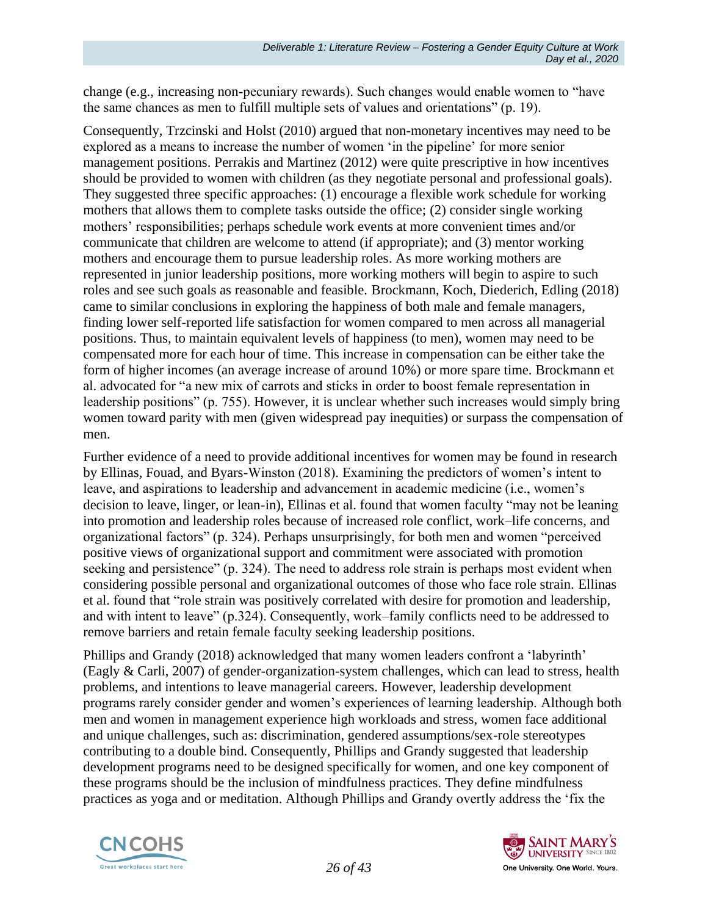change (e.g., increasing non-pecuniary rewards). Such changes would enable women to "have the same chances as men to fulfill multiple sets of values and orientations" (p. 19).

Consequently, Trzcinski and Holst (2010) argued that non-monetary incentives may need to be explored as a means to increase the number of women 'in the pipeline' for more senior management positions. Perrakis and Martinez (2012) were quite prescriptive in how incentives should be provided to women with children (as they negotiate personal and professional goals). They suggested three specific approaches: (1) encourage a flexible work schedule for working mothers that allows them to complete tasks outside the office; (2) consider single working mothers' responsibilities; perhaps schedule work events at more convenient times and/or communicate that children are welcome to attend (if appropriate); and (3) mentor working mothers and encourage them to pursue leadership roles. As more working mothers are represented in junior leadership positions, more working mothers will begin to aspire to such roles and see such goals as reasonable and feasible. Brockmann, Koch, Diederich, Edling (2018) came to similar conclusions in exploring the happiness of both male and female managers, finding lower self-reported life satisfaction for women compared to men across all managerial positions. Thus, to maintain equivalent levels of happiness (to men), women may need to be compensated more for each hour of time. This increase in compensation can be either take the form of higher incomes (an average increase of around 10%) or more spare time. Brockmann et al. advocated for "a new mix of carrots and sticks in order to boost female representation in leadership positions" (p. 755). However, it is unclear whether such increases would simply bring women toward parity with men (given widespread pay inequities) or surpass the compensation of men.

Further evidence of a need to provide additional incentives for women may be found in research by Ellinas, Fouad, and Byars-Winston (2018). Examining the predictors of women's intent to leave, and aspirations to leadership and advancement in academic medicine (i.e., women's decision to leave, linger, or lean-in), Ellinas et al. found that women faculty "may not be leaning into promotion and leadership roles because of increased role conflict, work–life concerns, and organizational factors" (p. 324). Perhaps unsurprisingly, for both men and women "perceived positive views of organizational support and commitment were associated with promotion seeking and persistence" (p. 324). The need to address role strain is perhaps most evident when considering possible personal and organizational outcomes of those who face role strain. Ellinas et al. found that "role strain was positively correlated with desire for promotion and leadership, and with intent to leave" (p.324). Consequently, work–family conflicts need to be addressed to remove barriers and retain female faculty seeking leadership positions.

Phillips and Grandy (2018) acknowledged that many women leaders confront a 'labyrinth' (Eagly & Carli, 2007) of gender-organization-system challenges, which can lead to stress, health problems, and intentions to leave managerial careers. However, leadership development programs rarely consider gender and women's experiences of learning leadership. Although both men and women in management experience high workloads and stress, women face additional and unique challenges, such as: discrimination, gendered assumptions/sex-role stereotypes contributing to a double bind. Consequently, Phillips and Grandy suggested that leadership development programs need to be designed specifically for women, and one key component of these programs should be the inclusion of mindfulness practices. They define mindfulness practices as yoga and or meditation. Although Phillips and Grandy overtly address the 'fix the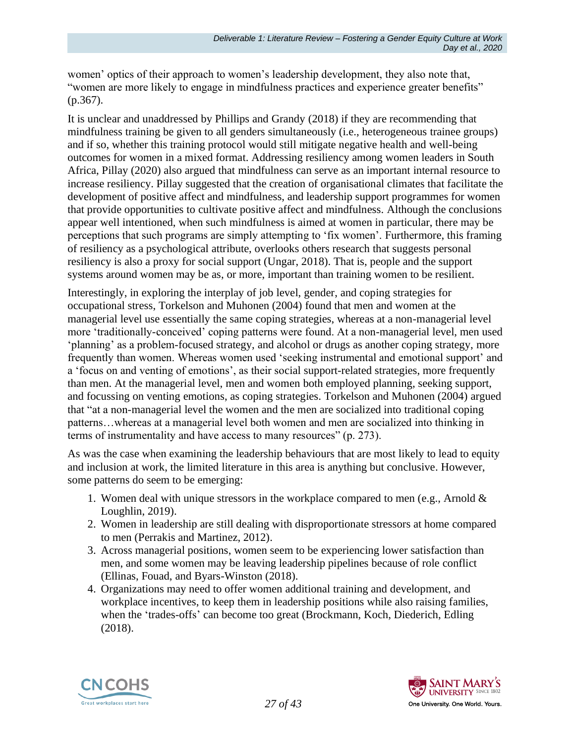women' optics of their approach to women's leadership development, they also note that, "women are more likely to engage in mindfulness practices and experience greater benefits" (p.367).

It is unclear and unaddressed by Phillips and Grandy (2018) if they are recommending that mindfulness training be given to all genders simultaneously (i.e., heterogeneous trainee groups) and if so, whether this training protocol would still mitigate negative health and well-being outcomes for women in a mixed format. Addressing resiliency among women leaders in South Africa, Pillay (2020) also argued that mindfulness can serve as an important internal resource to increase resiliency. Pillay suggested that the creation of organisational climates that facilitate the development of positive affect and mindfulness, and leadership support programmes for women that provide opportunities to cultivate positive affect and mindfulness. Although the conclusions appear well intentioned, when such mindfulness is aimed at women in particular, there may be perceptions that such programs are simply attempting to 'fix women'. Furthermore, this framing of resiliency as a psychological attribute, overlooks others research that suggests personal resiliency is also a proxy for social support (Ungar, 2018). That is, people and the support systems around women may be as, or more, important than training women to be resilient.

Interestingly, in exploring the interplay of job level, gender, and coping strategies for occupational stress, Torkelson and Muhonen (2004) found that men and women at the managerial level use essentially the same coping strategies, whereas at a non-managerial level more 'traditionally-conceived' coping patterns were found. At a non-managerial level, men used 'planning' as a problem-focused strategy, and alcohol or drugs as another coping strategy, more frequently than women. Whereas women used 'seeking instrumental and emotional support' and a 'focus on and venting of emotions', as their social support-related strategies, more frequently than men. At the managerial level, men and women both employed planning, seeking support, and focussing on venting emotions, as coping strategies. Torkelson and Muhonen (2004) argued that "at a non-managerial level the women and the men are socialized into traditional coping patterns…whereas at a managerial level both women and men are socialized into thinking in terms of instrumentality and have access to many resources" (p. 273).

As was the case when examining the leadership behaviours that are most likely to lead to equity and inclusion at work, the limited literature in this area is anything but conclusive. However, some patterns do seem to be emerging:

1. Women deal with unique stressors in the workplace compared to men (e.g., Arnold & Loughlin, 2019).
2. Women in leadership are still dealing with disproportionate stressors at home compared to men (Perrakis and Martinez, 2012).
3. Across managerial positions, women seem to be experiencing lower satisfaction than men, and some women may be leaving leadership pipelines because of role conflict (Ellinas, Fouad, and Byars-Winston (2018).
4. Organizations may need to offer women additional training and development, and workplace incentives, to keep them in leadership positions while also raising families, when the 'trades-offs' can become too great (Brockmann, Koch, Diederich, Edling (2018).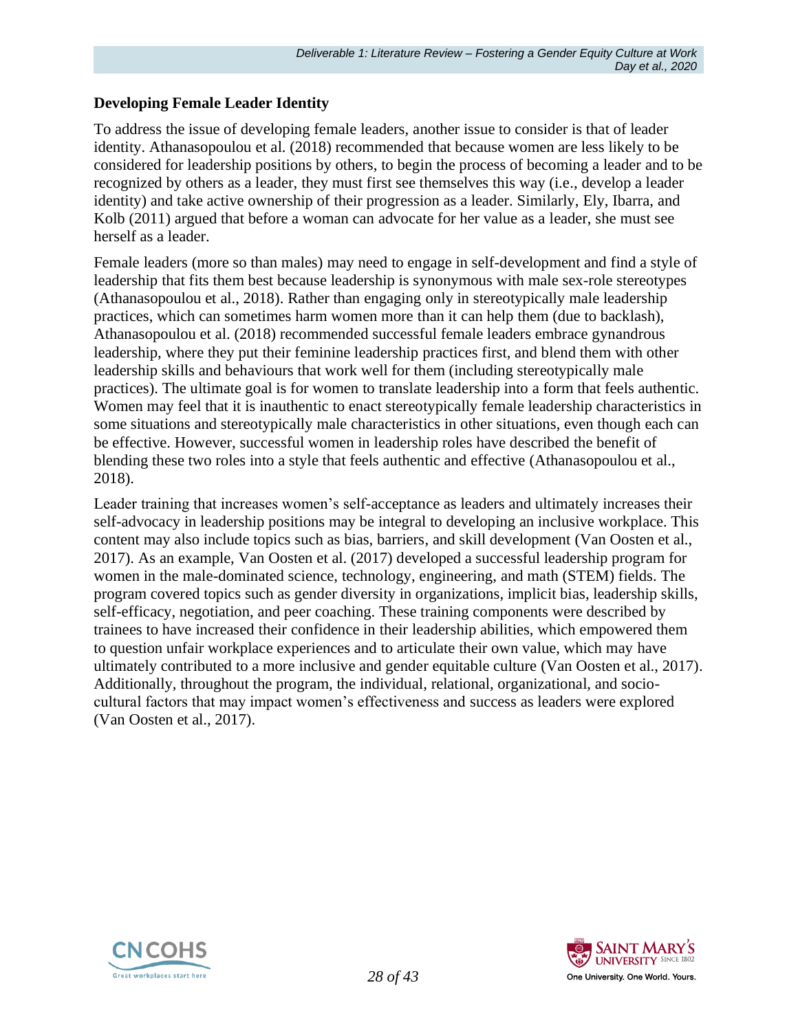### Developing Female Leader Identity

To address the issue of developing female leaders, another issue to consider is that of leader identity. Athanasopoulou et al. (2018) recommended that because women are less likely to be considered for leadership positions by others, to begin the process of becoming a leader and to be recognized by others as a leader, they must first see themselves this way (i.e., develop a leader identity) and take active ownership of their progression as a leader. Similarly, Ely, Ibarra, and Kolb (2011) argued that before a woman can advocate for her value as a leader, she must see herself as a leader.

Female leaders (more so than males) may need to engage in self-development and find a style of leadership that fits them best because leadership is synonymous with male sex-role stereotypes (Athanasopoulou et al., 2018). Rather than engaging only in stereotypically male leadership practices, which can sometimes harm women more than it can help them (due to backlash), Athanasopoulou et al. (2018) recommended successful female leaders embrace gynandrous leadership, where they put their feminine leadership practices first, and blend them with other leadership skills and behaviours that work well for them (including stereotypically male practices). The ultimate goal is for women to translate leadership into a form that feels authentic. Women may feel that it is inauthentic to enact stereotypically female leadership characteristics in some situations and stereotypically male characteristics in other situations, even though each can be effective. However, successful women in leadership roles have described the benefit of blending these two roles into a style that feels authentic and effective (Athanasopoulou et al., 2018).

Leader training that increases women's self-acceptance as leaders and ultimately increases their self-advocacy in leadership positions may be integral to developing an inclusive workplace. This content may also include topics such as bias, barriers, and skill development (Van Oosten et al., 2017). As an example, Van Oosten et al. (2017) developed a successful leadership program for women in the male-dominated science, technology, engineering, and math (STEM) fields. The program covered topics such as gender diversity in organizations, implicit bias, leadership skills, self-efficacy, negotiation, and peer coaching. These training components were described by trainees to have increased their confidence in their leadership abilities, which empowered them to question unfair workplace experiences and to articulate their own value, which may have ultimately contributed to a more inclusive and gender equitable culture (Van Oosten et al., 2017). Additionally, throughout the program, the individual, relational, organizational, and socio-cultural factors that may impact women's effectiveness and success as leaders were explored (Van Oosten et al., 2017).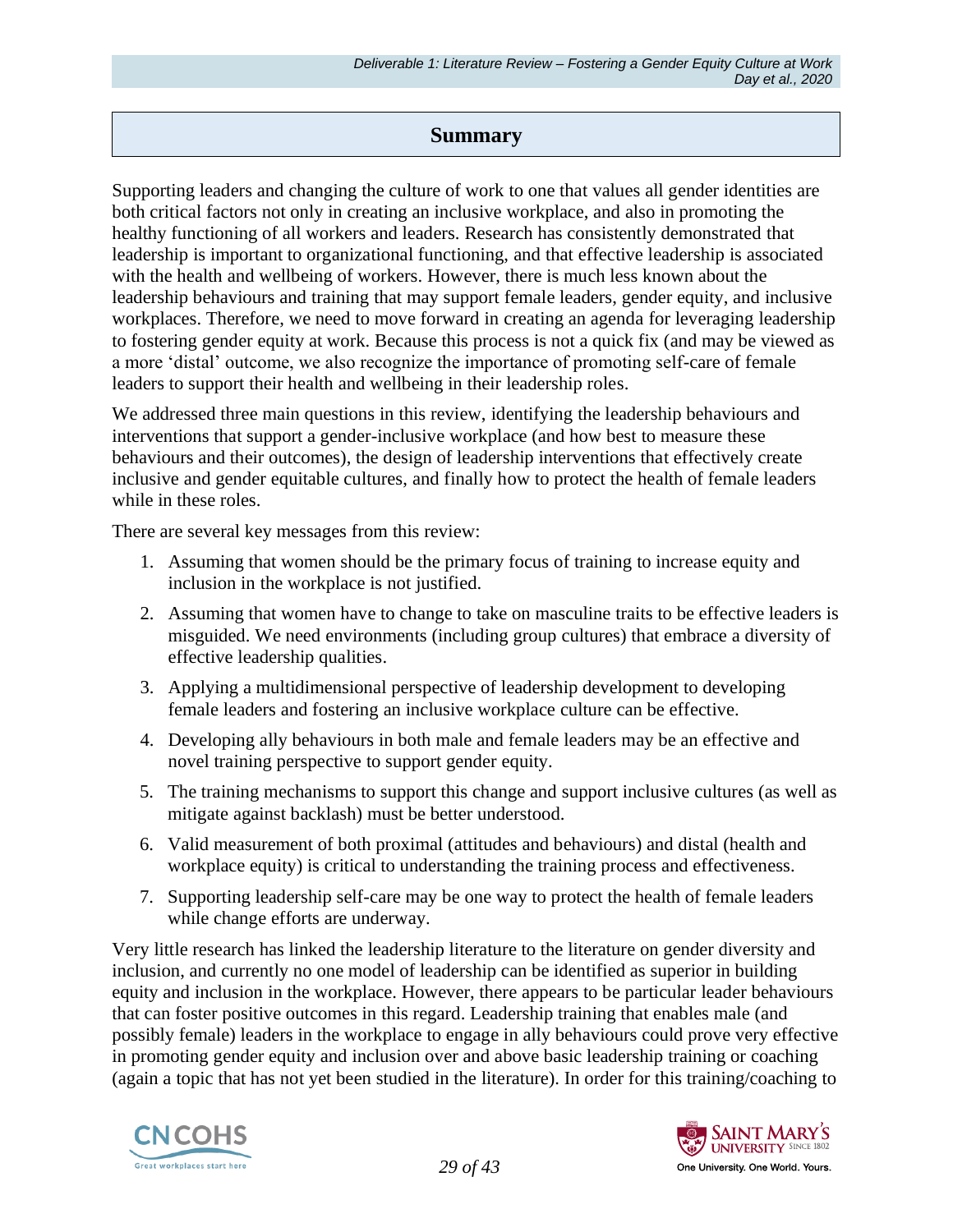## Summary

Supporting leaders and changing the culture of work to one that values all gender identities are both critical factors not only in creating an inclusive workplace, and also in promoting the healthy functioning of all workers and leaders. Research has consistently demonstrated that leadership is important to organizational functioning, and that effective leadership is associated with the health and wellbeing of workers. However, there is much less known about the leadership behaviours and training that may support female leaders, gender equity, and inclusive workplaces. Therefore, we need to move forward in creating an agenda for leveraging leadership to fostering gender equity at work. Because this process is not a quick fix (and may be viewed as a more 'distal' outcome, we also recognize the importance of promoting self-care of female leaders to support their health and wellbeing in their leadership roles.

We addressed three main questions in this review, identifying the leadership behaviours and interventions that support a gender-inclusive workplace (and how best to measure these behaviours and their outcomes), the design of leadership interventions that effectively create inclusive and gender equitable cultures, and finally how to protect the health of female leaders while in these roles.

There are several key messages from this review:

1. Assuming that women should be the primary focus of training to increase equity and inclusion in the workplace is not justified.
2. Assuming that women have to change to take on masculine traits to be effective leaders is misguided. We need environments (including group cultures) that embrace a diversity of effective leadership qualities.
3. Applying a multidimensional perspective of leadership development to developing female leaders and fostering an inclusive workplace culture can be effective.
4. Developing ally behaviours in both male and female leaders may be an effective and novel training perspective to support gender equity.
5. The training mechanisms to support this change and support inclusive cultures (as well as mitigate against backlash) must be better understood.
6. Valid measurement of both proximal (attitudes and behaviours) and distal (health and workplace equity) is critical to understanding the training process and effectiveness.
7. Supporting leadership self-care may be one way to protect the health of female leaders while change efforts are underway.

Very little research has linked the leadership literature to the literature on gender diversity and inclusion, and currently no one model of leadership can be identified as superior in building equity and inclusion in the workplace. However, there appears to be particular leader behaviours that can foster positive outcomes in this regard. Leadership training that enables male (and possibly female) leaders in the workplace to engage in ally behaviours could prove very effective in promoting gender equity and inclusion over and above basic leadership training or coaching (again a topic that has not yet been studied in the literature). In order for this training/coaching to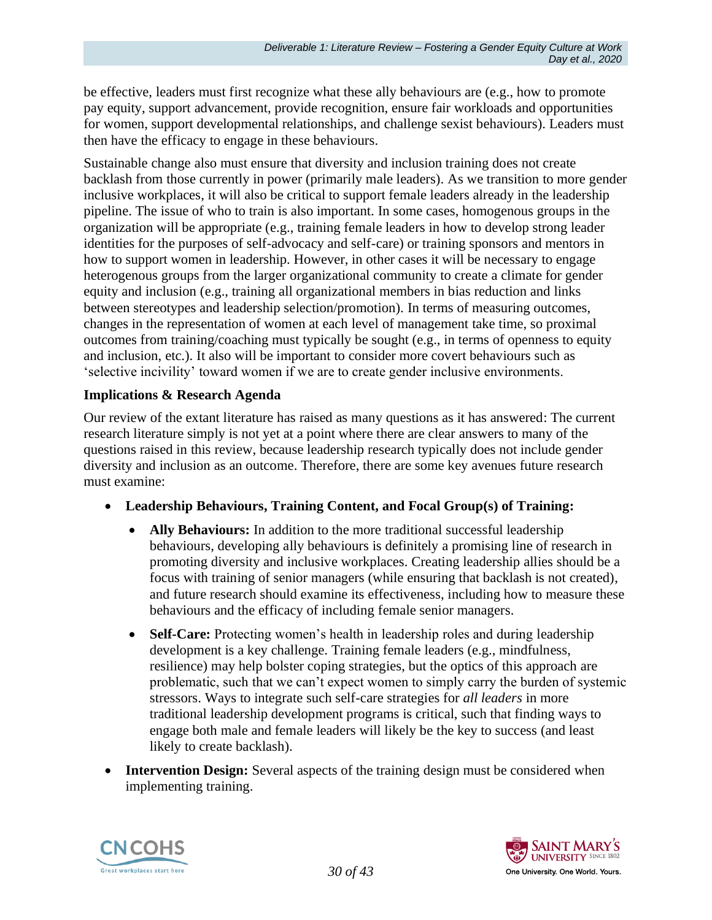be effective, leaders must first recognize what these ally behaviours are (e.g., how to promote pay equity, support advancement, provide recognition, ensure fair workloads and opportunities for women, support developmental relationships, and challenge sexist behaviours). Leaders must then have the efficacy to engage in these behaviours.

Sustainable change also must ensure that diversity and inclusion training does not create backlash from those currently in power (primarily male leaders). As we transition to more gender inclusive workplaces, it will also be critical to support female leaders already in the leadership pipeline. The issue of who to train is also important. In some cases, homogenous groups in the organization will be appropriate (e.g., training female leaders in how to develop strong leader identities for the purposes of self-advocacy and self-care) or training sponsors and mentors in how to support women in leadership. However, in other cases it will be necessary to engage heterogenous groups from the larger organizational community to create a climate for gender equity and inclusion (e.g., training all organizational members in bias reduction and links between stereotypes and leadership selection/promotion). In terms of measuring outcomes, changes in the representation of women at each level of management take time, so proximal outcomes from training/coaching must typically be sought (e.g., in terms of openness to equity and inclusion, etc.). It also will be important to consider more covert behaviours such as 'selective incivility' toward women if we are to create gender inclusive environments.

### Implications & Research Agenda

Our review of the extant literature has raised as many questions as it has answered: The current research literature simply is not yet at a point where there are clear answers to many of the questions raised in this review, because leadership research typically does not include gender diversity and inclusion as an outcome. Therefore, there are some key avenues future research must examine:

- **Leadership Behaviours, Training Content, and Focal Group(s) of Training:**
  - **Ally Behaviours:** In addition to the more traditional successful leadership behaviours, developing ally behaviours is definitely a promising line of research in promoting diversity and inclusive workplaces. Creating leadership allies should be a focus with training of senior managers (while ensuring that backlash is not created), and future research should examine its effectiveness, including how to measure these behaviours and the efficacy of including female senior managers.
  - **Self-Care:** Protecting women's health in leadership roles and during leadership development is a key challenge. Training female leaders (e.g., mindfulness, resilience) may help bolster coping strategies, but the optics of this approach are problematic, such that we can't expect women to simply carry the burden of systemic stressors. Ways to integrate such self-care strategies for *all leaders* in more traditional leadership development programs is critical, such that finding ways to engage both male and female leaders will likely be the key to success (and least likely to create backlash).
- **Intervention Design:** Several aspects of the training design must be considered when implementing training.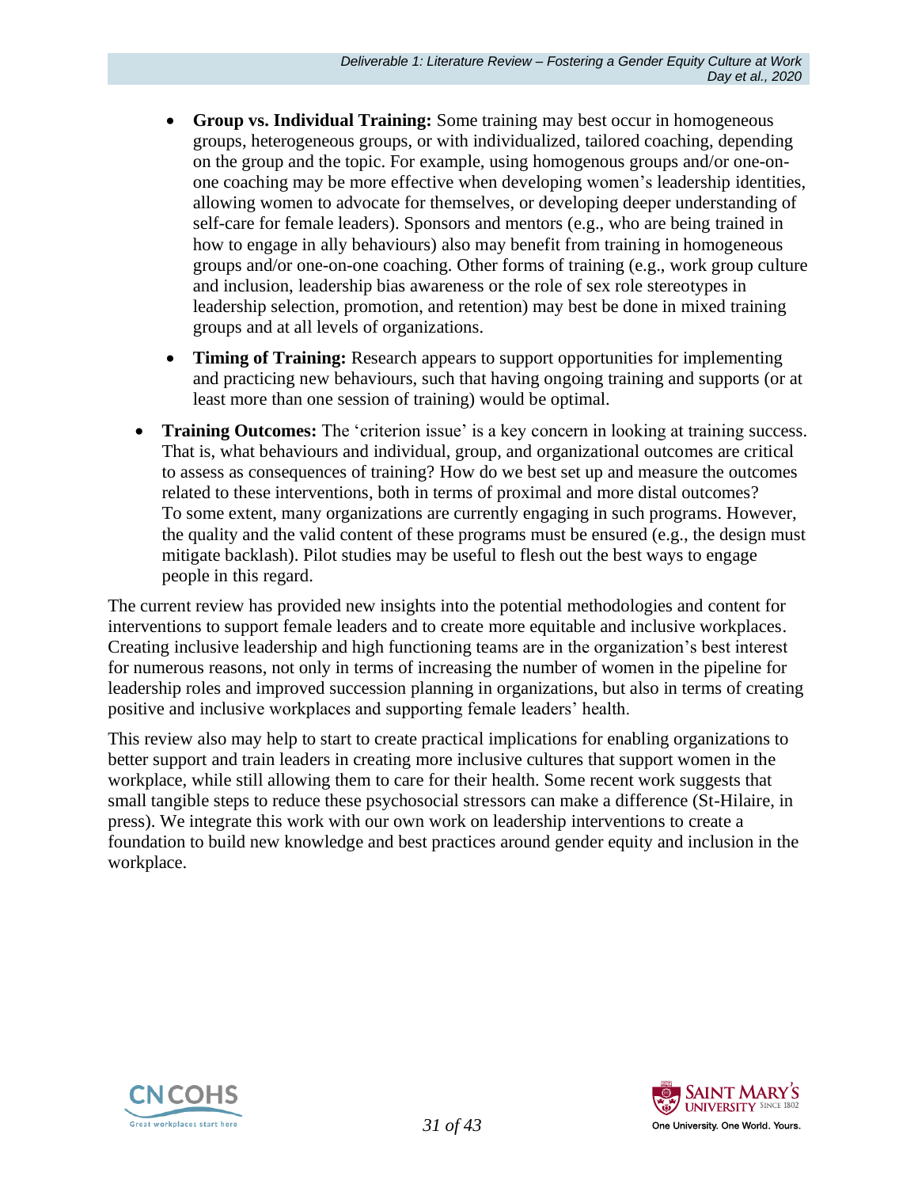- **Group vs. Individual Training:** Some training may best occur in homogeneous groups, heterogeneous groups, or with individualized, tailored coaching, depending on the group and the topic. For example, using homogenous groups and/or one-on-one coaching may be more effective when developing women's leadership identities, allowing women to advocate for themselves, or developing deeper understanding of self-care for female leaders). Sponsors and mentors (e.g., who are being trained in how to engage in ally behaviours) also may benefit from training in homogeneous groups and/or one-on-one coaching. Other forms of training (e.g., work group culture and inclusion, leadership bias awareness or the role of sex role stereotypes in leadership selection, promotion, and retention) may best be done in mixed training groups and at all levels of organizations.
    - **Timing of Training:** Research appears to support opportunities for implementing and practicing new behaviours, such that having ongoing training and supports (or at least more than one session of training) would be optimal.
- **Training Outcomes:** The 'criterion issue' is a key concern in looking at training success. That is, what behaviours and individual, group, and organizational outcomes are critical to assess as consequences of training? How do we best set up and measure the outcomes related to these interventions, both in terms of proximal and more distal outcomes? To some extent, many organizations are currently engaging in such programs. However, the quality and the valid content of these programs must be ensured (e.g., the design must mitigate backlash). Pilot studies may be useful to flesh out the best ways to engage people in this regard.

The current review has provided new insights into the potential methodologies and content for interventions to support female leaders and to create more equitable and inclusive workplaces. Creating inclusive leadership and high functioning teams are in the organization's best interest for numerous reasons, not only in terms of increasing the number of women in the pipeline for leadership roles and improved succession planning in organizations, but also in terms of creating positive and inclusive workplaces and supporting female leaders' health.

This review also may help to start to create practical implications for enabling organizations to better support and train leaders in creating more inclusive cultures that support women in the workplace, while still allowing them to care for their health. Some recent work suggests that small tangible steps to reduce these psychosocial stressors can make a difference (St-Hilaire, in press). We integrate this work with our own work on leadership interventions to create a foundation to build new knowledge and best practices around gender equity and inclusion in the workplace.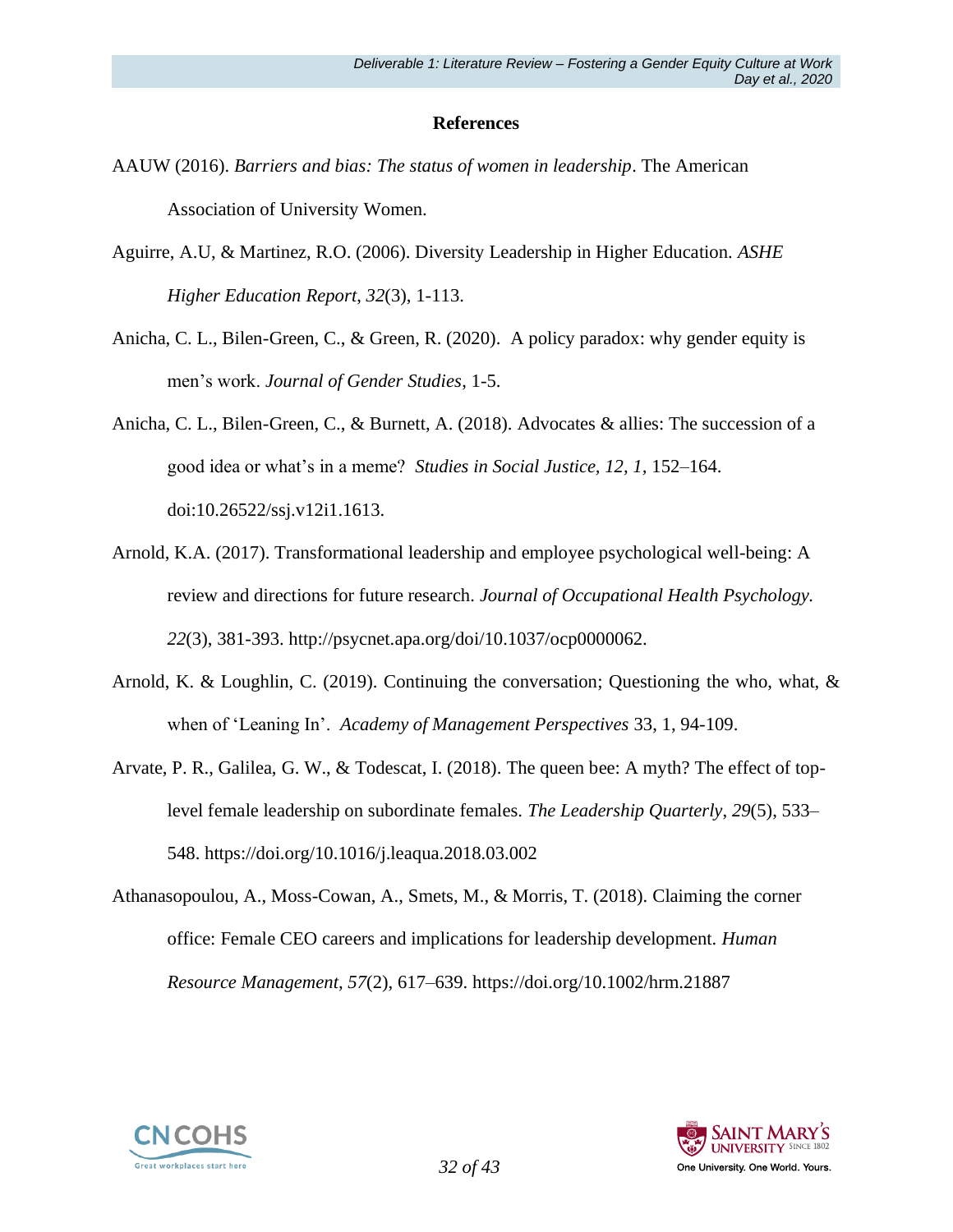## References

AAUW (2016). *Barriers and bias: The status of women in leadership*. The American Association of University Women.

Aguirre, A.U, & Martinez, R.O. (2006). Diversity Leadership in Higher Education. *ASHE Higher Education Report*, *32*(3), 1-113.

Anicha, C. L., Bilen-Green, C., & Green, R. (2020). A policy paradox: why gender equity is men's work. *Journal of Gender Studies*, 1-5.

Anicha, C. L., Bilen-Green, C., & Burnett, A. (2018). Advocates & allies: The succession of a good idea or what's in a meme? *Studies in Social Justice, 12, 1,* 152–164. doi:10.26522/ssj.v12i1.1613.

Arnold, K.A. (2017). Transformational leadership and employee psychological well-being: A review and directions for future research. *Journal of Occupational Health Psychology. 22*(3), 381-393. http://psycnet.apa.org/doi/10.1037/ocp0000062.

Arnold, K. & Loughlin, C. (2019). Continuing the conversation; Questioning the who, what, & when of 'Leaning In'. *Academy of Management Perspectives* 33, 1, 94-109.

Arvate, P. R., Galilea, G. W., & Todescat, I. (2018). The queen bee: A myth? The effect of top-level female leadership on subordinate females. *The Leadership Quarterly*, *29*(5), 533–548. https://doi.org/10.1016/j.leaqua.2018.03.002

Athanasopoulou, A., Moss-Cowan, A., Smets, M., & Morris, T. (2018). Claiming the corner office: Female CEO careers and implications for leadership development. *Human Resource Management*, *57*(2), 617–639. https://doi.org/10.1002/hrm.21887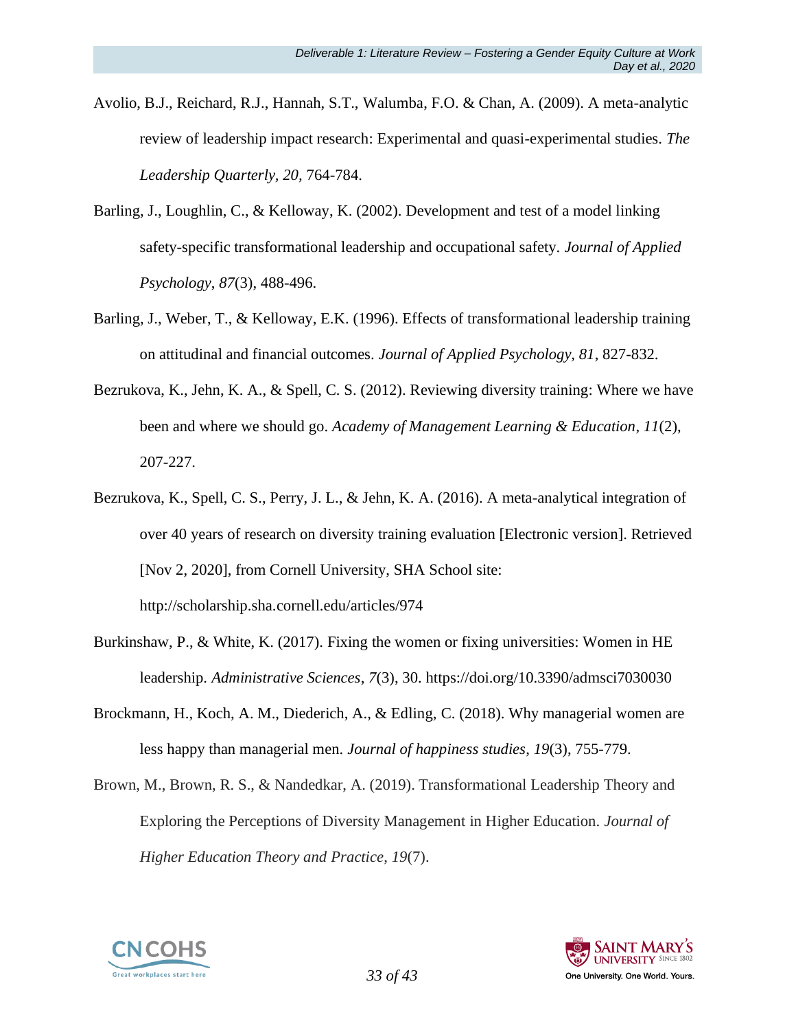Avolio, B.J., Reichard, R.J., Hannah, S.T., Walumba, F.O. & Chan, A. (2009). A meta-analytic review of leadership impact research: Experimental and quasi-experimental studies. *The Leadership Quarterly, 20,* 764-784.

Barling, J., Loughlin, C., & Kelloway, K. (2002). Development and test of a model linking safety-specific transformational leadership and occupational safety. *Journal of Applied Psychology*, *87*(3), 488-496.

Barling, J., Weber, T., & Kelloway, E.K. (1996). Effects of transformational leadership training on attitudinal and financial outcomes. *Journal of Applied Psychology, 81*, 827-832.

Bezrukova, K., Jehn, K. A., & Spell, C. S. (2012). Reviewing diversity training: Where we have been and where we should go. *Academy of Management Learning & Education*, *11*(2), 207-227.

Bezrukova, K., Spell, C. S., Perry, J. L., & Jehn, K. A. (2016). A meta-analytical integration of over 40 years of research on diversity training evaluation [Electronic version]. Retrieved [Nov 2, 2020], from Cornell University, SHA School site: http://scholarship.sha.cornell.edu/articles/974

Burkinshaw, P., & White, K. (2017). Fixing the women or fixing universities: Women in HE leadership. *Administrative Sciences*, *7*(3), 30. https://doi.org/10.3390/admsci7030030

Brockmann, H., Koch, A. M., Diederich, A., & Edling, C. (2018). Why managerial women are less happy than managerial men. *Journal of happiness studies*, *19*(3), 755-779.

Brown, M., Brown, R. S., & Nandedkar, A. (2019). Transformational Leadership Theory and Exploring the Perceptions of Diversity Management in Higher Education. *Journal of Higher Education Theory and Practice*, *19*(7).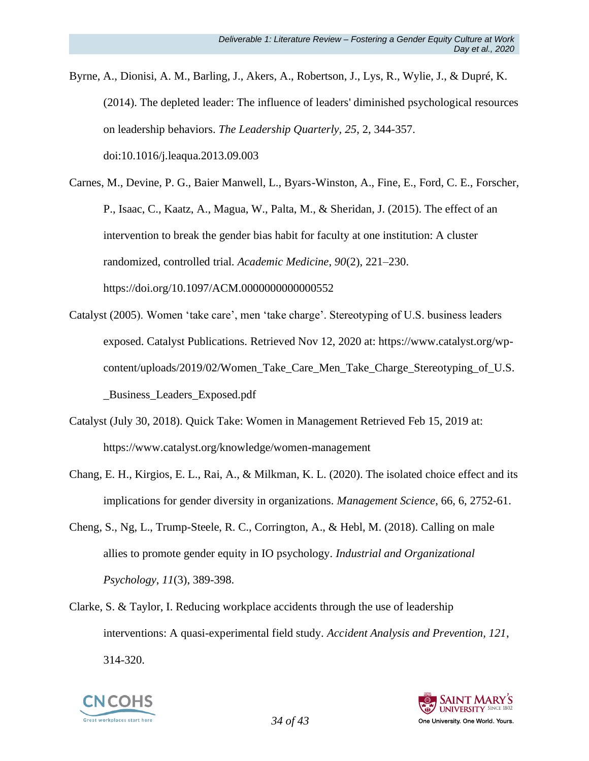Byrne, A., Dionisi, A. M., Barling, J., Akers, A., Robertson, J., Lys, R., Wylie, J., & Dupré, K. (2014). The depleted leader: The influence of leaders' diminished psychological resources on leadership behaviors. *The Leadership Quarterly, 25*, 2, 344-357. doi:10.1016/j.leaqua.2013.09.003

Carnes, M., Devine, P. G., Baier Manwell, L., Byars-Winston, A., Fine, E., Ford, C. E., Forscher, P., Isaac, C., Kaatz, A., Magua, W., Palta, M., & Sheridan, J. (2015). The effect of an intervention to break the gender bias habit for faculty at one institution: A cluster randomized, controlled trial. *Academic Medicine*, *90*(2), 221–230. https://doi.org/10.1097/ACM.0000000000000552

Catalyst (2005). Women 'take care', men 'take charge'. Stereotyping of U.S. business leaders exposed. Catalyst Publications. Retrieved Nov 12, 2020 at: https://www.catalyst.org/wp-content/uploads/2019/02/Women_Take_Care_Men_Take_Charge_Stereotyping_of_U.S._Business_Leaders_Exposed.pdf

Catalyst (July 30, 2018). Quick Take: Women in Management Retrieved Feb 15, 2019 at: https://www.catalyst.org/knowledge/women-management

Chang, E. H., Kirgios, E. L., Rai, A., & Milkman, K. L. (2020). The isolated choice effect and its implications for gender diversity in organizations. *Management Science*, 66, 6, 2752-61.

Cheng, S., Ng, L., Trump-Steele, R. C., Corrington, A., & Hebl, M. (2018). Calling on male allies to promote gender equity in IO psychology. *Industrial and Organizational Psychology*, *11*(3), 389-398.

Clarke, S. & Taylor, I. Reducing workplace accidents through the use of leadership interventions: A quasi-experimental field study. *Accident Analysis and Prevention, 121*, 314-320.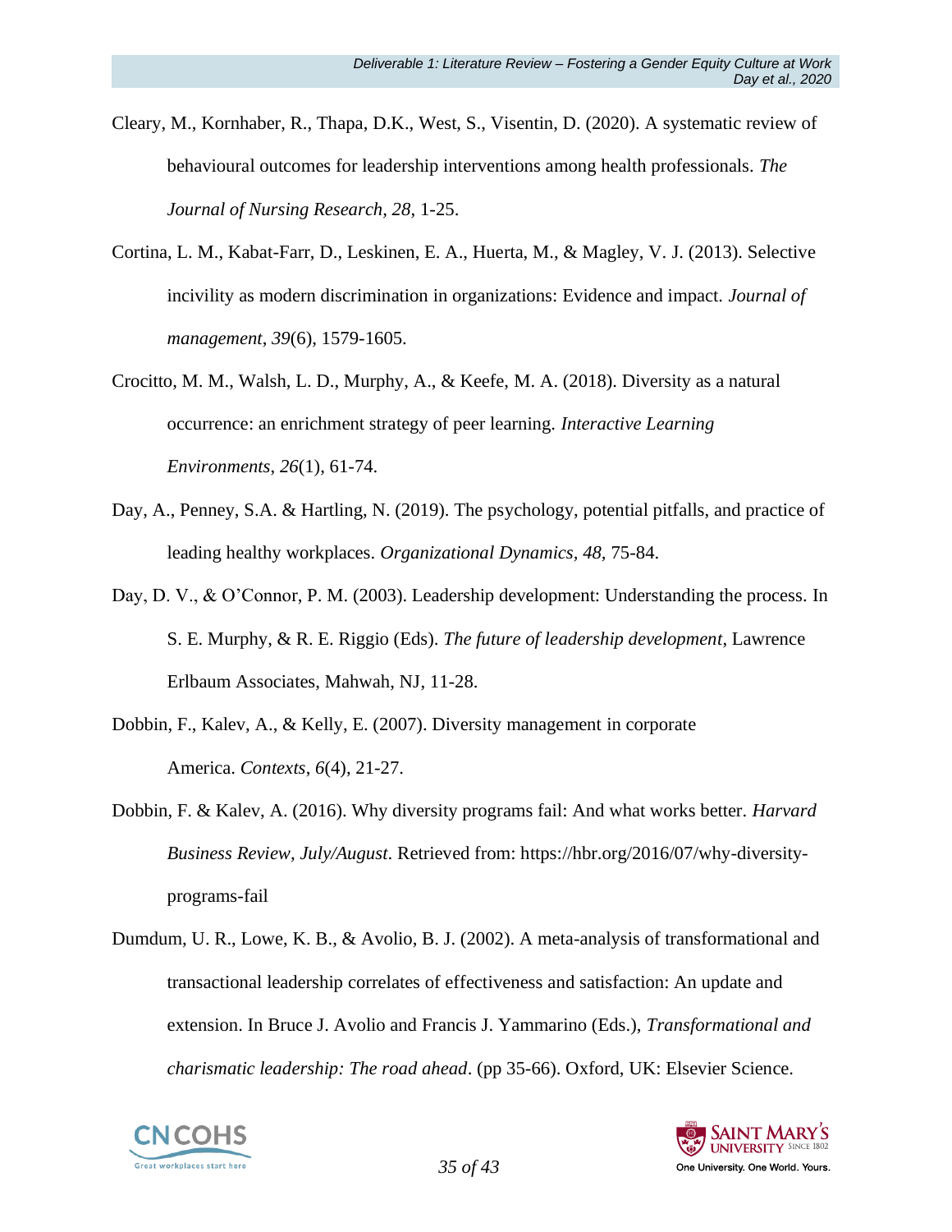Cleary, M., Kornhaber, R., Thapa, D.K., West, S., Visentin, D. (2020). A systematic review of behavioural outcomes for leadership interventions among health professionals. *The Journal of Nursing Research, 28*, 1-25.

Cortina, L. M., Kabat-Farr, D., Leskinen, E. A., Huerta, M., & Magley, V. J. (2013). Selective incivility as modern discrimination in organizations: Evidence and impact. *Journal of management*, *39*(6), 1579-1605.

Crocitto, M. M., Walsh, L. D., Murphy, A., & Keefe, M. A. (2018). Diversity as a natural occurrence: an enrichment strategy of peer learning. *Interactive Learning Environments*, *26*(1), 61-74.

Day, A., Penney, S.A. & Hartling, N. (2019). The psychology, potential pitfalls, and practice of leading healthy workplaces. *Organizational Dynamics, 48*, 75-84.

Day, D. V., & O'Connor, P. M. (2003). Leadership development: Understanding the process. In S. E. Murphy, & R. E. Riggio (Eds). *The future of leadership development*, Lawrence Erlbaum Associates, Mahwah, NJ, 11-28.

Dobbin, F., Kalev, A., & Kelly, E. (2007). Diversity management in corporate America. *Contexts*, *6*(4), 21-27.

Dobbin, F. & Kalev, A. (2016). Why diversity programs fail: And what works better. *Harvard Business Review, July/August*. Retrieved from: https://hbr.org/2016/07/why-diversity-programs-fail

Dumdum, U. R., Lowe, K. B., & Avolio, B. J. (2002). A meta-analysis of transformational and transactional leadership correlates of effectiveness and satisfaction: An update and extension. In Bruce J. Avolio and Francis J. Yammarino (Eds.), *Transformational and charismatic leadership: The road ahead*. (pp 35-66). Oxford, UK: Elsevier Science.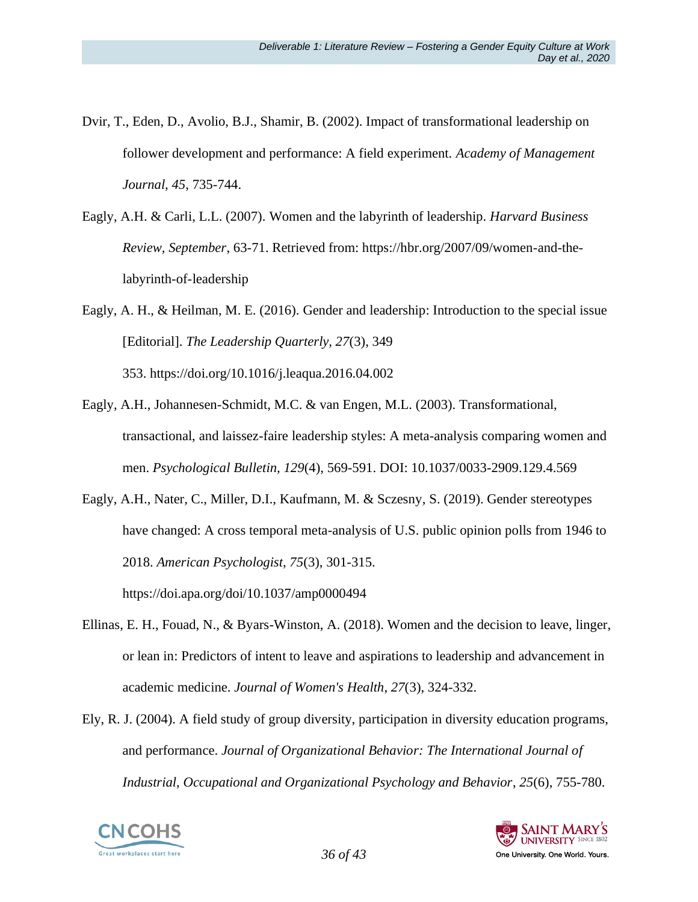Dvir, T., Eden, D., Avolio, B.J., Shamir, B. (2002). Impact of transformational leadership on follower development and performance: A field experiment. *Academy of Management Journal*, *45*, 735-744.

Eagly, A.H. & Carli, L.L. (2007). Women and the labyrinth of leadership. *Harvard Business Review, September*, 63-71. Retrieved from: https://hbr.org/2007/09/women-and-the-labyrinth-of-leadership

Eagly, A. H., & Heilman, M. E. (2016). Gender and leadership: Introduction to the special issue [Editorial]. *The Leadership Quarterly, 27*(3), 349 353. https://doi.org/10.1016/j.leaqua.2016.04.002

Eagly, A.H., Johannesen-Schmidt, M.C. & van Engen, M.L. (2003). Transformational, transactional, and laissez-faire leadership styles: A meta-analysis comparing women and men. *Psychological Bulletin, 129*(4), 569-591. DOI: 10.1037/0033-2909.129.4.569

Eagly, A.H., Nater, C., Miller, D.I., Kaufmann, M. & Sczesny, S. (2019). Gender stereotypes have changed: A cross temporal meta-analysis of U.S. public opinion polls from 1946 to 2018. *American Psychologist, 75*(3), 301-315. https://doi.apa.org/doi/10.1037/amp0000494

Ellinas, E. H., Fouad, N., & Byars-Winston, A. (2018). Women and the decision to leave, linger, or lean in: Predictors of intent to leave and aspirations to leadership and advancement in academic medicine. *Journal of Women's Health*, *27*(3), 324-332.

Ely, R. J. (2004). A field study of group diversity, participation in diversity education programs, and performance. *Journal of Organizational Behavior: The International Journal of Industrial, Occupational and Organizational Psychology and Behavior*, *25*(6), 755-780.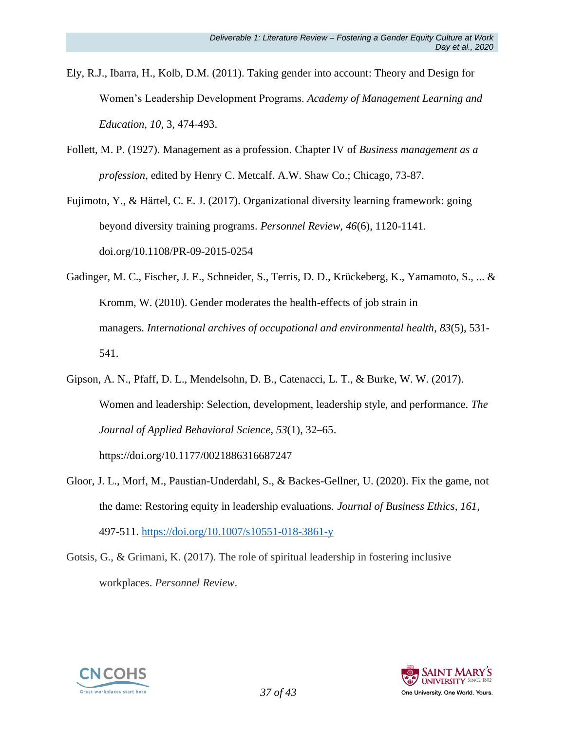Ely, R.J., Ibarra, H., Kolb, D.M. (2011). Taking gender into account: Theory and Design for Women's Leadership Development Programs. *Academy of Management Learning and Education*, *10*, 3, 474-493.

Follett, M. P. (1927). Management as a profession. Chapter IV of *Business management as a profession*, edited by Henry C. Metcalf. A.W. Shaw Co.; Chicago, 73-87.

Fujimoto, Y., & Härtel, C. E. J. (2017). Organizational diversity learning framework: going beyond diversity training programs. *Personnel Review*, *46*(6), 1120-1141. doi.org/10.1108/PR-09-2015-0254

Gadinger, M. C., Fischer, J. E., Schneider, S., Terris, D. D., Krückeberg, K., Yamamoto, S., ... & Kromm, W. (2010). Gender moderates the health-effects of job strain in managers. *International archives of occupational and environmental health*, *83*(5), 531-541.

Gipson, A. N., Pfaff, D. L., Mendelsohn, D. B., Catenacci, L. T., & Burke, W. W. (2017). Women and leadership: Selection, development, leadership style, and performance. *The Journal of Applied Behavioral Science*, *53*(1), 32–65. https://doi.org/10.1177/0021886316687247

Gloor, J. L., Morf, M., Paustian-Underdahl, S., & Backes-Gellner, U. (2020). Fix the game, not the dame: Restoring equity in leadership evaluations. *Journal of Business Ethics*, *161*, 497-511. https://doi.org/10.1007/s10551-018-3861-y

Gotsis, G., & Grimani, K. (2017). The role of spiritual leadership in fostering inclusive workplaces. *Personnel Review*.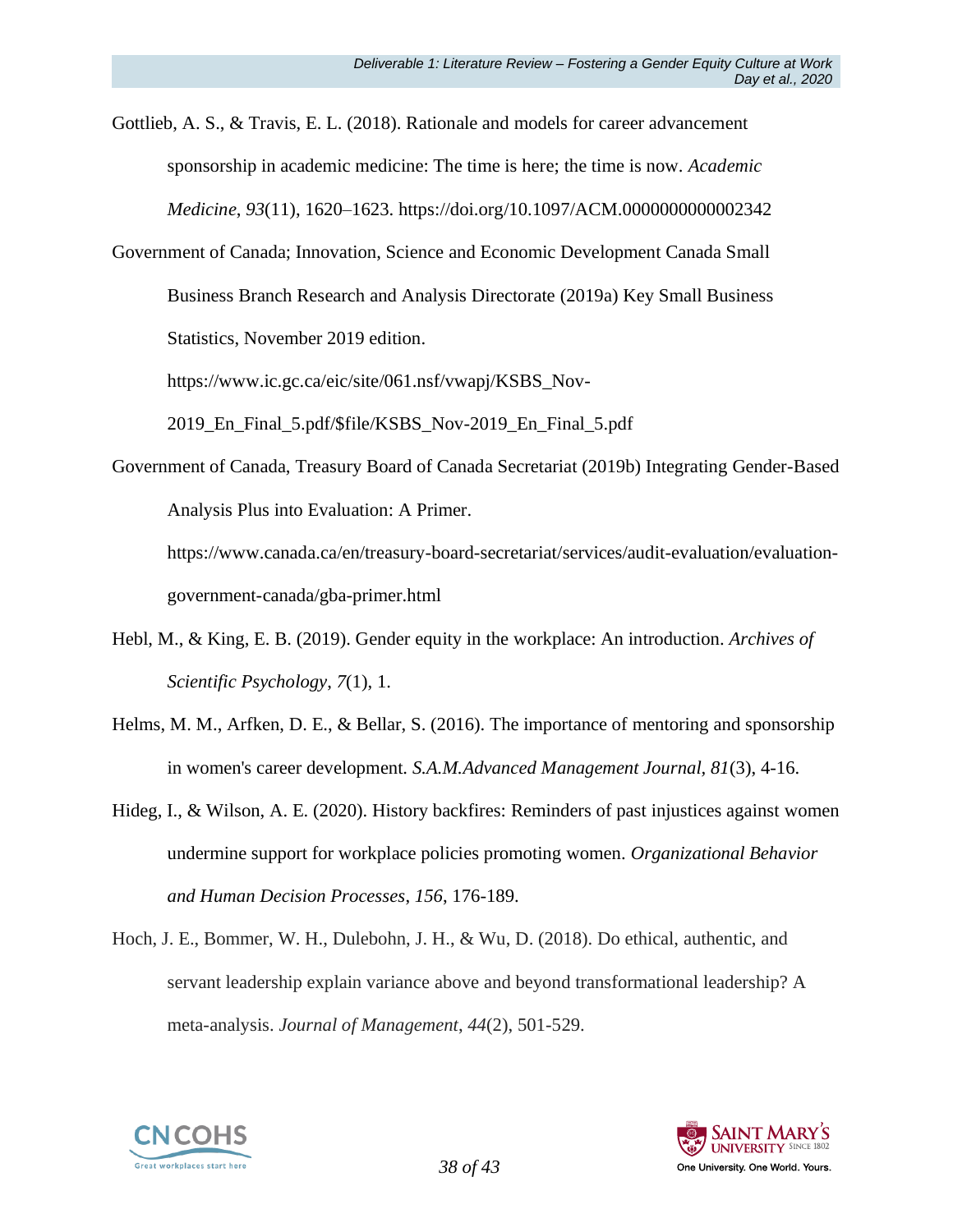Gottlieb, A. S., & Travis, E. L. (2018). Rationale and models for career advancement sponsorship in academic medicine: The time is here; the time is now. *Academic Medicine*, *93*(11), 1620–1623. https://doi.org/10.1097/ACM.0000000000002342

Government of Canada; Innovation, Science and Economic Development Canada Small Business Branch Research and Analysis Directorate (2019a) Key Small Business Statistics, November 2019 edition. https://www.ic.gc.ca/eic/site/061.nsf/vwapj/KSBS_Nov-2019_En_Final_5.pdf/$file/KSBS_Nov-2019_En_Final_5.pdf

Government of Canada, Treasury Board of Canada Secretariat (2019b) Integrating Gender-Based Analysis Plus into Evaluation: A Primer. https://www.canada.ca/en/treasury-board-secretariat/services/audit-evaluation/evaluation-government-canada/gba-primer.html

Hebl, M., & King, E. B. (2019). Gender equity in the workplace: An introduction. *Archives of Scientific Psychology*, *7*(1), 1.

Helms, M. M., Arfken, D. E., & Bellar, S. (2016). The importance of mentoring and sponsorship in women's career development. *S.A.M.Advanced Management Journal*, *81*(3), 4-16.

Hideg, I., & Wilson, A. E. (2020). History backfires: Reminders of past injustices against women undermine support for workplace policies promoting women. *Organizational Behavior and Human Decision Processes*, *156*, 176-189.

Hoch, J. E., Bommer, W. H., Dulebohn, J. H., & Wu, D. (2018). Do ethical, authentic, and servant leadership explain variance above and beyond transformational leadership? A meta-analysis. *Journal of Management*, *44*(2), 501-529.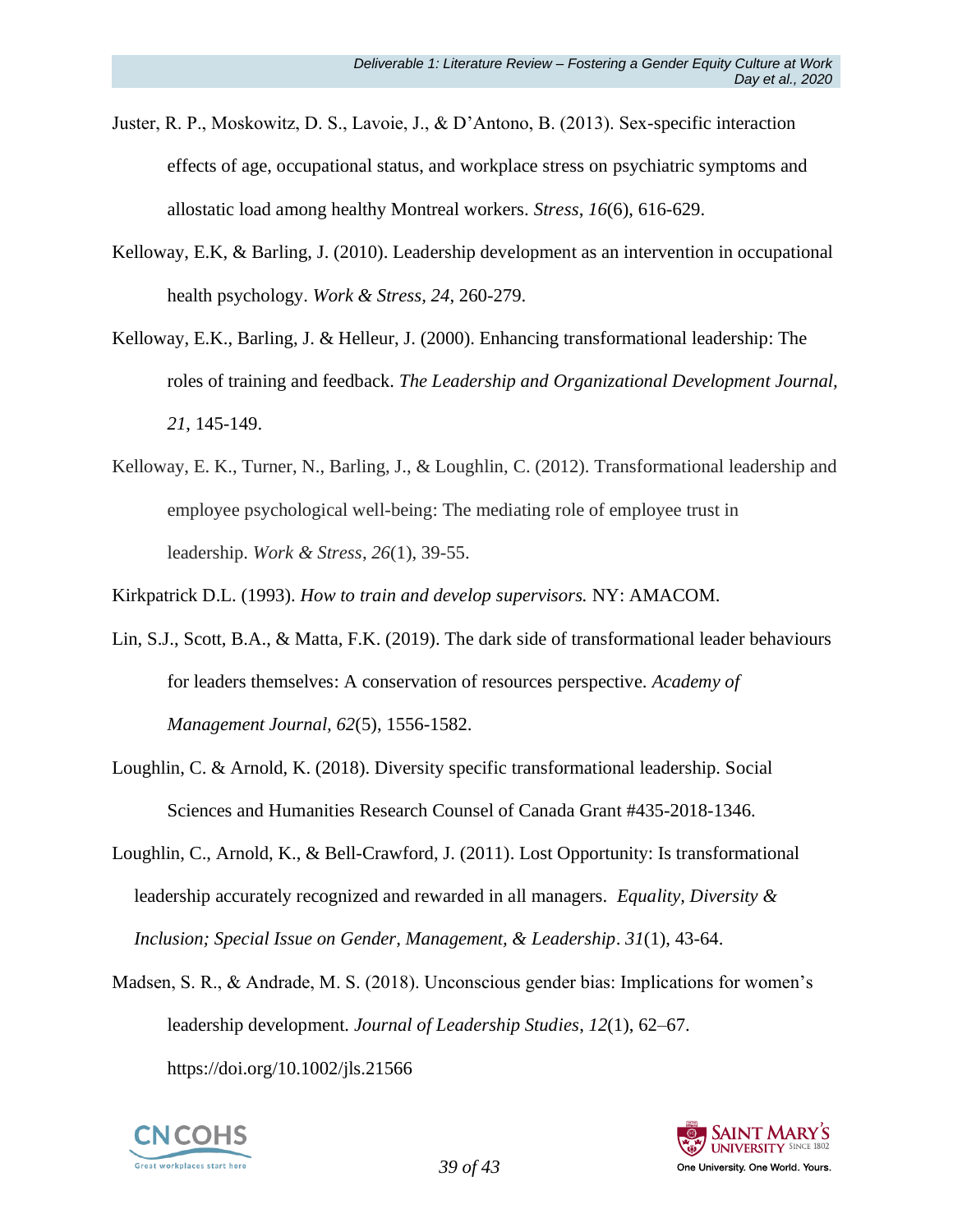Juster, R. P., Moskowitz, D. S., Lavoie, J., & D'Antono, B. (2013). Sex-specific interaction effects of age, occupational status, and workplace stress on psychiatric symptoms and allostatic load among healthy Montreal workers. *Stress*, *16*(6), 616-629.

Kelloway, E.K, & Barling, J. (2010). Leadership development as an intervention in occupational health psychology. *Work & Stress, 24*, 260-279.

Kelloway, E.K., Barling, J. & Helleur, J. (2000). Enhancing transformational leadership: The roles of training and feedback. *The Leadership and Organizational Development Journal, 21*, 145-149.

Kelloway, E. K., Turner, N., Barling, J., & Loughlin, C. (2012). Transformational leadership and employee psychological well-being: The mediating role of employee trust in leadership. *Work & Stress*, *26*(1), 39-55.

Kirkpatrick D.L. (1993). *How to train and develop supervisors.* NY: AMACOM.

Lin, S.J., Scott, B.A., & Matta, F.K. (2019). The dark side of transformational leader behaviours for leaders themselves: A conservation of resources perspective. *Academy of Management Journal*, *62*(5), 1556-1582.

Loughlin, C. & Arnold, K. (2018). Diversity specific transformational leadership. Social Sciences and Humanities Research Counsel of Canada Grant #435-2018-1346.

Loughlin, C., Arnold, K., & Bell-Crawford, J. (2011). Lost Opportunity: Is transformational leadership accurately recognized and rewarded in all managers. *Equality, Diversity & Inclusion; Special Issue on Gender, Management, & Leadership*. *31*(1), 43-64.

Madsen, S. R., & Andrade, M. S. (2018). Unconscious gender bias: Implications for women's leadership development. *Journal of Leadership Studies*, *12*(1), 62–67. https://doi.org/10.1002/jls.21566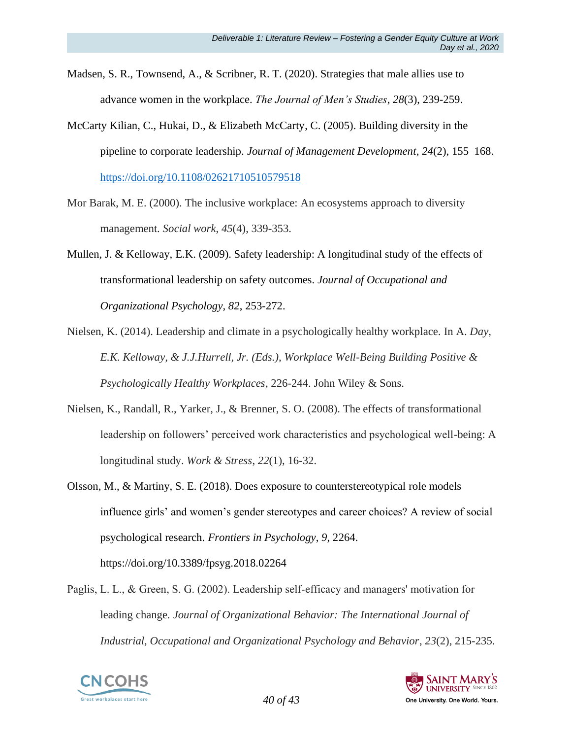Madsen, S. R., Townsend, A., & Scribner, R. T. (2020). Strategies that male allies use to advance women in the workplace. *The Journal of Men's Studies*, *28*(3), 239-259.

McCarty Kilian, C., Hukai, D., & Elizabeth McCarty, C. (2005). Building diversity in the pipeline to corporate leadership. *Journal of Management Development*, *24*(2), 155–168. https://doi.org/10.1108/02621710510579518

Mor Barak, M. E. (2000). The inclusive workplace: An ecosystems approach to diversity management. *Social work*, *45*(4), 339-353.

Mullen, J. & Kelloway, E.K. (2009). Safety leadership: A longitudinal study of the effects of transformational leadership on safety outcomes. *Journal of Occupational and Organizational Psychology*, *82*, 253-272.

Nielsen, K. (2014). Leadership and climate in a psychologically healthy workplace. In A. *Day, E.K. Kelloway, & J.J.Hurrell, Jr. (Eds.), Workplace Well-Being Building Positive & Psychologically Healthy Workplaces*, 226-244. John Wiley & Sons.

Nielsen, K., Randall, R., Yarker, J., & Brenner, S. O. (2008). The effects of transformational leadership on followers' perceived work characteristics and psychological well-being: A longitudinal study. *Work & Stress*, *22*(1), 16-32.

Olsson, M., & Martiny, S. E. (2018). Does exposure to counterstereotypical role models influence girls' and women's gender stereotypes and career choices? A review of social psychological research. *Frontiers in Psychology*, *9*, 2264. https://doi.org/10.3389/fpsyg.2018.02264

Paglis, L. L., & Green, S. G. (2002). Leadership self‐efficacy and managers' motivation for leading change. *Journal of Organizational Behavior: The International Journal of Industrial, Occupational and Organizational Psychology and Behavior*, *23*(2), 215-235.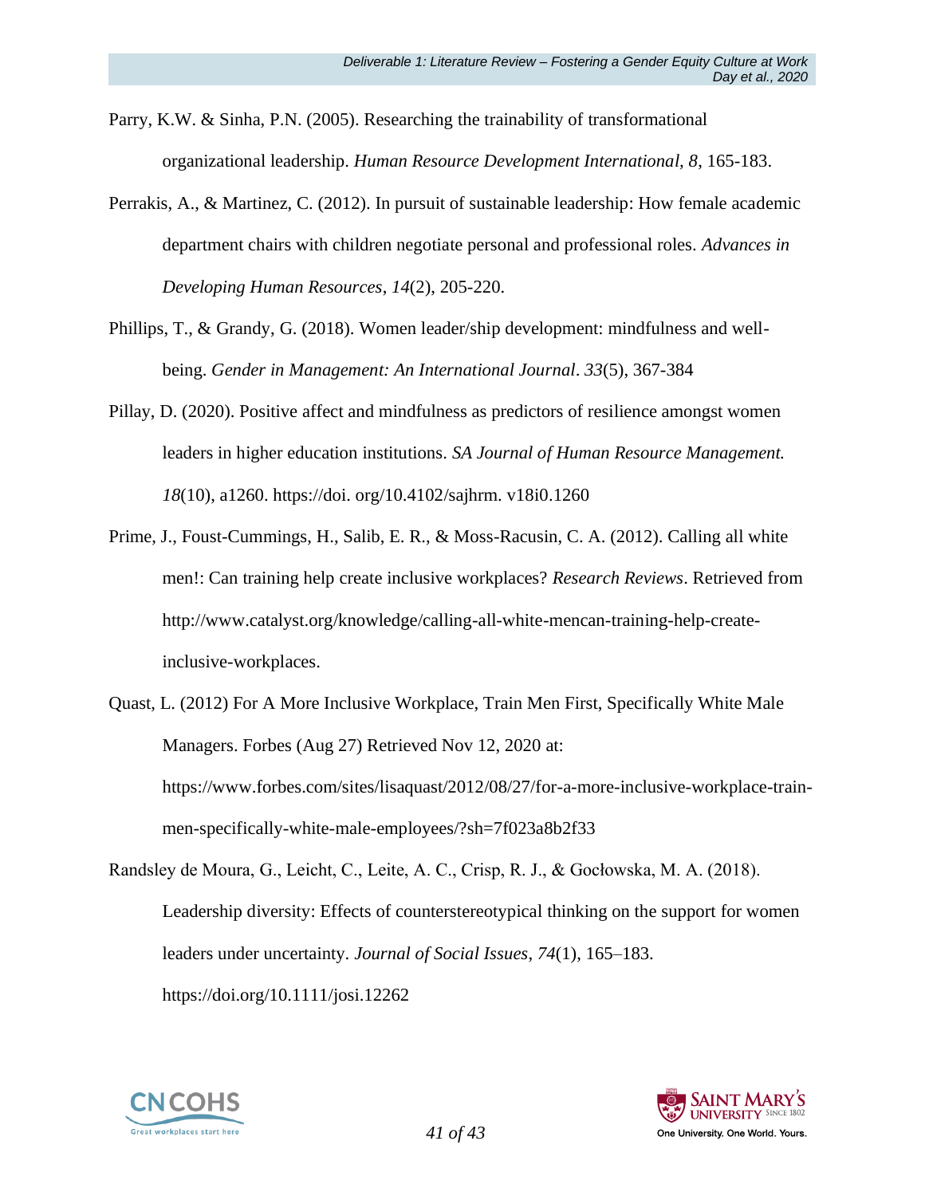Parry, K.W. & Sinha, P.N. (2005). Researching the trainability of transformational organizational leadership. *Human Resource Development International, 8*, 165-183.

Perrakis, A., & Martinez, C. (2012). In pursuit of sustainable leadership: How female academic department chairs with children negotiate personal and professional roles. *Advances in Developing Human Resources*, *14*(2), 205-220.

Phillips, T., & Grandy, G. (2018). Women leader/ship development: mindfulness and well-being. *Gender in Management: An International Journal*. *33*(5), 367-384

Pillay, D. (2020). Positive affect and mindfulness as predictors of resilience amongst women leaders in higher education institutions. *SA Journal of Human Resource Management. 18*(10), a1260. https://doi. org/10.4102/sajhrm. v18i0.1260

Prime, J., Foust-Cummings, H., Salib, E. R., & Moss-Racusin, C. A. (2012). Calling all white men!: Can training help create inclusive workplaces? *Research Reviews*. Retrieved from http://www.catalyst.org/knowledge/calling-all-white-mencan-training-help-create-inclusive-workplaces.

Quast, L. (2012) For A More Inclusive Workplace, Train Men First, Specifically White Male Managers. Forbes (Aug 27) Retrieved Nov 12, 2020 at: https://www.forbes.com/sites/lisaquast/2012/08/27/for-a-more-inclusive-workplace-train-men-specifically-white-male-employees/?sh=7f023a8b2f33

Randsley de Moura, G., Leicht, C., Leite, A. C., Crisp, R. J., & Gocłowska, M. A. (2018). Leadership diversity: Effects of counterstereotypical thinking on the support for women leaders under uncertainty. *Journal of Social Issues*, *74*(1), 165–183. https://doi.org/10.1111/josi.12262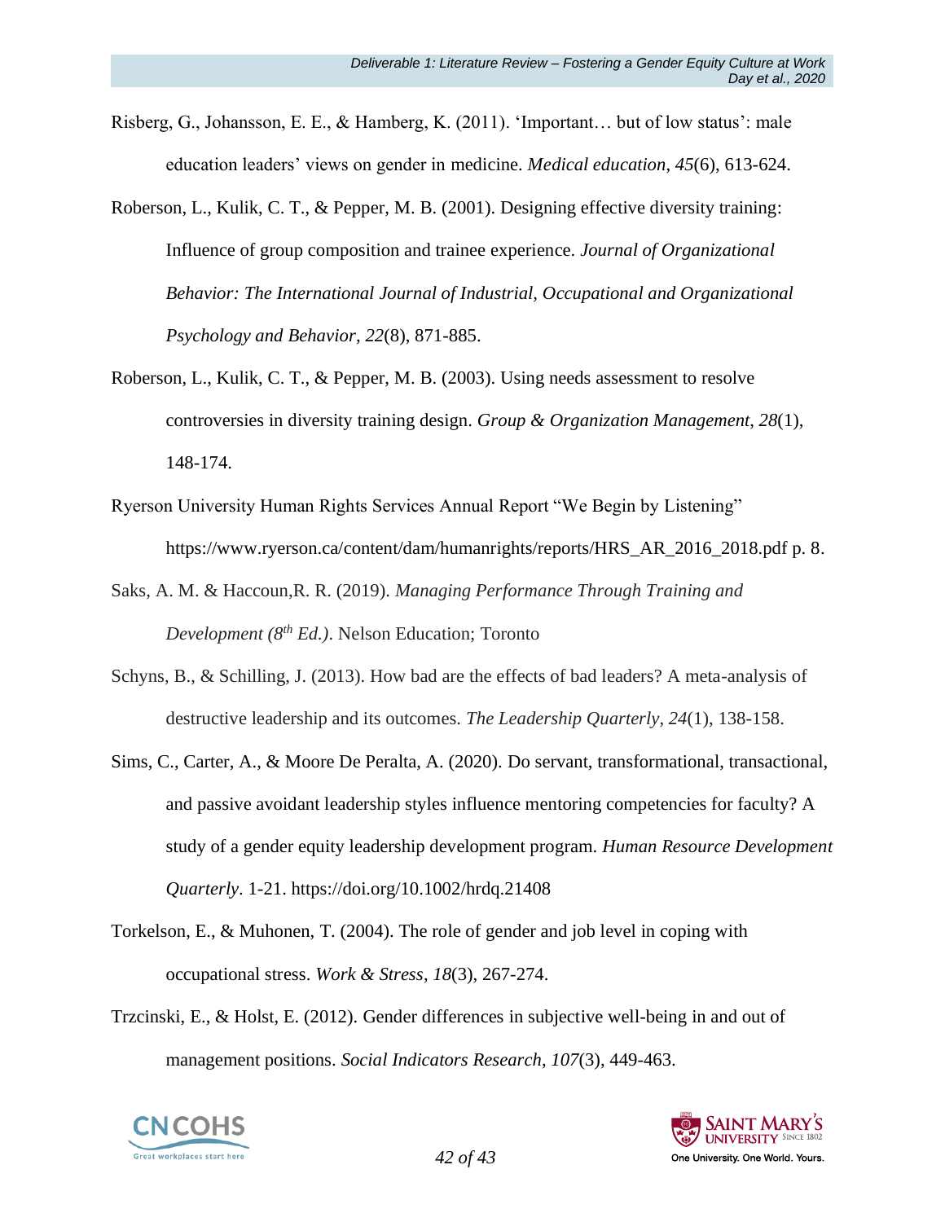Risberg, G., Johansson, E. E., & Hamberg, K. (2011). 'Important… but of low status': male education leaders' views on gender in medicine. *Medical education*, *45*(6), 613-624.

Roberson, L., Kulik, C. T., & Pepper, M. B. (2001). Designing effective diversity training: Influence of group composition and trainee experience. *Journal of Organizational Behavior: The International Journal of Industrial, Occupational and Organizational Psychology and Behavior*, *22*(8), 871-885.

Roberson, L., Kulik, C. T., & Pepper, M. B. (2003). Using needs assessment to resolve controversies in diversity training design. *Group & Organization Management*, *28*(1), 148-174.

Ryerson University Human Rights Services Annual Report "We Begin by Listening" https://www.ryerson.ca/content/dam/humanrights/reports/HRS_AR_2016_2018.pdf p. 8.

Saks, A. M. & Haccoun,R. R. (2019). *Managing Performance Through Training and Development (8th Ed.)*. Nelson Education; Toronto

Schyns, B., & Schilling, J. (2013). How bad are the effects of bad leaders? A meta-analysis of destructive leadership and its outcomes. *The Leadership Quarterly*, *24*(1), 138-158.

Sims, C., Carter, A., & Moore De Peralta, A. (2020). Do servant, transformational, transactional, and passive avoidant leadership styles influence mentoring competencies for faculty? A study of a gender equity leadership development program. *Human Resource Development Quarterly*. 1-21. https://doi.org/10.1002/hrdq.21408

Torkelson, E., & Muhonen, T. (2004). The role of gender and job level in coping with occupational stress. *Work & Stress*, *18*(3), 267-274.

Trzcinski, E., & Holst, E. (2012). Gender differences in subjective well-being in and out of management positions. *Social Indicators Research*, *107*(3), 449-463.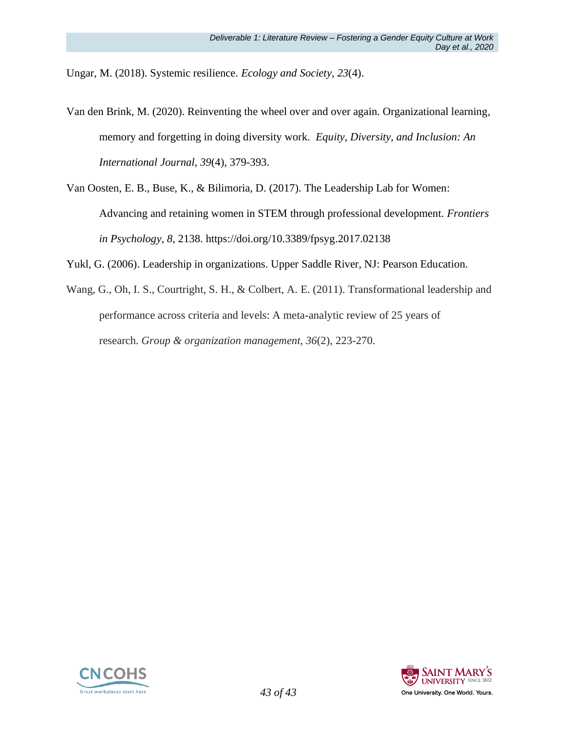Ungar, M. (2018). Systemic resilience. *Ecology and Society*, *23*(4).

Van den Brink, M. (2020). Reinventing the wheel over and over again. Organizational learning, memory and forgetting in doing diversity work. *Equity, Diversity, and Inclusion: An International Journal*, *39*(4), 379-393.

Van Oosten, E. B., Buse, K., & Bilimoria, D. (2017). The Leadership Lab for Women: Advancing and retaining women in STEM through professional development. *Frontiers in Psychology*, *8*, 2138. https://doi.org/10.3389/fpsyg.2017.02138

Yukl, G. (2006). Leadership in organizations. Upper Saddle River, NJ: Pearson Education.

Wang, G., Oh, I. S., Courtright, S. H., & Colbert, A. E. (2011). Transformational leadership and performance across criteria and levels: A meta-analytic review of 25 years of research. *Group & organization management*, *36*(2), 223-270.